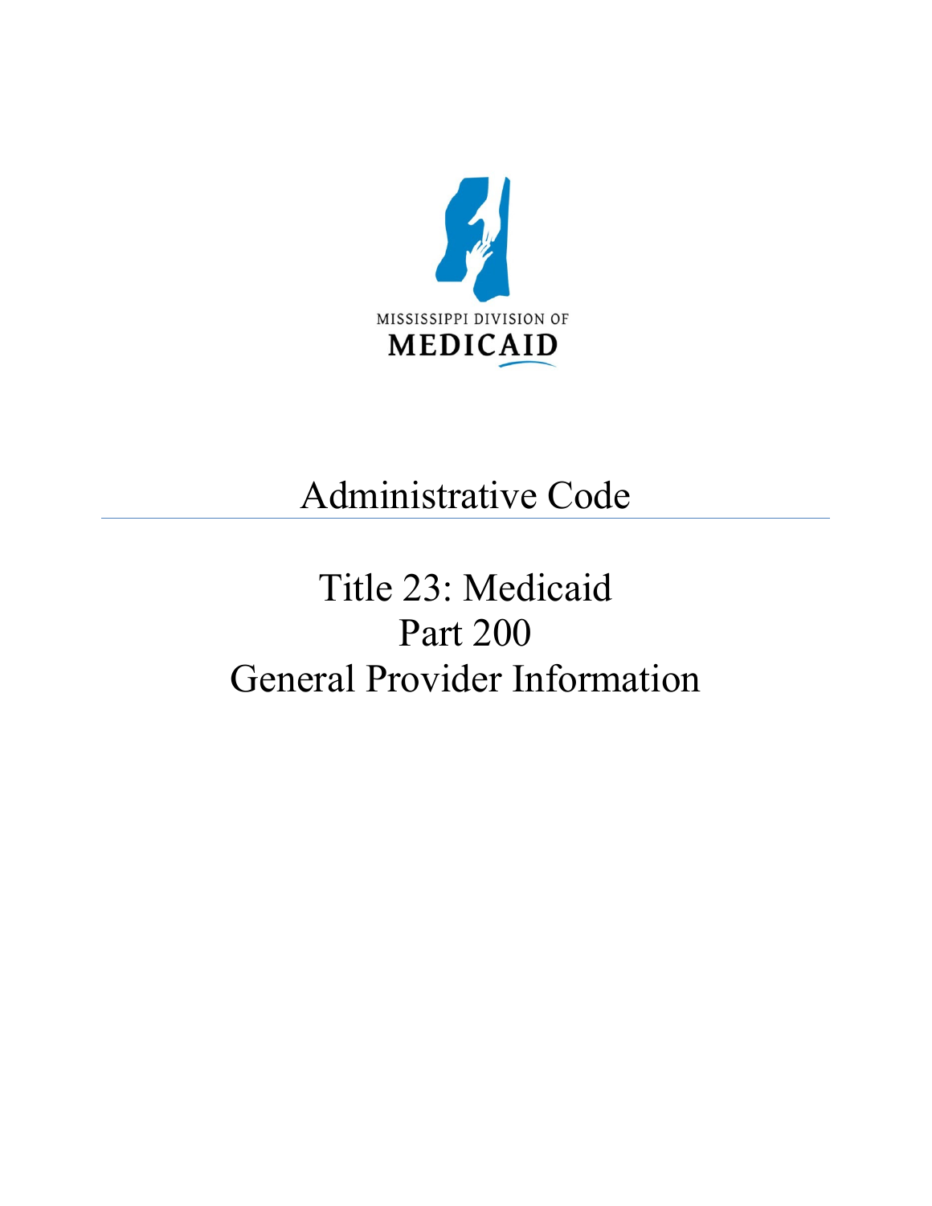MISSISSIPPI DIVISION OF

MEDICAID

# Administrative Code

# Title 23: Medicaid
# Part 200
# General Provider Information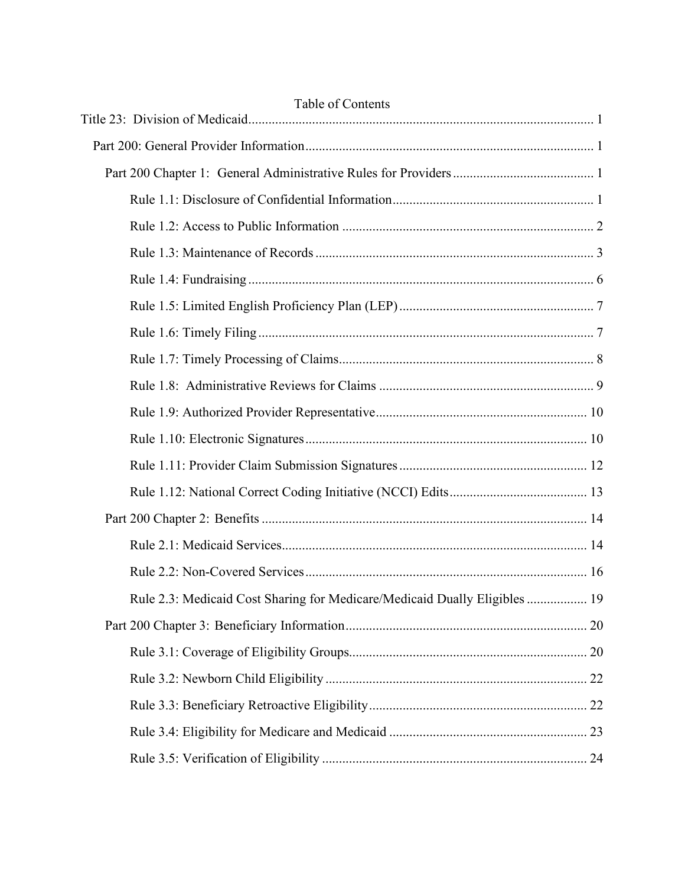Table of Contents

Title 23: Division of Medicaid ..... 1

- Part 200: General Provider Information ..... 1
  - Part 200 Chapter 1: General Administrative Rules for Providers ..... 1
    - Rule 1.1: Disclosure of Confidential Information ..... 1
    - Rule 1.2: Access to Public Information ..... 2
    - Rule 1.3: Maintenance of Records ..... 3
    - Rule 1.4: Fundraising ..... 6
    - Rule 1.5: Limited English Proficiency Plan (LEP) ..... 7
    - Rule 1.6: Timely Filing ..... 7
    - Rule 1.7: Timely Processing of Claims ..... 8
    - Rule 1.8: Administrative Reviews for Claims ..... 9
    - Rule 1.9: Authorized Provider Representative ..... 10
    - Rule 1.10: Electronic Signatures ..... 10
    - Rule 1.11: Provider Claim Submission Signatures ..... 12
    - Rule 1.12: National Correct Coding Initiative (NCCI) Edits ..... 13
  - Part 200 Chapter 2: Benefits ..... 14
    - Rule 2.1: Medicaid Services ..... 14
    - Rule 2.2: Non-Covered Services ..... 16
    - Rule 2.3: Medicaid Cost Sharing for Medicare/Medicaid Dually Eligibles ..... 19
  - Part 200 Chapter 3: Beneficiary Information ..... 20
    - Rule 3.1: Coverage of Eligibility Groups ..... 20
    - Rule 3.2: Newborn Child Eligibility ..... 22
    - Rule 3.3: Beneficiary Retroactive Eligibility ..... 22
    - Rule 3.4: Eligibility for Medicare and Medicaid ..... 23
    - Rule 3.5: Verification of Eligibility ..... 24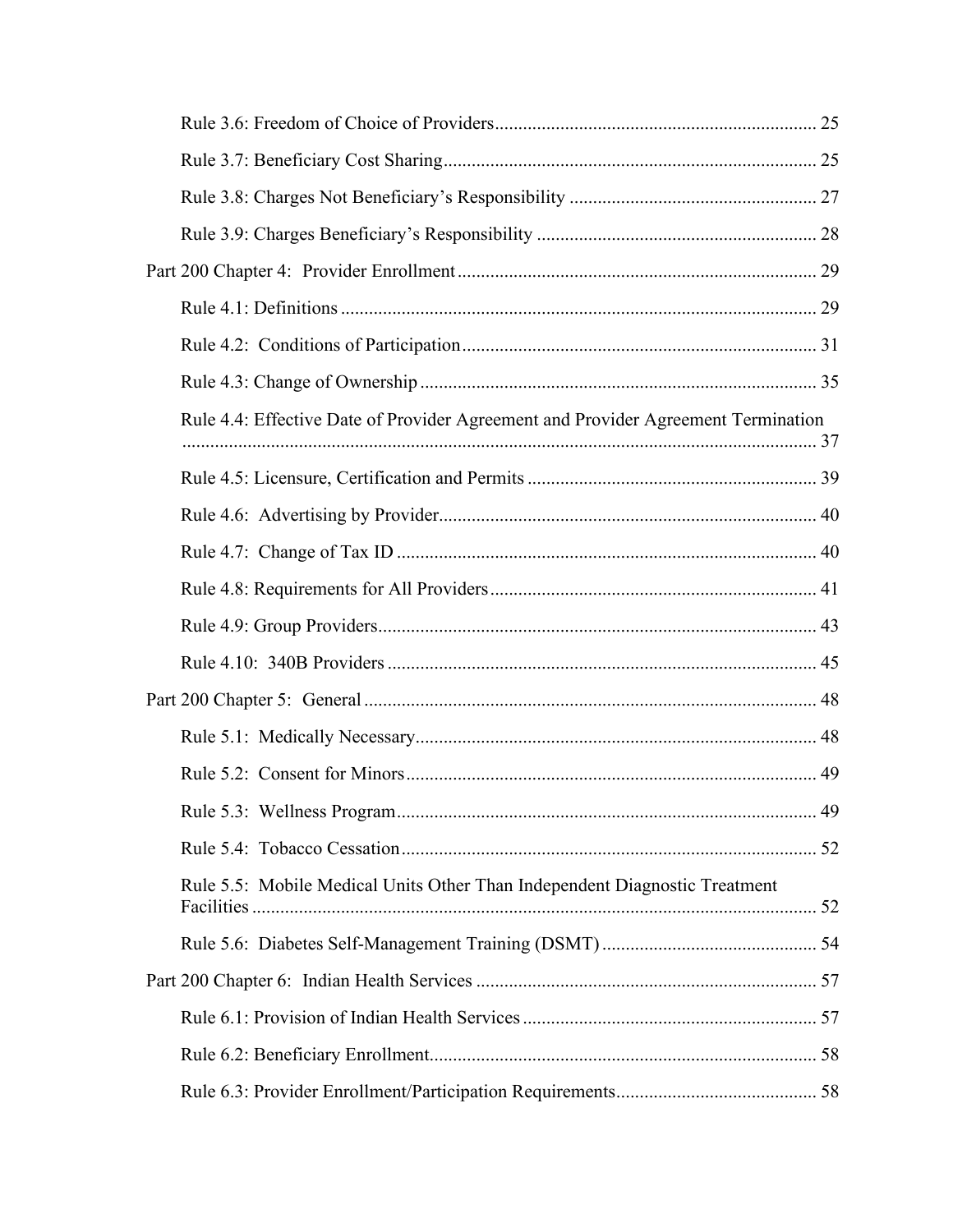Rule 3.6: Freedom of Choice of Providers .......... 25

Rule 3.7: Beneficiary Cost Sharing .......... 25

Rule 3.8: Charges Not Beneficiary's Responsibility .......... 27

Rule 3.9: Charges Beneficiary's Responsibility .......... 28

Part 200 Chapter 4: Provider Enrollment .......... 29

Rule 4.1: Definitions .......... 29

Rule 4.2: Conditions of Participation .......... 31

Rule 4.3: Change of Ownership .......... 35

Rule 4.4: Effective Date of Provider Agreement and Provider Agreement Termination .......... 37

Rule 4.5: Licensure, Certification and Permits .......... 39

Rule 4.6: Advertising by Provider .......... 40

Rule 4.7: Change of Tax ID .......... 40

Rule 4.8: Requirements for All Providers .......... 41

Rule 4.9: Group Providers .......... 43

Rule 4.10: 340B Providers .......... 45

Part 200 Chapter 5: General .......... 48

Rule 5.1: Medically Necessary .......... 48

Rule 5.2: Consent for Minors .......... 49

Rule 5.3: Wellness Program .......... 49

Rule 5.4: Tobacco Cessation .......... 52

Rule 5.5: Mobile Medical Units Other Than Independent Diagnostic Treatment Facilities .......... 52

Rule 5.6: Diabetes Self-Management Training (DSMT) .......... 54

Part 200 Chapter 6: Indian Health Services .......... 57

Rule 6.1: Provision of Indian Health Services .......... 57

Rule 6.2: Beneficiary Enrollment .......... 58

Rule 6.3: Provider Enrollment/Participation Requirements .......... 58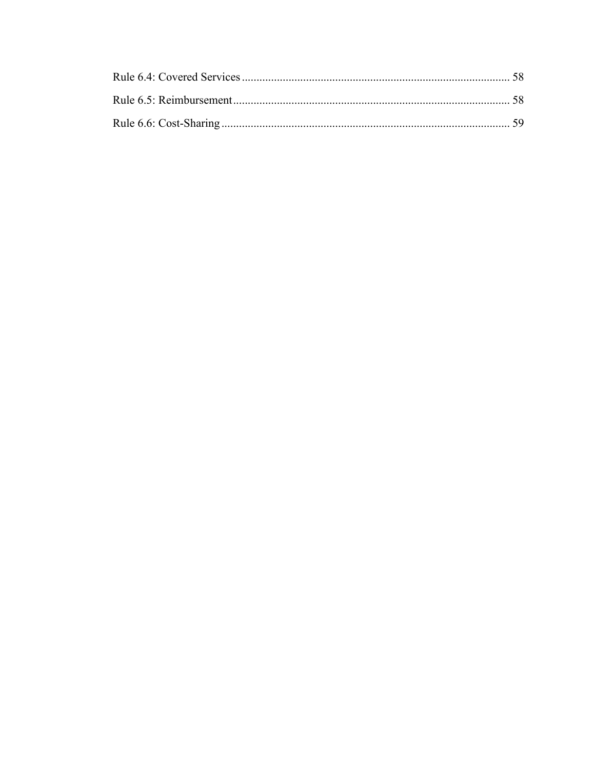Rule 6.4: Covered Services .......... 58

Rule 6.5: Reimbursement .......... 58

Rule 6.6: Cost-Sharing .......... 59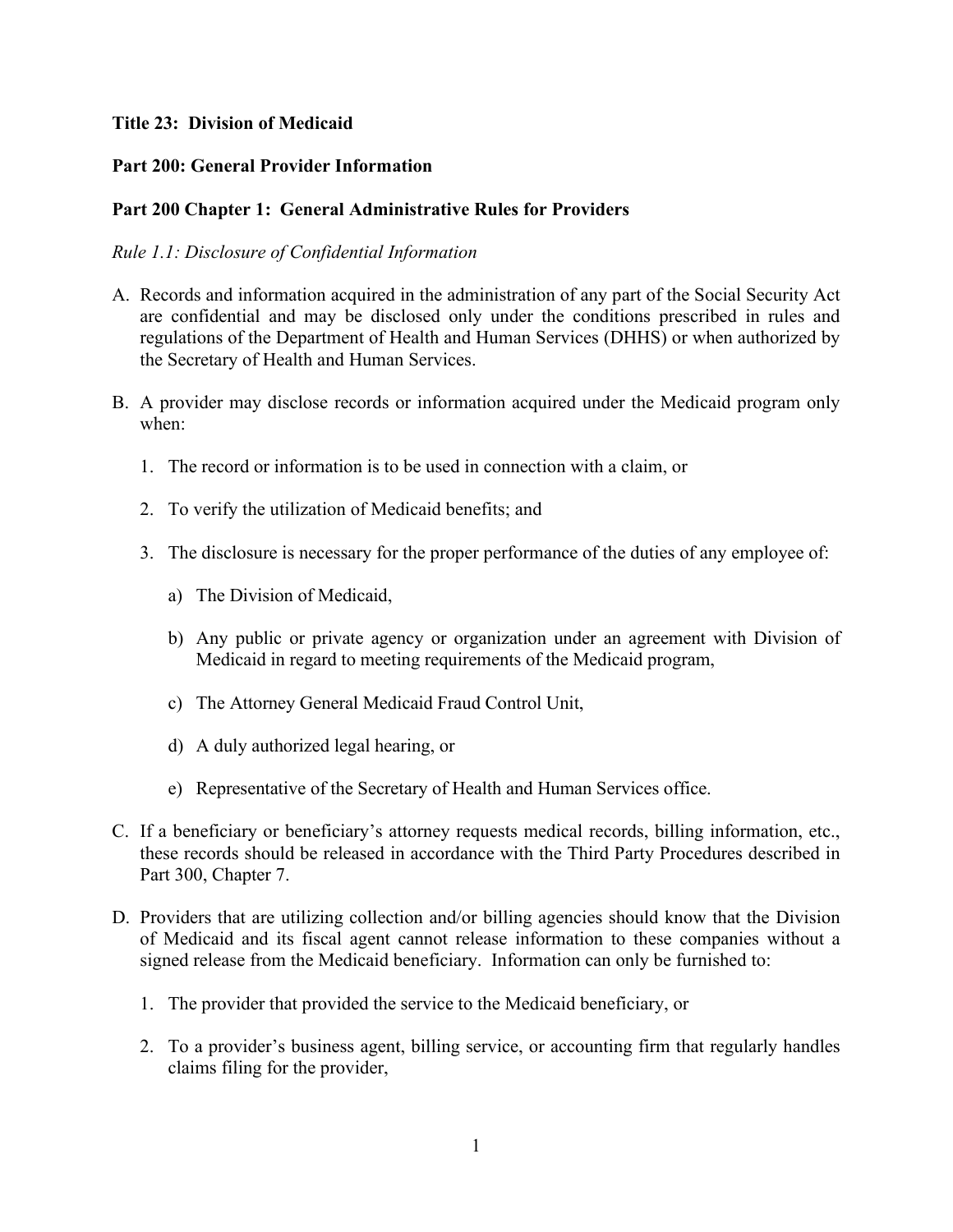**Title 23: Division of Medicaid**

**Part 200: General Provider Information**

**Part 200 Chapter 1: General Administrative Rules for Providers**

*Rule 1.1: Disclosure of Confidential Information*

A. Records and information acquired in the administration of any part of the Social Security Act are confidential and may be disclosed only under the conditions prescribed in rules and regulations of the Department of Health and Human Services (DHHS) or when authorized by the Secretary of Health and Human Services.

B. A provider may disclose records or information acquired under the Medicaid program only when:

   1. The record or information is to be used in connection with a claim, or

   2. To verify the utilization of Medicaid benefits; and

   3. The disclosure is necessary for the proper performance of the duties of any employee of:

      a) The Division of Medicaid,

      b) Any public or private agency or organization under an agreement with Division of Medicaid in regard to meeting requirements of the Medicaid program,

      c) The Attorney General Medicaid Fraud Control Unit,

      d) A duly authorized legal hearing, or

      e) Representative of the Secretary of Health and Human Services office.

C. If a beneficiary or beneficiary's attorney requests medical records, billing information, etc., these records should be released in accordance with the Third Party Procedures described in Part 300, Chapter 7.

D. Providers that are utilizing collection and/or billing agencies should know that the Division of Medicaid and its fiscal agent cannot release information to these companies without a signed release from the Medicaid beneficiary. Information can only be furnished to:

   1. The provider that provided the service to the Medicaid beneficiary, or

   2. To a provider's business agent, billing service, or accounting firm that regularly handles claims filing for the provider,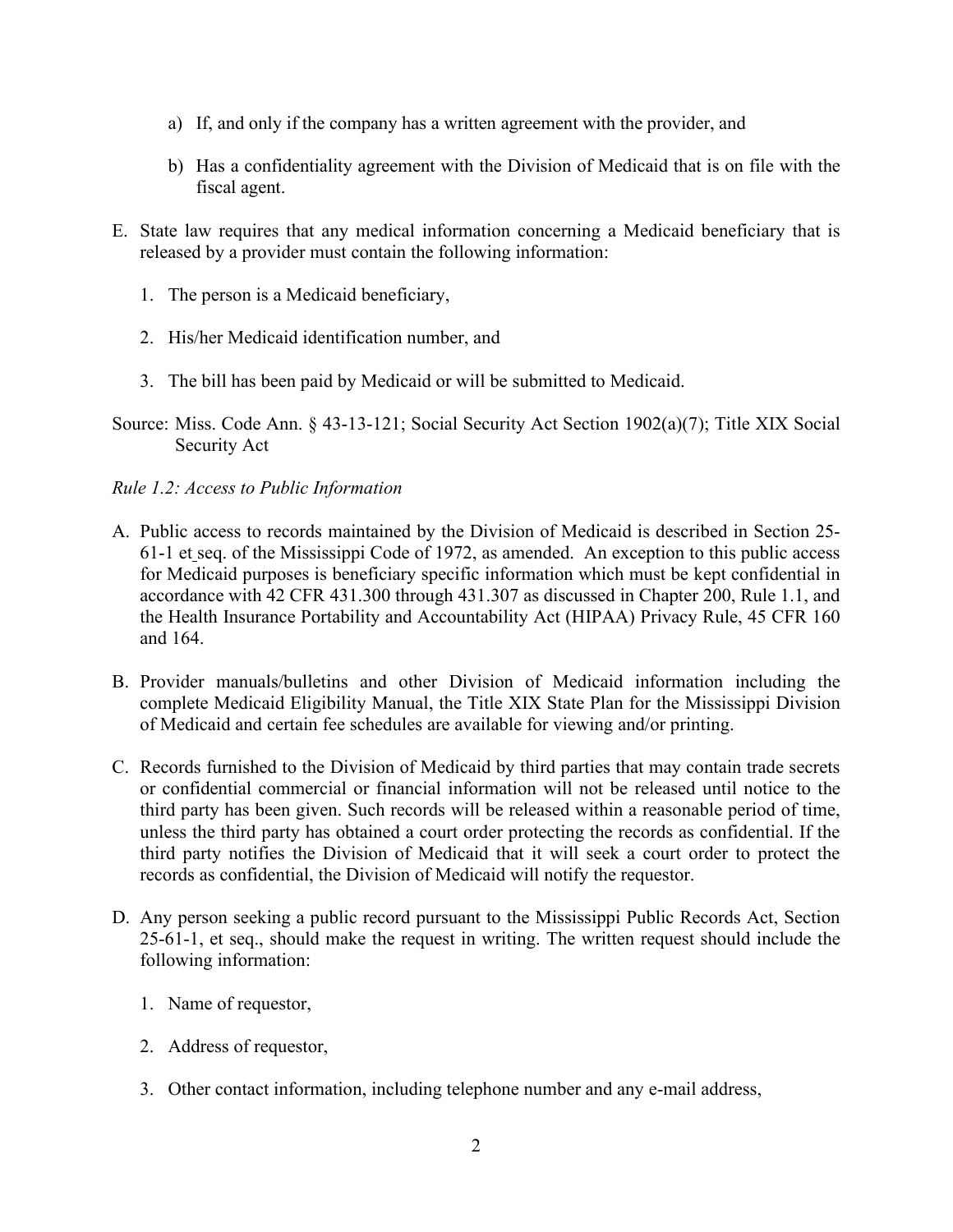a) If, and only if the company has a written agreement with the provider, and

b) Has a confidentiality agreement with the Division of Medicaid that is on file with the fiscal agent.

E. State law requires that any medical information concerning a Medicaid beneficiary that is released by a provider must contain the following information:

1. The person is a Medicaid beneficiary,

2. His/her Medicaid identification number, and

3. The bill has been paid by Medicaid or will be submitted to Medicaid.

Source: Miss. Code Ann. § 43-13-121; Social Security Act Section 1902(a)(7); Title XIX Social Security Act

*Rule 1.2: Access to Public Information*

A. Public access to records maintained by the Division of Medicaid is described in Section 25-61-1 et seq. of the Mississippi Code of 1972, as amended. An exception to this public access for Medicaid purposes is beneficiary specific information which must be kept confidential in accordance with 42 CFR 431.300 through 431.307 as discussed in Chapter 200, Rule 1.1, and the Health Insurance Portability and Accountability Act (HIPAA) Privacy Rule, 45 CFR 160 and 164.

B. Provider manuals/bulletins and other Division of Medicaid information including the complete Medicaid Eligibility Manual, the Title XIX State Plan for the Mississippi Division of Medicaid and certain fee schedules are available for viewing and/or printing.

C. Records furnished to the Division of Medicaid by third parties that may contain trade secrets or confidential commercial or financial information will not be released until notice to the third party has been given. Such records will be released within a reasonable period of time, unless the third party has obtained a court order protecting the records as confidential. If the third party notifies the Division of Medicaid that it will seek a court order to protect the records as confidential, the Division of Medicaid will notify the requestor.

D. Any person seeking a public record pursuant to the Mississippi Public Records Act, Section 25-61-1, et seq., should make the request in writing. The written request should include the following information:

1. Name of requestor,

2. Address of requestor,

3. Other contact information, including telephone number and any e-mail address,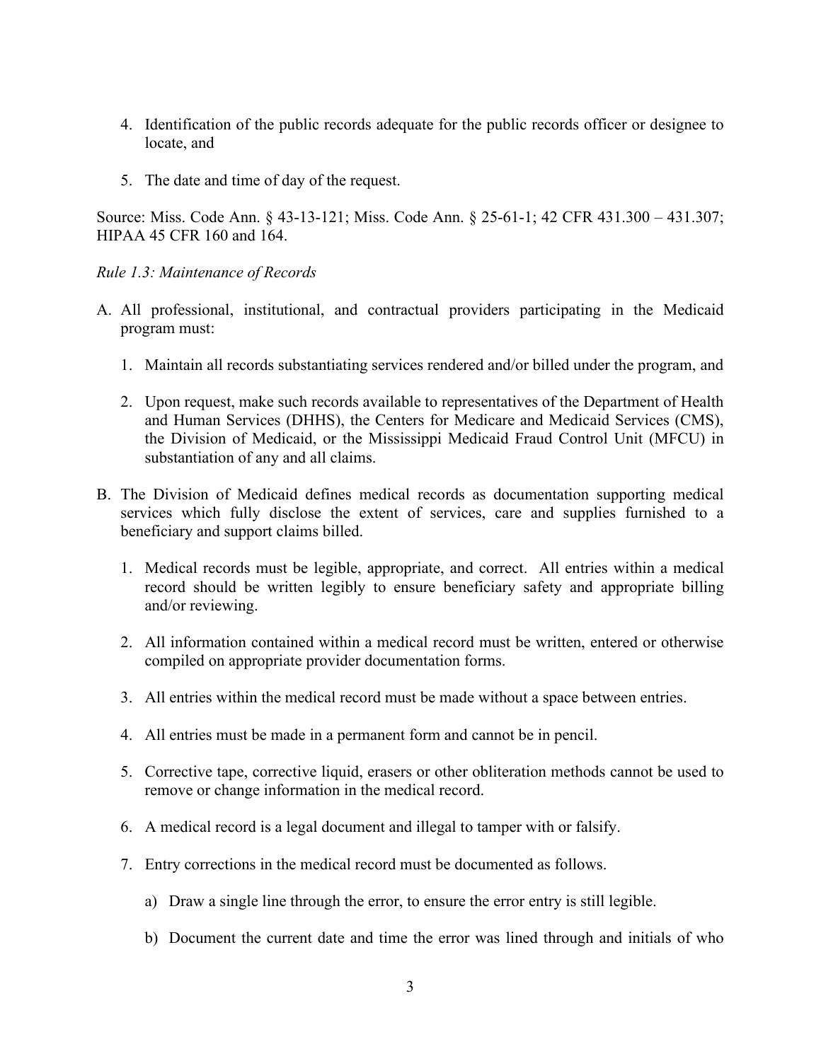4. Identification of the public records adequate for the public records officer or designee to locate, and

5. The date and time of day of the request.

Source: Miss. Code Ann. § 43-13-121; Miss. Code Ann. § 25-61-1; 42 CFR 431.300 – 431.307; HIPAA 45 CFR 160 and 164.

*Rule 1.3: Maintenance of Records*

A. All professional, institutional, and contractual providers participating in the Medicaid program must:

   1. Maintain all records substantiating services rendered and/or billed under the program, and

   2. Upon request, make such records available to representatives of the Department of Health and Human Services (DHHS), the Centers for Medicare and Medicaid Services (CMS), the Division of Medicaid, or the Mississippi Medicaid Fraud Control Unit (MFCU) in substantiation of any and all claims.

B. The Division of Medicaid defines medical records as documentation supporting medical services which fully disclose the extent of services, care and supplies furnished to a beneficiary and support claims billed.

   1. Medical records must be legible, appropriate, and correct. All entries within a medical record should be written legibly to ensure beneficiary safety and appropriate billing and/or reviewing.

   2. All information contained within a medical record must be written, entered or otherwise compiled on appropriate provider documentation forms.

   3. All entries within the medical record must be made without a space between entries.

   4. All entries must be made in a permanent form and cannot be in pencil.

   5. Corrective tape, corrective liquid, erasers or other obliteration methods cannot be used to remove or change information in the medical record.

   6. A medical record is a legal document and illegal to tamper with or falsify.

   7. Entry corrections in the medical record must be documented as follows.

      a) Draw a single line through the error, to ensure the error entry is still legible.

      b) Document the current date and time the error was lined through and initials of who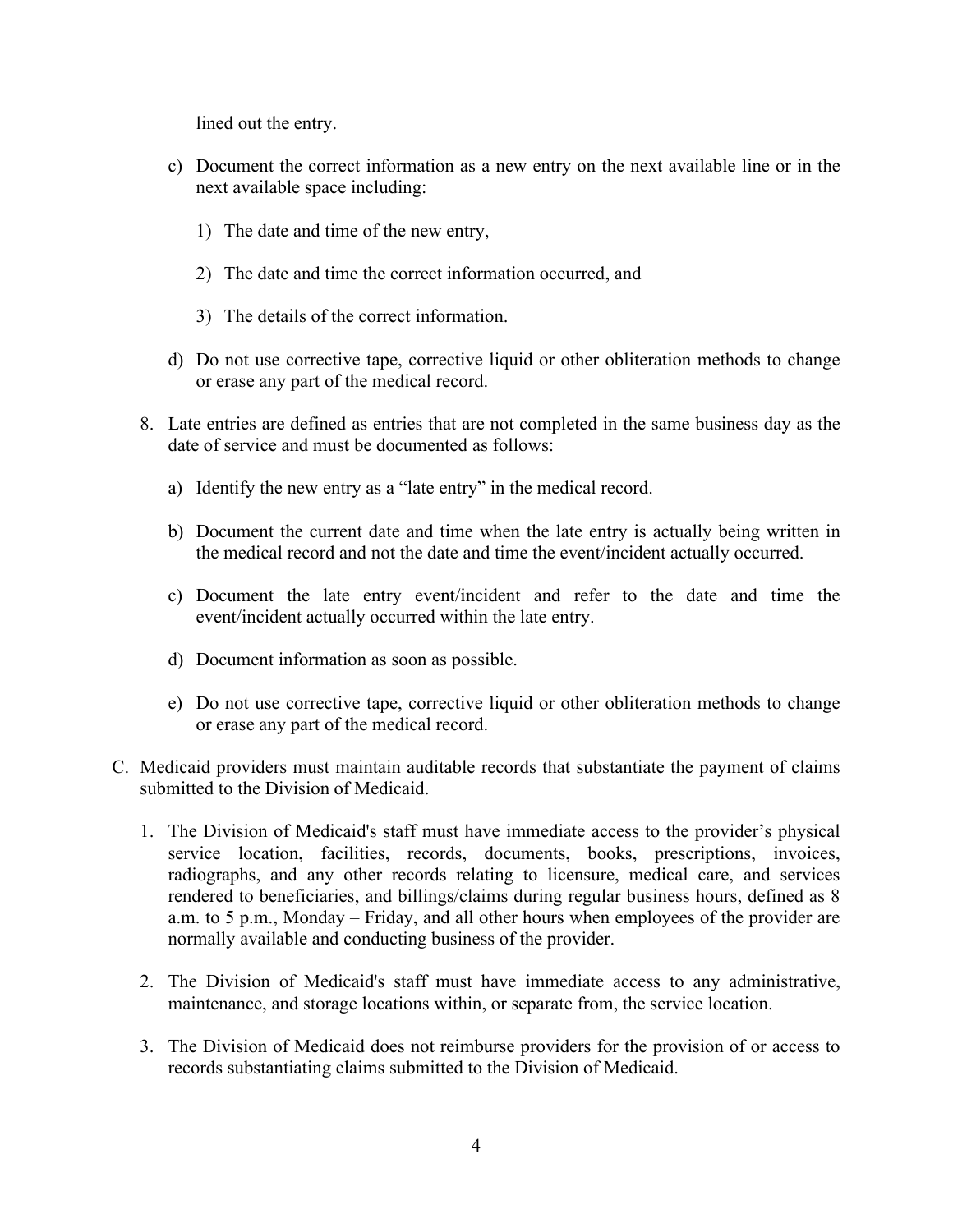lined out the entry.

c) Document the correct information as a new entry on the next available line or in the next available space including:

  1) The date and time of the new entry,

  2) The date and time the correct information occurred, and

  3) The details of the correct information.

d) Do not use corrective tape, corrective liquid or other obliteration methods to change or erase any part of the medical record.

8. Late entries are defined as entries that are not completed in the same business day as the date of service and must be documented as follows:

   a) Identify the new entry as a "late entry" in the medical record.

   b) Document the current date and time when the late entry is actually being written in the medical record and not the date and time the event/incident actually occurred.

   c) Document the late entry event/incident and refer to the date and time the event/incident actually occurred within the late entry.

   d) Document information as soon as possible.

   e) Do not use corrective tape, corrective liquid or other obliteration methods to change or erase any part of the medical record.

C. Medicaid providers must maintain auditable records that substantiate the payment of claims submitted to the Division of Medicaid.

   1. The Division of Medicaid's staff must have immediate access to the provider's physical service location, facilities, records, documents, books, prescriptions, invoices, radiographs, and any other records relating to licensure, medical care, and services rendered to beneficiaries, and billings/claims during regular business hours, defined as 8 a.m. to 5 p.m., Monday – Friday, and all other hours when employees of the provider are normally available and conducting business of the provider.

   2. The Division of Medicaid's staff must have immediate access to any administrative, maintenance, and storage locations within, or separate from, the service location.

   3. The Division of Medicaid does not reimburse providers for the provision of or access to records substantiating claims submitted to the Division of Medicaid.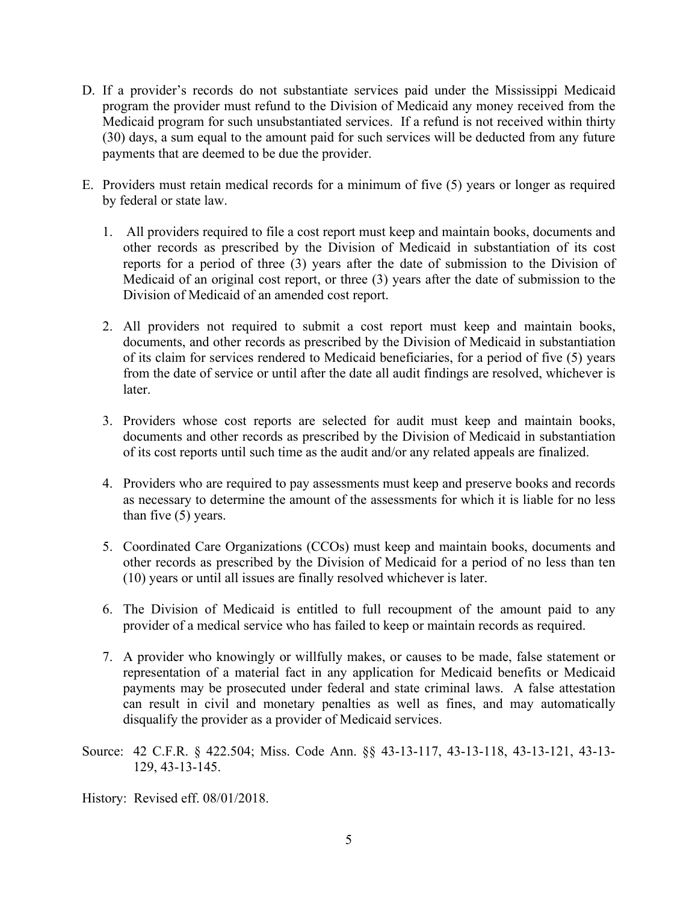D. If a provider's records do not substantiate services paid under the Mississippi Medicaid program the provider must refund to the Division of Medicaid any money received from the Medicaid program for such unsubstantiated services. If a refund is not received within thirty (30) days, a sum equal to the amount paid for such services will be deducted from any future payments that are deemed to be due the provider.

E. Providers must retain medical records for a minimum of five (5) years or longer as required by federal or state law.

   1. All providers required to file a cost report must keep and maintain books, documents and other records as prescribed by the Division of Medicaid in substantiation of its cost reports for a period of three (3) years after the date of submission to the Division of Medicaid of an original cost report, or three (3) years after the date of submission to the Division of Medicaid of an amended cost report.

   2. All providers not required to submit a cost report must keep and maintain books, documents, and other records as prescribed by the Division of Medicaid in substantiation of its claim for services rendered to Medicaid beneficiaries, for a period of five (5) years from the date of service or until after the date all audit findings are resolved, whichever is later.

   3. Providers whose cost reports are selected for audit must keep and maintain books, documents and other records as prescribed by the Division of Medicaid in substantiation of its cost reports until such time as the audit and/or any related appeals are finalized.

   4. Providers who are required to pay assessments must keep and preserve books and records as necessary to determine the amount of the assessments for which it is liable for no less than five (5) years.

   5. Coordinated Care Organizations (CCOs) must keep and maintain books, documents and other records as prescribed by the Division of Medicaid for a period of no less than ten (10) years or until all issues are finally resolved whichever is later.

   6. The Division of Medicaid is entitled to full recoupment of the amount paid to any provider of a medical service who has failed to keep or maintain records as required.

   7. A provider who knowingly or willfully makes, or causes to be made, false statement or representation of a material fact in any application for Medicaid benefits or Medicaid payments may be prosecuted under federal and state criminal laws. A false attestation can result in civil and monetary penalties as well as fines, and may automatically disqualify the provider as a provider of Medicaid services.

Source: 42 C.F.R. § 422.504; Miss. Code Ann. §§ 43-13-117, 43-13-118, 43-13-121, 43-13-129, 43-13-145.

History: Revised eff. 08/01/2018.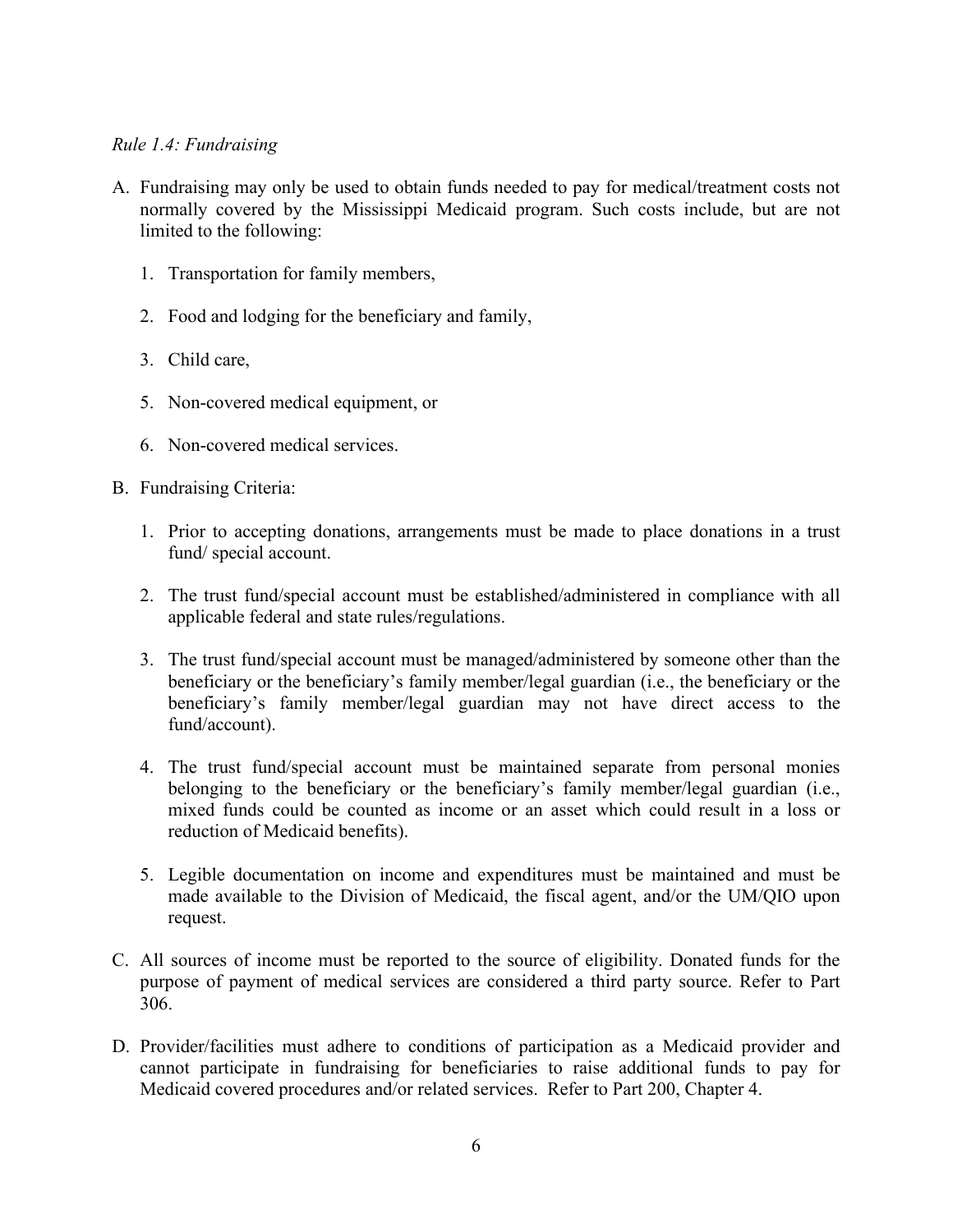*Rule 1.4: Fundraising*

A. Fundraising may only be used to obtain funds needed to pay for medical/treatment costs not normally covered by the Mississippi Medicaid program. Such costs include, but are not limited to the following:

   1. Transportation for family members,

   2. Food and lodging for the beneficiary and family,

   3. Child care,

   5. Non-covered medical equipment, or

   6. Non-covered medical services.

B. Fundraising Criteria:

   1. Prior to accepting donations, arrangements must be made to place donations in a trust fund/ special account.

   2. The trust fund/special account must be established/administered in compliance with all applicable federal and state rules/regulations.

   3. The trust fund/special account must be managed/administered by someone other than the beneficiary or the beneficiary's family member/legal guardian (i.e., the beneficiary or the beneficiary's family member/legal guardian may not have direct access to the fund/account).

   4. The trust fund/special account must be maintained separate from personal monies belonging to the beneficiary or the beneficiary's family member/legal guardian (i.e., mixed funds could be counted as income or an asset which could result in a loss or reduction of Medicaid benefits).

   5. Legible documentation on income and expenditures must be maintained and must be made available to the Division of Medicaid, the fiscal agent, and/or the UM/QIO upon request.

C. All sources of income must be reported to the source of eligibility. Donated funds for the purpose of payment of medical services are considered a third party source. Refer to Part 306.

D. Provider/facilities must adhere to conditions of participation as a Medicaid provider and cannot participate in fundraising for beneficiaries to raise additional funds to pay for Medicaid covered procedures and/or related services. Refer to Part 200, Chapter 4.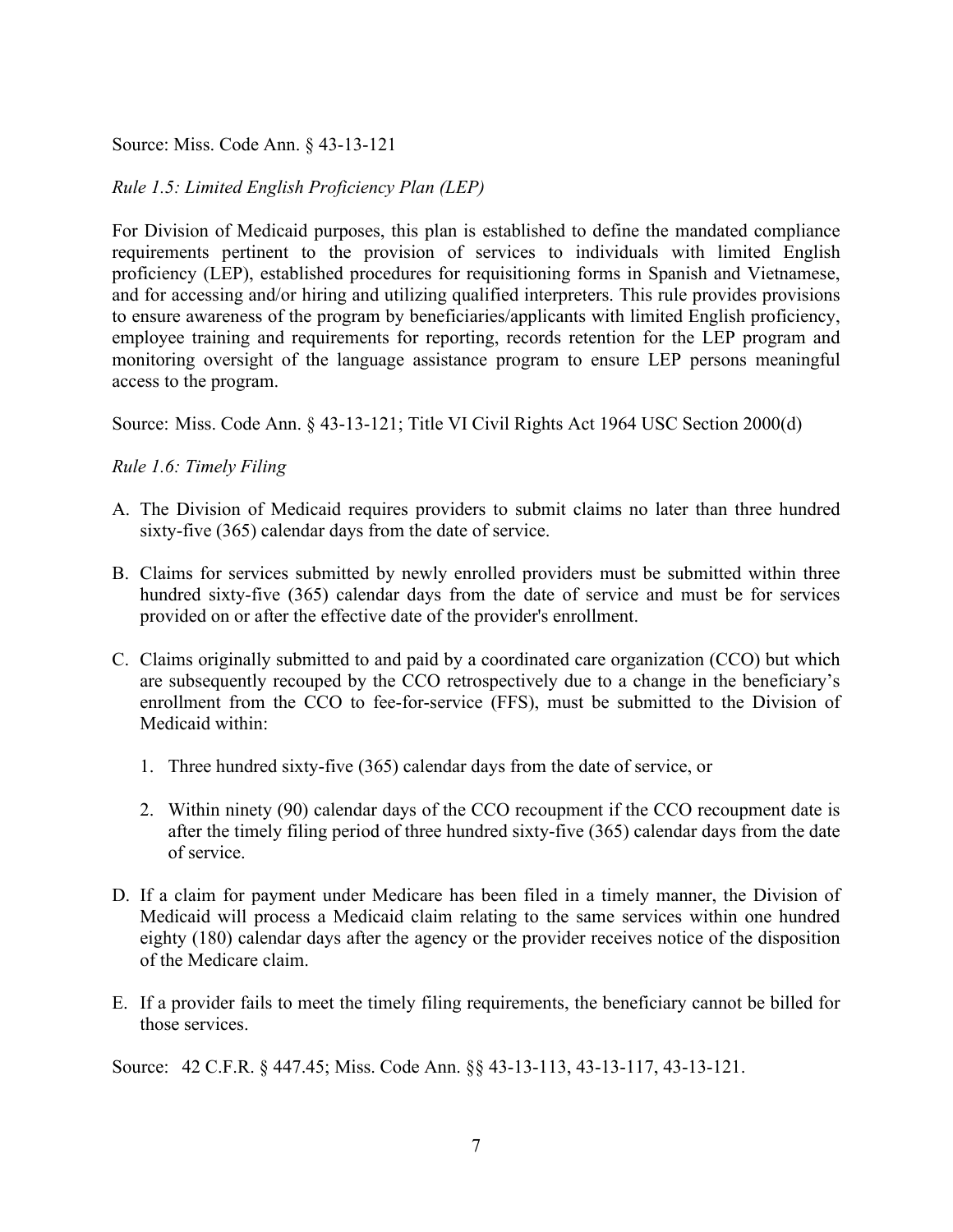Source: Miss. Code Ann. § 43-13-121

*Rule 1.5: Limited English Proficiency Plan (LEP)*

For Division of Medicaid purposes, this plan is established to define the mandated compliance requirements pertinent to the provision of services to individuals with limited English proficiency (LEP), established procedures for requisitioning forms in Spanish and Vietnamese, and for accessing and/or hiring and utilizing qualified interpreters. This rule provides provisions to ensure awareness of the program by beneficiaries/applicants with limited English proficiency, employee training and requirements for reporting, records retention for the LEP program and monitoring oversight of the language assistance program to ensure LEP persons meaningful access to the program.

Source: Miss. Code Ann. § 43-13-121; Title VI Civil Rights Act 1964 USC Section 2000(d)

*Rule 1.6: Timely Filing*

A. The Division of Medicaid requires providers to submit claims no later than three hundred sixty-five (365) calendar days from the date of service.

B. Claims for services submitted by newly enrolled providers must be submitted within three hundred sixty-five (365) calendar days from the date of service and must be for services provided on or after the effective date of the provider's enrollment.

C. Claims originally submitted to and paid by a coordinated care organization (CCO) but which are subsequently recouped by the CCO retrospectively due to a change in the beneficiary's enrollment from the CCO to fee-for-service (FFS), must be submitted to the Division of Medicaid within:

   1. Three hundred sixty-five (365) calendar days from the date of service, or

   2. Within ninety (90) calendar days of the CCO recoupment if the CCO recoupment date is after the timely filing period of three hundred sixty-five (365) calendar days from the date of service.

D. If a claim for payment under Medicare has been filed in a timely manner, the Division of Medicaid will process a Medicaid claim relating to the same services within one hundred eighty (180) calendar days after the agency or the provider receives notice of the disposition of the Medicare claim.

E. If a provider fails to meet the timely filing requirements, the beneficiary cannot be billed for those services.

Source: 42 C.F.R. § 447.45; Miss. Code Ann. §§ 43-13-113, 43-13-117, 43-13-121.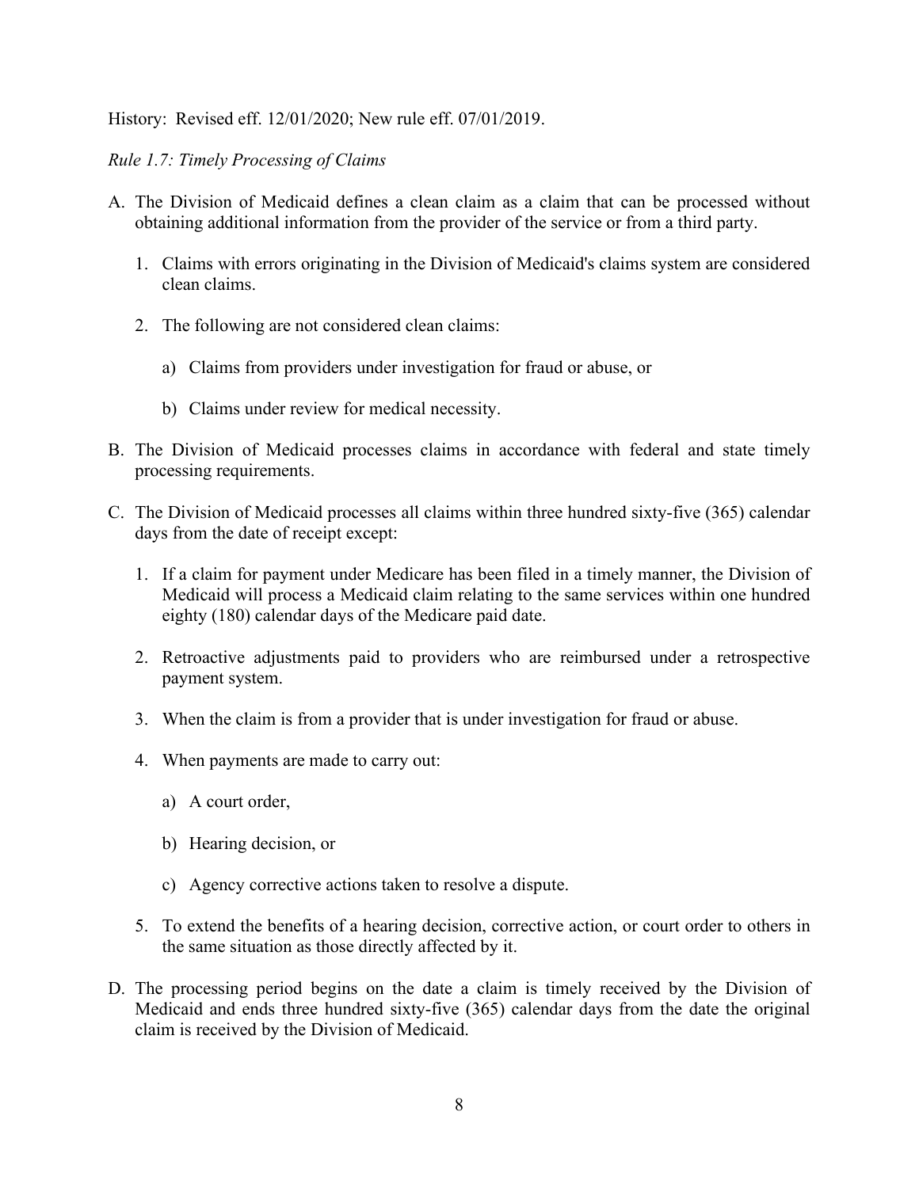History: Revised eff. 12/01/2020; New rule eff. 07/01/2019.

*Rule 1.7: Timely Processing of Claims*

A. The Division of Medicaid defines a clean claim as a claim that can be processed without obtaining additional information from the provider of the service or from a third party.

   1. Claims with errors originating in the Division of Medicaid's claims system are considered clean claims.

   2. The following are not considered clean claims:

      a) Claims from providers under investigation for fraud or abuse, or

      b) Claims under review for medical necessity.

B. The Division of Medicaid processes claims in accordance with federal and state timely processing requirements.

C. The Division of Medicaid processes all claims within three hundred sixty-five (365) calendar days from the date of receipt except:

   1. If a claim for payment under Medicare has been filed in a timely manner, the Division of Medicaid will process a Medicaid claim relating to the same services within one hundred eighty (180) calendar days of the Medicare paid date.

   2. Retroactive adjustments paid to providers who are reimbursed under a retrospective payment system.

   3. When the claim is from a provider that is under investigation for fraud or abuse.

   4. When payments are made to carry out:

      a) A court order,

      b) Hearing decision, or

      c) Agency corrective actions taken to resolve a dispute.

   5. To extend the benefits of a hearing decision, corrective action, or court order to others in the same situation as those directly affected by it.

D. The processing period begins on the date a claim is timely received by the Division of Medicaid and ends three hundred sixty-five (365) calendar days from the date the original claim is received by the Division of Medicaid.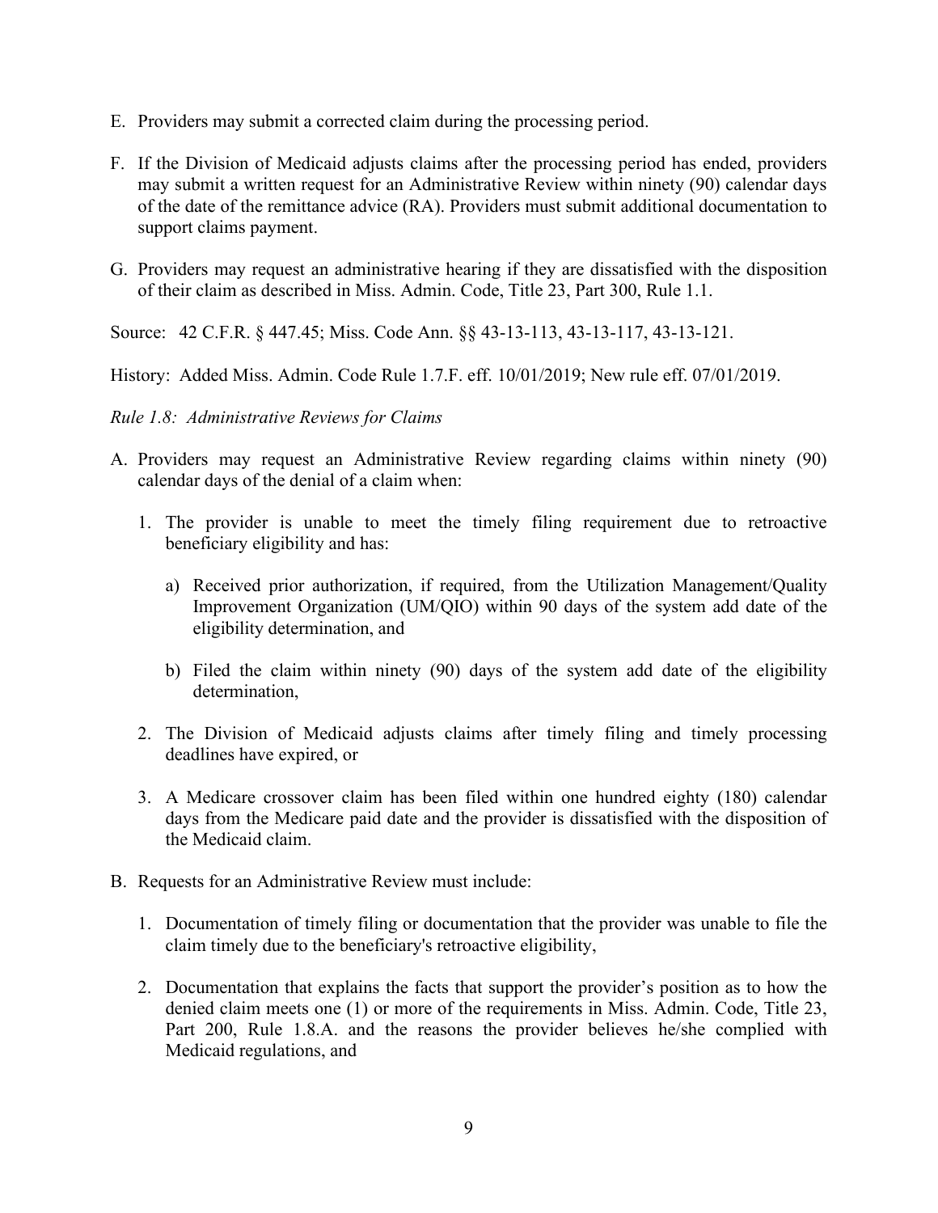E. Providers may submit a corrected claim during the processing period.

F. If the Division of Medicaid adjusts claims after the processing period has ended, providers may submit a written request for an Administrative Review within ninety (90) calendar days of the date of the remittance advice (RA). Providers must submit additional documentation to support claims payment.

G. Providers may request an administrative hearing if they are dissatisfied with the disposition of their claim as described in Miss. Admin. Code, Title 23, Part 300, Rule 1.1.

Source: 42 C.F.R. § 447.45; Miss. Code Ann. §§ 43-13-113, 43-13-117, 43-13-121.

History: Added Miss. Admin. Code Rule 1.7.F. eff. 10/01/2019; New rule eff. 07/01/2019.

*Rule 1.8: Administrative Reviews for Claims*

A. Providers may request an Administrative Review regarding claims within ninety (90) calendar days of the denial of a claim when:

   1. The provider is unable to meet the timely filing requirement due to retroactive beneficiary eligibility and has:

      a) Received prior authorization, if required, from the Utilization Management/Quality Improvement Organization (UM/QIO) within 90 days of the system add date of the eligibility determination, and

      b) Filed the claim within ninety (90) days of the system add date of the eligibility determination,

   2. The Division of Medicaid adjusts claims after timely filing and timely processing deadlines have expired, or

   3. A Medicare crossover claim has been filed within one hundred eighty (180) calendar days from the Medicare paid date and the provider is dissatisfied with the disposition of the Medicaid claim.

B. Requests for an Administrative Review must include:

   1. Documentation of timely filing or documentation that the provider was unable to file the claim timely due to the beneficiary's retroactive eligibility,

   2. Documentation that explains the facts that support the provider's position as to how the denied claim meets one (1) or more of the requirements in Miss. Admin. Code, Title 23, Part 200, Rule 1.8.A. and the reasons the provider believes he/she complied with Medicaid regulations, and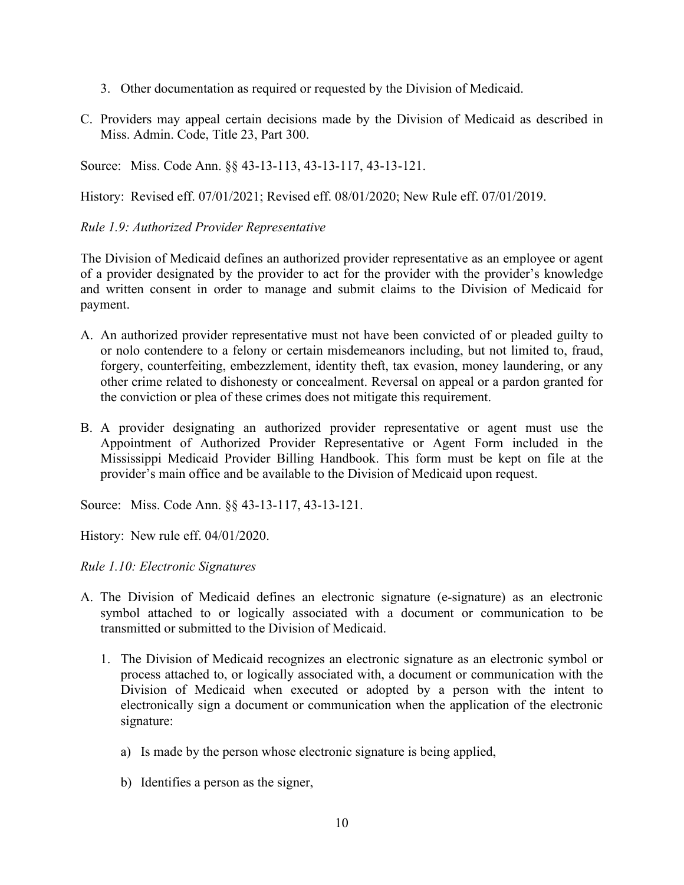3. Other documentation as required or requested by the Division of Medicaid.

C. Providers may appeal certain decisions made by the Division of Medicaid as described in Miss. Admin. Code, Title 23, Part 300.

Source: Miss. Code Ann. §§ 43-13-113, 43-13-117, 43-13-121.

History: Revised eff. 07/01/2021; Revised eff. 08/01/2020; New Rule eff. 07/01/2019.

*Rule 1.9: Authorized Provider Representative*

The Division of Medicaid defines an authorized provider representative as an employee or agent of a provider designated by the provider to act for the provider with the provider's knowledge and written consent in order to manage and submit claims to the Division of Medicaid for payment.

A. An authorized provider representative must not have been convicted of or pleaded guilty to or nolo contendere to a felony or certain misdemeanors including, but not limited to, fraud, forgery, counterfeiting, embezzlement, identity theft, tax evasion, money laundering, or any other crime related to dishonesty or concealment. Reversal on appeal or a pardon granted for the conviction or plea of these crimes does not mitigate this requirement.

B. A provider designating an authorized provider representative or agent must use the Appointment of Authorized Provider Representative or Agent Form included in the Mississippi Medicaid Provider Billing Handbook. This form must be kept on file at the provider's main office and be available to the Division of Medicaid upon request.

Source: Miss. Code Ann. §§ 43-13-117, 43-13-121.

History: New rule eff. 04/01/2020.

*Rule 1.10: Electronic Signatures*

A. The Division of Medicaid defines an electronic signature (e-signature) as an electronic symbol attached to or logically associated with a document or communication to be transmitted or submitted to the Division of Medicaid.

   1. The Division of Medicaid recognizes an electronic signature as an electronic symbol or process attached to, or logically associated with, a document or communication with the Division of Medicaid when executed or adopted by a person with the intent to electronically sign a document or communication when the application of the electronic signature:

      a) Is made by the person whose electronic signature is being applied,

      b) Identifies a person as the signer,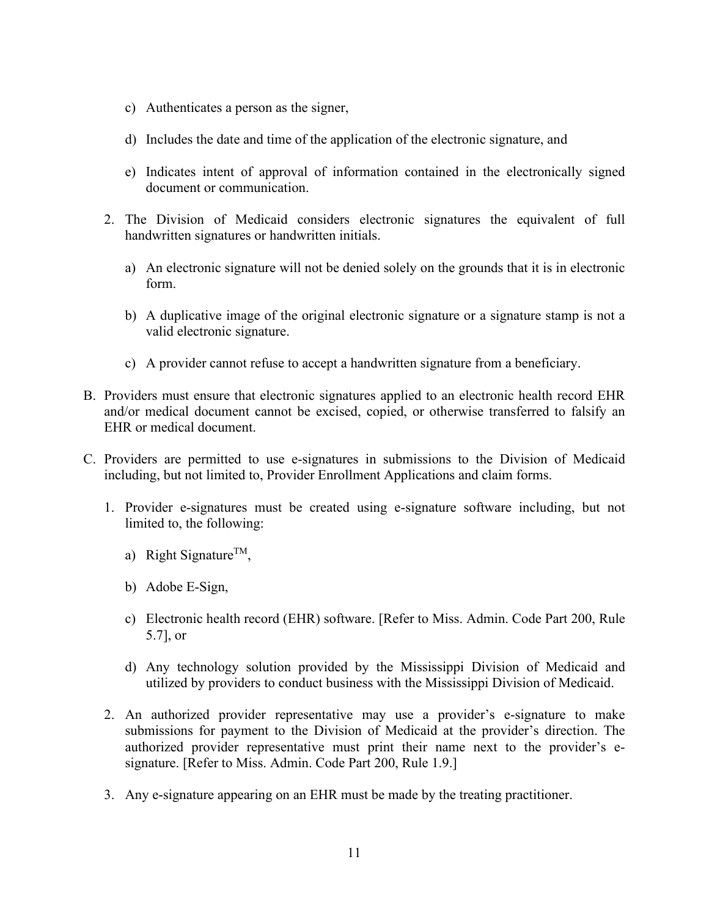c) Authenticates a person as the signer,

d) Includes the date and time of the application of the electronic signature, and

e) Indicates intent of approval of information contained in the electronically signed document or communication.

2. The Division of Medicaid considers electronic signatures the equivalent of full handwritten signatures or handwritten initials.

   a) An electronic signature will not be denied solely on the grounds that it is in electronic form.

   b) A duplicative image of the original electronic signature or a signature stamp is not a valid electronic signature.

   c) A provider cannot refuse to accept a handwritten signature from a beneficiary.

B. Providers must ensure that electronic signatures applied to an electronic health record EHR and/or medical document cannot be excised, copied, or otherwise transferred to falsify an EHR or medical document.

C. Providers are permitted to use e-signatures in submissions to the Division of Medicaid including, but not limited to, Provider Enrollment Applications and claim forms.

1. Provider e-signatures must be created using e-signature software including, but not limited to, the following:

   a) Right Signature™,

   b) Adobe E-Sign,

   c) Electronic health record (EHR) software. [Refer to Miss. Admin. Code Part 200, Rule 5.7], or

   d) Any technology solution provided by the Mississippi Division of Medicaid and utilized by providers to conduct business with the Mississippi Division of Medicaid.

2. An authorized provider representative may use a provider's e-signature to make submissions for payment to the Division of Medicaid at the provider's direction. The authorized provider representative must print their name next to the provider's e-signature. [Refer to Miss. Admin. Code Part 200, Rule 1.9.]

3. Any e-signature appearing on an EHR must be made by the treating practitioner.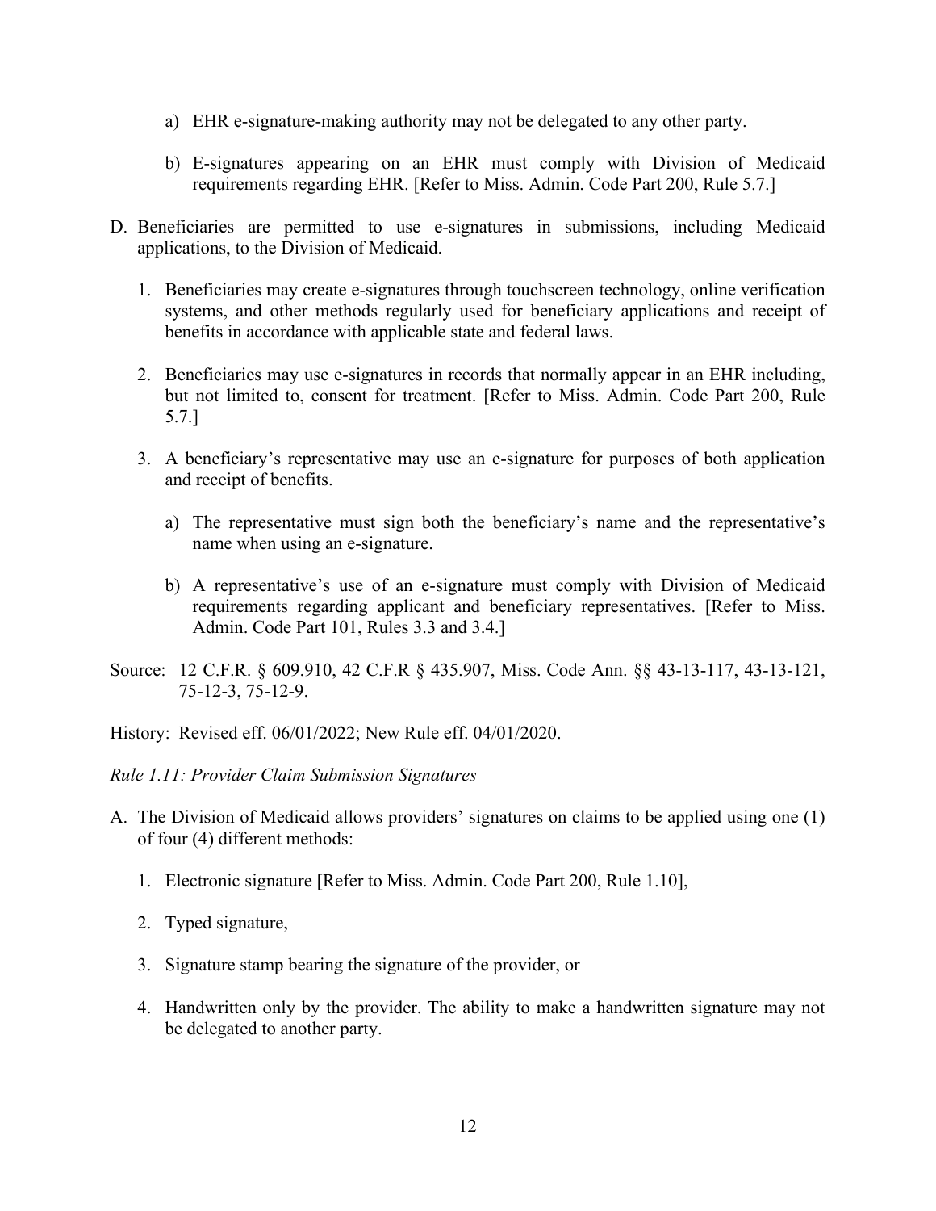a) EHR e-signature-making authority may not be delegated to any other party.

b) E-signatures appearing on an EHR must comply with Division of Medicaid requirements regarding EHR. [Refer to Miss. Admin. Code Part 200, Rule 5.7.]

D. Beneficiaries are permitted to use e-signatures in submissions, including Medicaid applications, to the Division of Medicaid.

1. Beneficiaries may create e-signatures through touchscreen technology, online verification systems, and other methods regularly used for beneficiary applications and receipt of benefits in accordance with applicable state and federal laws.

2. Beneficiaries may use e-signatures in records that normally appear in an EHR including, but not limited to, consent for treatment. [Refer to Miss. Admin. Code Part 200, Rule 5.7.]

3. A beneficiary's representative may use an e-signature for purposes of both application and receipt of benefits.

   a) The representative must sign both the beneficiary's name and the representative's name when using an e-signature.

   b) A representative's use of an e-signature must comply with Division of Medicaid requirements regarding applicant and beneficiary representatives. [Refer to Miss. Admin. Code Part 101, Rules 3.3 and 3.4.]

Source: 12 C.F.R. § 609.910, 42 C.F.R § 435.907, Miss. Code Ann. §§ 43-13-117, 43-13-121, 75-12-3, 75-12-9.

History: Revised eff. 06/01/2022; New Rule eff. 04/01/2020.

*Rule 1.11: Provider Claim Submission Signatures*

A. The Division of Medicaid allows providers' signatures on claims to be applied using one (1) of four (4) different methods:

1. Electronic signature [Refer to Miss. Admin. Code Part 200, Rule 1.10],

2. Typed signature,

3. Signature stamp bearing the signature of the provider, or

4. Handwritten only by the provider. The ability to make a handwritten signature may not be delegated to another party.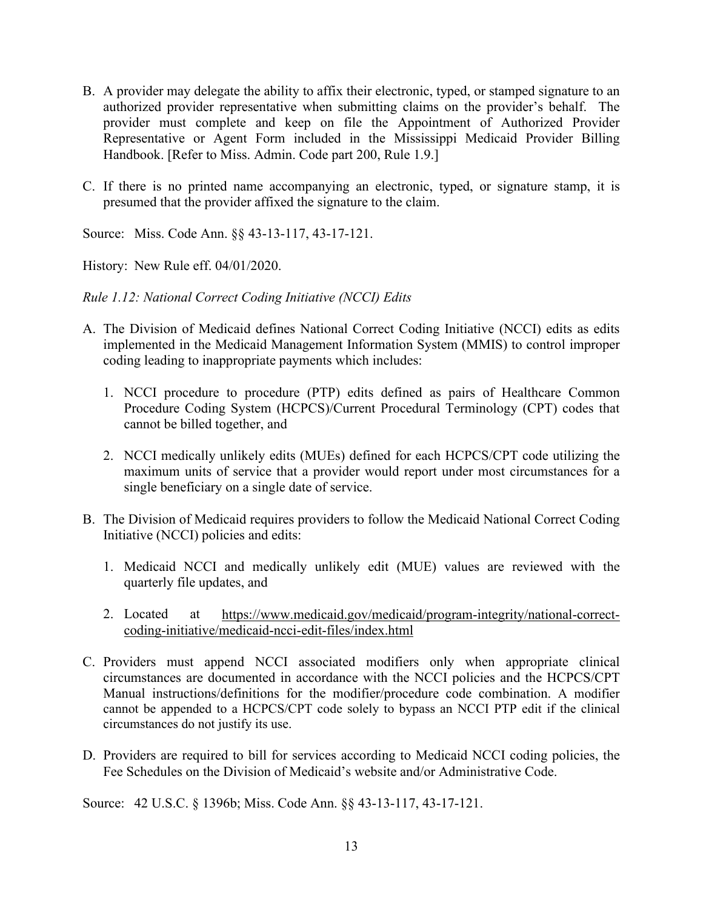B. A provider may delegate the ability to affix their electronic, typed, or stamped signature to an authorized provider representative when submitting claims on the provider's behalf. The provider must complete and keep on file the Appointment of Authorized Provider Representative or Agent Form included in the Mississippi Medicaid Provider Billing Handbook. [Refer to Miss. Admin. Code part 200, Rule 1.9.]

C. If there is no printed name accompanying an electronic, typed, or signature stamp, it is presumed that the provider affixed the signature to the claim.

Source: Miss. Code Ann. §§ 43-13-117, 43-17-121.

History: New Rule eff. 04/01/2020.

*Rule 1.12: National Correct Coding Initiative (NCCI) Edits*

A. The Division of Medicaid defines National Correct Coding Initiative (NCCI) edits as edits implemented in the Medicaid Management Information System (MMIS) to control improper coding leading to inappropriate payments which includes:

   1. NCCI procedure to procedure (PTP) edits defined as pairs of Healthcare Common Procedure Coding System (HCPCS)/Current Procedural Terminology (CPT) codes that cannot be billed together, and

   2. NCCI medically unlikely edits (MUEs) defined for each HCPCS/CPT code utilizing the maximum units of service that a provider would report under most circumstances for a single beneficiary on a single date of service.

B. The Division of Medicaid requires providers to follow the Medicaid National Correct Coding Initiative (NCCI) policies and edits:

   1. Medicaid NCCI and medically unlikely edit (MUE) values are reviewed with the quarterly file updates, and

   2. Located at https://www.medicaid.gov/medicaid/program-integrity/national-correct-coding-initiative/medicaid-ncci-edit-files/index.html

C. Providers must append NCCI associated modifiers only when appropriate clinical circumstances are documented in accordance with the NCCI policies and the HCPCS/CPT Manual instructions/definitions for the modifier/procedure code combination. A modifier cannot be appended to a HCPCS/CPT code solely to bypass an NCCI PTP edit if the clinical circumstances do not justify its use.

D. Providers are required to bill for services according to Medicaid NCCI coding policies, the Fee Schedules on the Division of Medicaid's website and/or Administrative Code.

Source: 42 U.S.C. § 1396b; Miss. Code Ann. §§ 43-13-117, 43-17-121.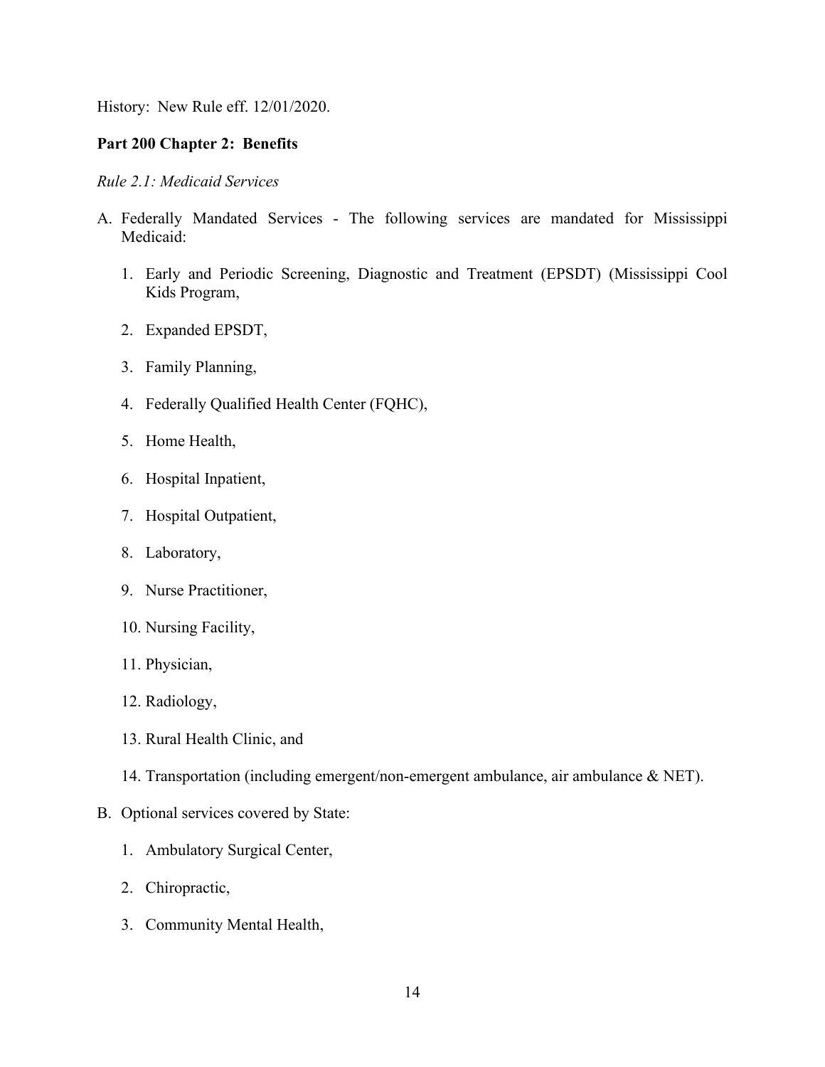History: New Rule eff. 12/01/2020.

**Part 200 Chapter 2: Benefits**

*Rule 2.1: Medicaid Services*

A. Federally Mandated Services - The following services are mandated for Mississippi Medicaid:

   1. Early and Periodic Screening, Diagnostic and Treatment (EPSDT) (Mississippi Cool Kids Program,

   2. Expanded EPSDT,

   3. Family Planning,

   4. Federally Qualified Health Center (FQHC),

   5. Home Health,

   6. Hospital Inpatient,

   7. Hospital Outpatient,

   8. Laboratory,

   9. Nurse Practitioner,

   10. Nursing Facility,

   11. Physician,

   12. Radiology,

   13. Rural Health Clinic, and

   14. Transportation (including emergent/non-emergent ambulance, air ambulance & NET).

B. Optional services covered by State:

   1. Ambulatory Surgical Center,

   2. Chiropractic,

   3. Community Mental Health,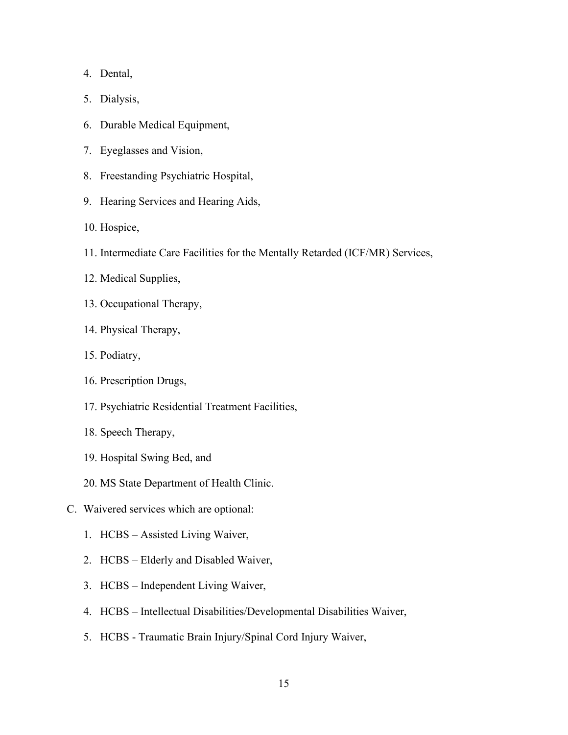4. Dental,
5. Dialysis,
6. Durable Medical Equipment,
7. Eyeglasses and Vision,
8. Freestanding Psychiatric Hospital,
9. Hearing Services and Hearing Aids,
10. Hospice,
11. Intermediate Care Facilities for the Mentally Retarded (ICF/MR) Services,
12. Medical Supplies,
13. Occupational Therapy,
14. Physical Therapy,
15. Podiatry,
16. Prescription Drugs,
17. Psychiatric Residential Treatment Facilities,
18. Speech Therapy,
19. Hospital Swing Bed, and
20. MS State Department of Health Clinic.

C. Waivered services which are optional:

1. HCBS – Assisted Living Waiver,
2. HCBS – Elderly and Disabled Waiver,
3. HCBS – Independent Living Waiver,
4. HCBS – Intellectual Disabilities/Developmental Disabilities Waiver,
5. HCBS - Traumatic Brain Injury/Spinal Cord Injury Waiver,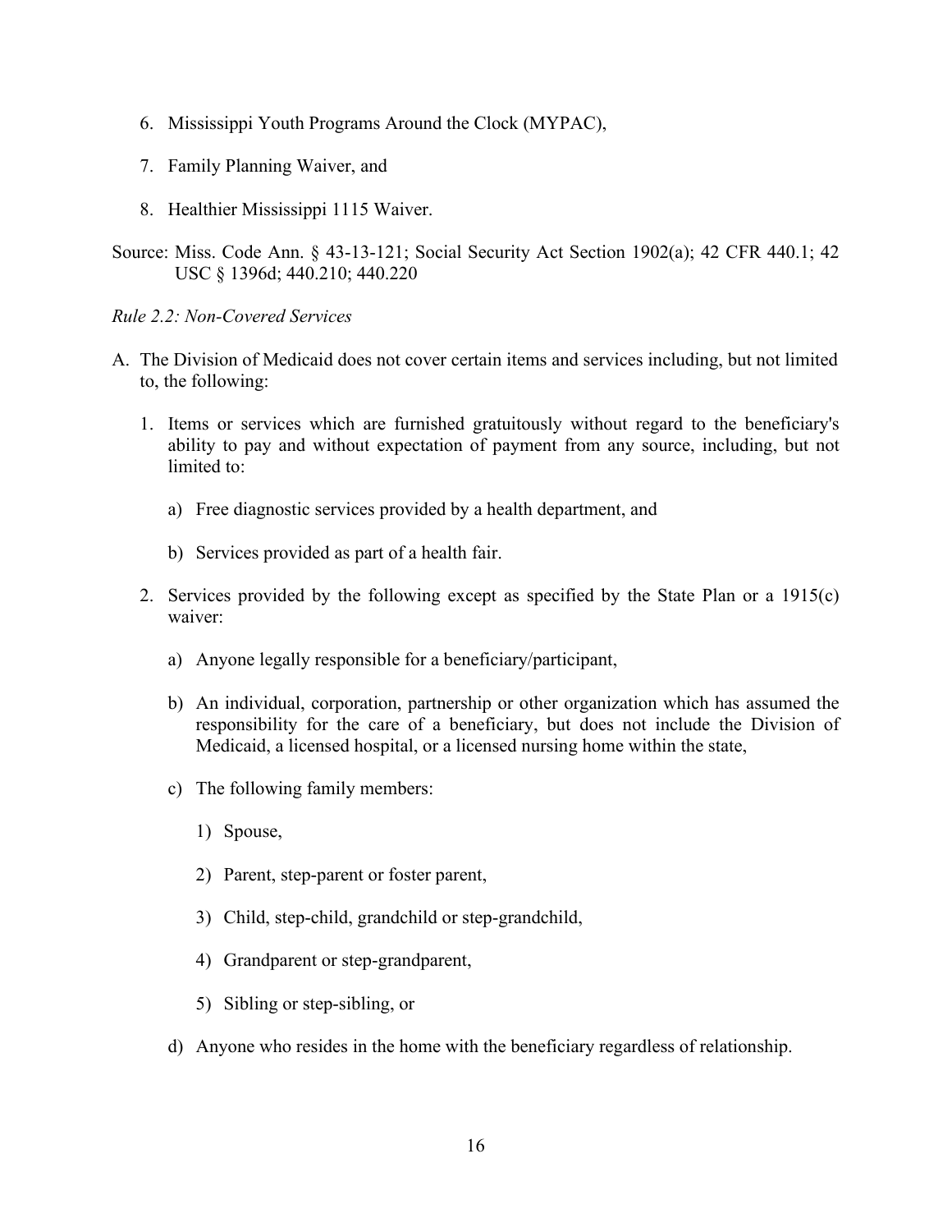6. Mississippi Youth Programs Around the Clock (MYPAC),

7. Family Planning Waiver, and

8. Healthier Mississippi 1115 Waiver.

Source: Miss. Code Ann. § 43-13-121; Social Security Act Section 1902(a); 42 CFR 440.1; 42 USC § 1396d; 440.210; 440.220

*Rule 2.2: Non-Covered Services*

A. The Division of Medicaid does not cover certain items and services including, but not limited to, the following:

   1. Items or services which are furnished gratuitously without regard to the beneficiary's ability to pay and without expectation of payment from any source, including, but not limited to:

      a) Free diagnostic services provided by a health department, and

      b) Services provided as part of a health fair.

   2. Services provided by the following except as specified by the State Plan or a 1915(c) waiver:

      a) Anyone legally responsible for a beneficiary/participant,

      b) An individual, corporation, partnership or other organization which has assumed the responsibility for the care of a beneficiary, but does not include the Division of Medicaid, a licensed hospital, or a licensed nursing home within the state,

      c) The following family members:

         1) Spouse,

         2) Parent, step-parent or foster parent,

         3) Child, step-child, grandchild or step-grandchild,

         4) Grandparent or step-grandparent,

         5) Sibling or step-sibling, or

      d) Anyone who resides in the home with the beneficiary regardless of relationship.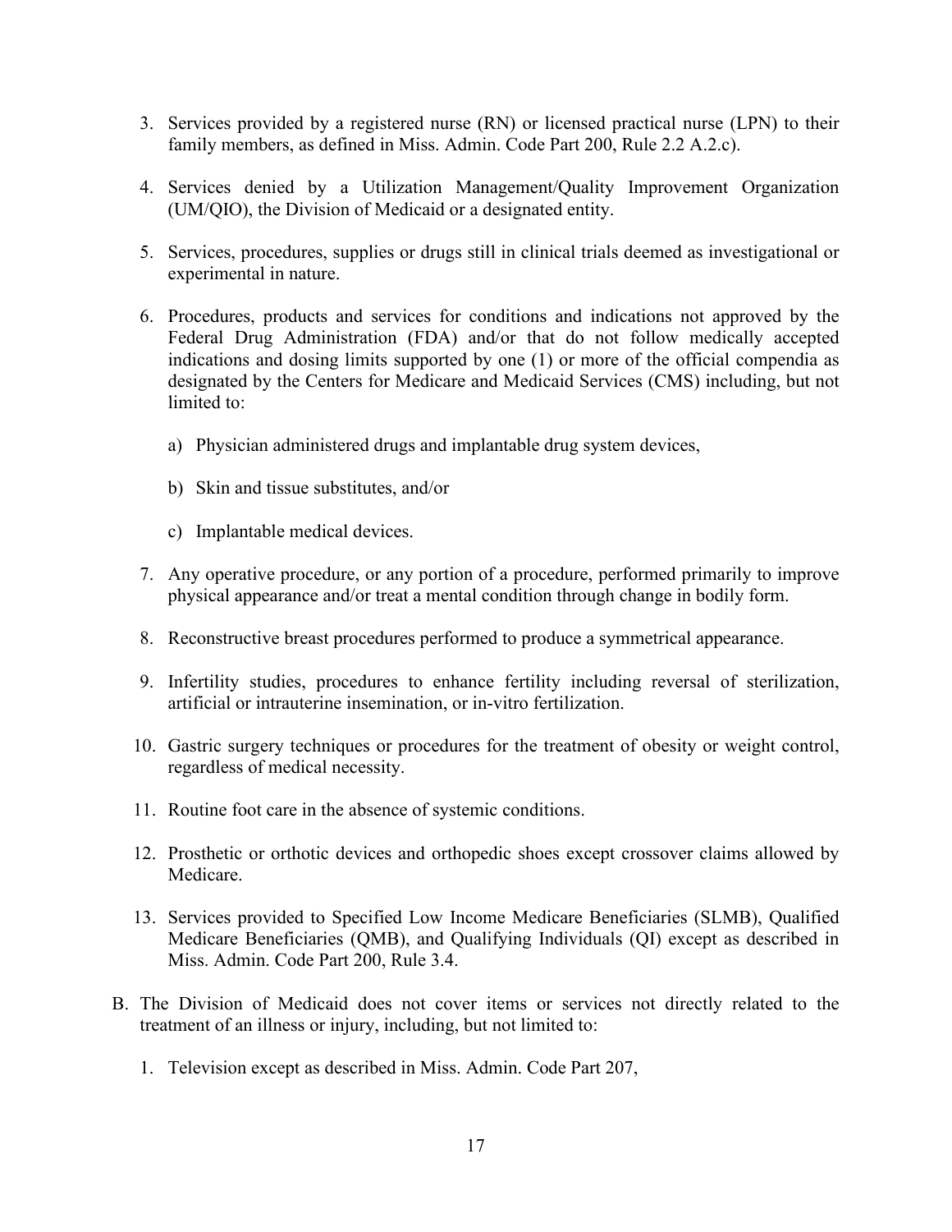3. Services provided by a registered nurse (RN) or licensed practical nurse (LPN) to their family members, as defined in Miss. Admin. Code Part 200, Rule 2.2 A.2.c).

4. Services denied by a Utilization Management/Quality Improvement Organization (UM/QIO), the Division of Medicaid or a designated entity.

5. Services, procedures, supplies or drugs still in clinical trials deemed as investigational or experimental in nature.

6. Procedures, products and services for conditions and indications not approved by the Federal Drug Administration (FDA) and/or that do not follow medically accepted indications and dosing limits supported by one (1) or more of the official compendia as designated by the Centers for Medicare and Medicaid Services (CMS) including, but not limited to:

    a) Physician administered drugs and implantable drug system devices,

    b) Skin and tissue substitutes, and/or

    c) Implantable medical devices.

7. Any operative procedure, or any portion of a procedure, performed primarily to improve physical appearance and/or treat a mental condition through change in bodily form.

8. Reconstructive breast procedures performed to produce a symmetrical appearance.

9. Infertility studies, procedures to enhance fertility including reversal of sterilization, artificial or intrauterine insemination, or in-vitro fertilization.

10. Gastric surgery techniques or procedures for the treatment of obesity or weight control, regardless of medical necessity.

11. Routine foot care in the absence of systemic conditions.

12. Prosthetic or orthotic devices and orthopedic shoes except crossover claims allowed by Medicare.

13. Services provided to Specified Low Income Medicare Beneficiaries (SLMB), Qualified Medicare Beneficiaries (QMB), and Qualifying Individuals (QI) except as described in Miss. Admin. Code Part 200, Rule 3.4.

B. The Division of Medicaid does not cover items or services not directly related to the treatment of an illness or injury, including, but not limited to:

    1. Television except as described in Miss. Admin. Code Part 207,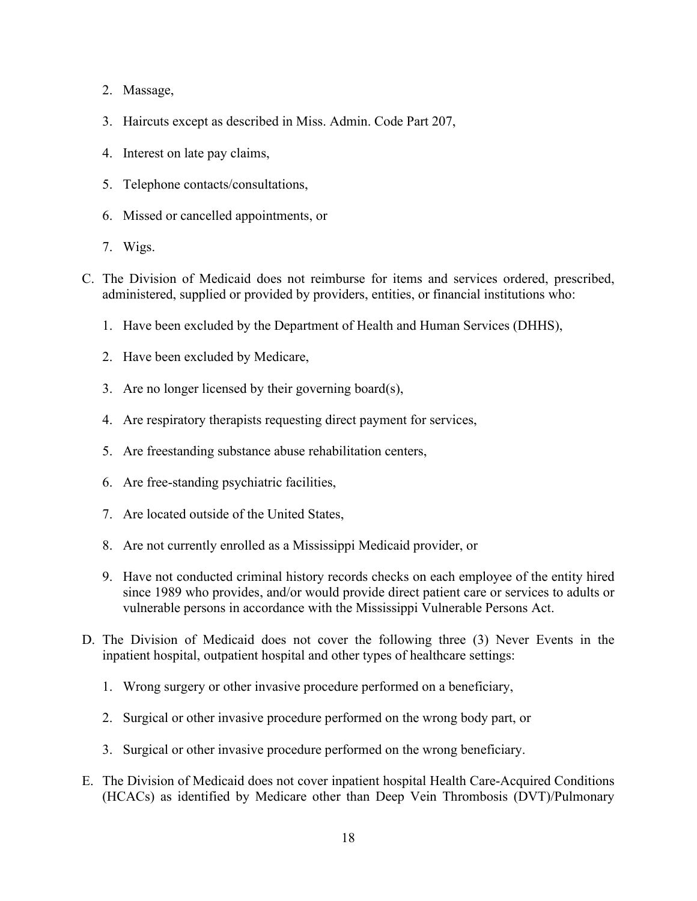2. Massage,

3. Haircuts except as described in Miss. Admin. Code Part 207,

4. Interest on late pay claims,

5. Telephone contacts/consultations,

6. Missed or cancelled appointments, or

7. Wigs.

C. The Division of Medicaid does not reimburse for items and services ordered, prescribed, administered, supplied or provided by providers, entities, or financial institutions who:

1. Have been excluded by the Department of Health and Human Services (DHHS),

2. Have been excluded by Medicare,

3. Are no longer licensed by their governing board(s),

4. Are respiratory therapists requesting direct payment for services,

5. Are freestanding substance abuse rehabilitation centers,

6. Are free-standing psychiatric facilities,

7. Are located outside of the United States,

8. Are not currently enrolled as a Mississippi Medicaid provider, or

9. Have not conducted criminal history records checks on each employee of the entity hired since 1989 who provides, and/or would provide direct patient care or services to adults or vulnerable persons in accordance with the Mississippi Vulnerable Persons Act.

D. The Division of Medicaid does not cover the following three (3) Never Events in the inpatient hospital, outpatient hospital and other types of healthcare settings:

1. Wrong surgery or other invasive procedure performed on a beneficiary,

2. Surgical or other invasive procedure performed on the wrong body part, or

3. Surgical or other invasive procedure performed on the wrong beneficiary.

E. The Division of Medicaid does not cover inpatient hospital Health Care-Acquired Conditions (HCACs) as identified by Medicare other than Deep Vein Thrombosis (DVT)/Pulmonary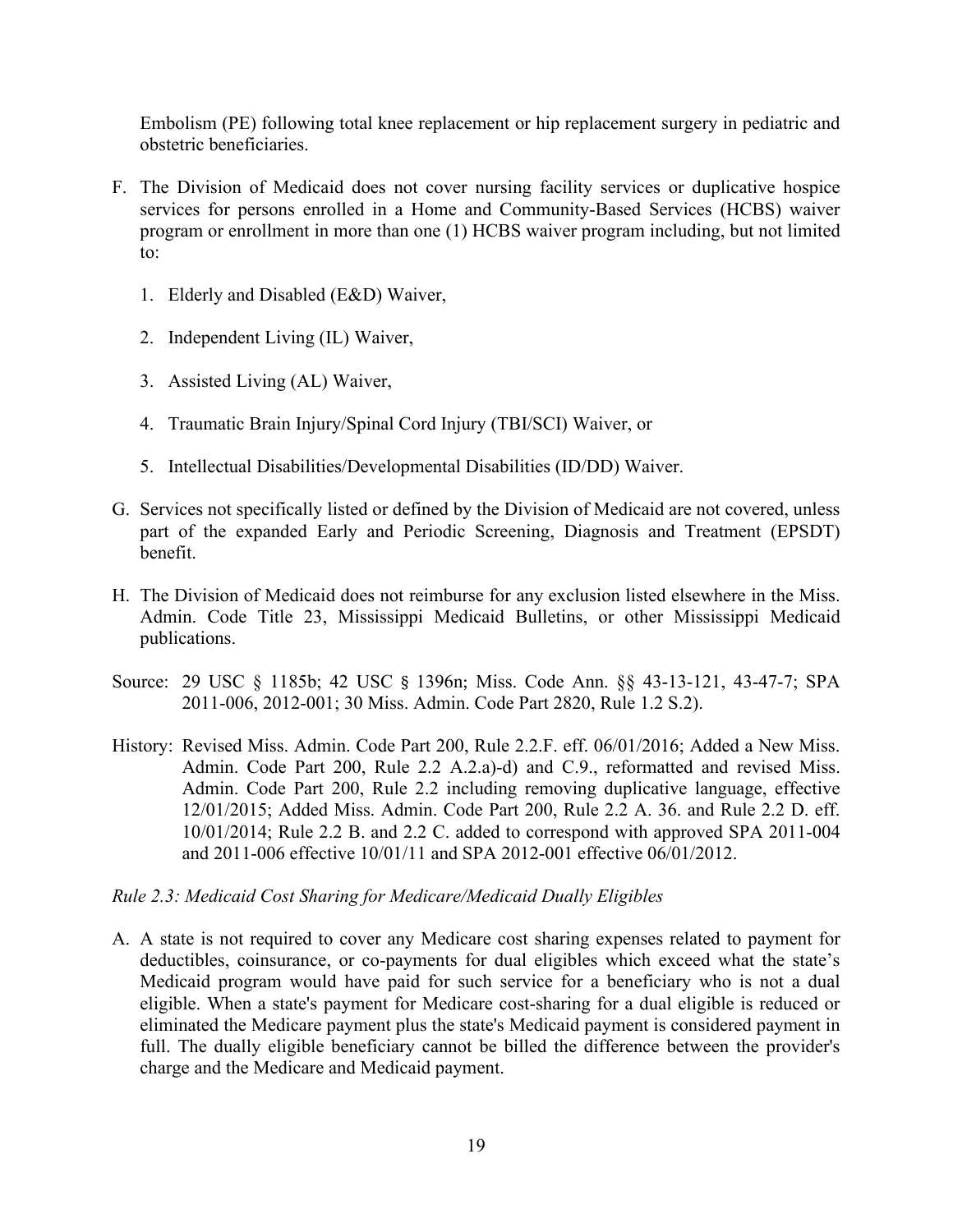Embolism (PE) following total knee replacement or hip replacement surgery in pediatric and obstetric beneficiaries.

F. The Division of Medicaid does not cover nursing facility services or duplicative hospice services for persons enrolled in a Home and Community-Based Services (HCBS) waiver program or enrollment in more than one (1) HCBS waiver program including, but not limited to:

   1. Elderly and Disabled (E&D) Waiver,

   2. Independent Living (IL) Waiver,

   3. Assisted Living (AL) Waiver,

   4. Traumatic Brain Injury/Spinal Cord Injury (TBI/SCI) Waiver, or

   5. Intellectual Disabilities/Developmental Disabilities (ID/DD) Waiver.

G. Services not specifically listed or defined by the Division of Medicaid are not covered, unless part of the expanded Early and Periodic Screening, Diagnosis and Treatment (EPSDT) benefit.

H. The Division of Medicaid does not reimburse for any exclusion listed elsewhere in the Miss. Admin. Code Title 23, Mississippi Medicaid Bulletins, or other Mississippi Medicaid publications.

Source: 29 USC § 1185b; 42 USC § 1396n; Miss. Code Ann. §§ 43-13-121, 43-47-7; SPA 2011-006, 2012-001; 30 Miss. Admin. Code Part 2820, Rule 1.2 S.2).

History: Revised Miss. Admin. Code Part 200, Rule 2.2.F. eff. 06/01/2016; Added a New Miss. Admin. Code Part 200, Rule 2.2 A.2.a)-d) and C.9., reformatted and revised Miss. Admin. Code Part 200, Rule 2.2 including removing duplicative language, effective 12/01/2015; Added Miss. Admin. Code Part 200, Rule 2.2 A. 36. and Rule 2.2 D. eff. 10/01/2014; Rule 2.2 B. and 2.2 C. added to correspond with approved SPA 2011-004 and 2011-006 effective 10/01/11 and SPA 2012-001 effective 06/01/2012.

*Rule 2.3: Medicaid Cost Sharing for Medicare/Medicaid Dually Eligibles*

A. A state is not required to cover any Medicare cost sharing expenses related to payment for deductibles, coinsurance, or co-payments for dual eligibles which exceed what the state's Medicaid program would have paid for such service for a beneficiary who is not a dual eligible. When a state's payment for Medicare cost-sharing for a dual eligible is reduced or eliminated the Medicare payment plus the state's Medicaid payment is considered payment in full. The dually eligible beneficiary cannot be billed the difference between the provider's charge and the Medicare and Medicaid payment.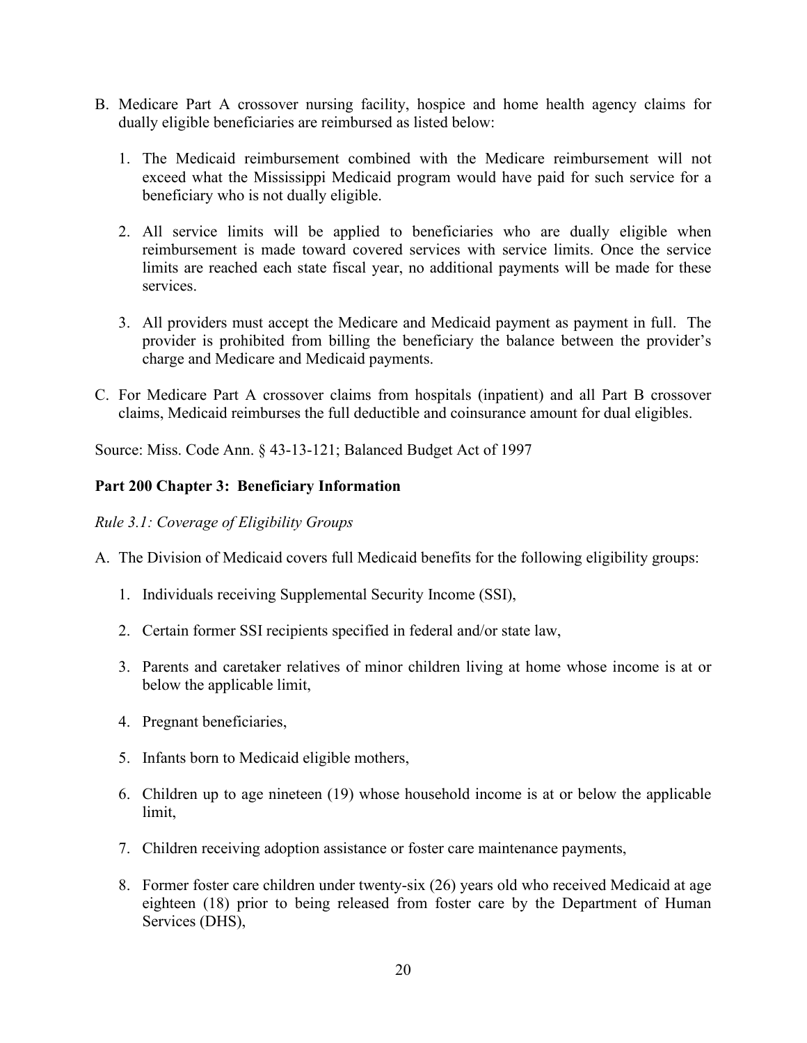B. Medicare Part A crossover nursing facility, hospice and home health agency claims for dually eligible beneficiaries are reimbursed as listed below:

   1. The Medicaid reimbursement combined with the Medicare reimbursement will not exceed what the Mississippi Medicaid program would have paid for such service for a beneficiary who is not dually eligible.

   2. All service limits will be applied to beneficiaries who are dually eligible when reimbursement is made toward covered services with service limits. Once the service limits are reached each state fiscal year, no additional payments will be made for these services.

   3. All providers must accept the Medicare and Medicaid payment as payment in full. The provider is prohibited from billing the beneficiary the balance between the provider's charge and Medicare and Medicaid payments.

C. For Medicare Part A crossover claims from hospitals (inpatient) and all Part B crossover claims, Medicaid reimburses the full deductible and coinsurance amount for dual eligibles.

Source: Miss. Code Ann. § 43-13-121; Balanced Budget Act of 1997

**Part 200 Chapter 3: Beneficiary Information**

*Rule 3.1: Coverage of Eligibility Groups*

A. The Division of Medicaid covers full Medicaid benefits for the following eligibility groups:

   1. Individuals receiving Supplemental Security Income (SSI),

   2. Certain former SSI recipients specified in federal and/or state law,

   3. Parents and caretaker relatives of minor children living at home whose income is at or below the applicable limit,

   4. Pregnant beneficiaries,

   5. Infants born to Medicaid eligible mothers,

   6. Children up to age nineteen (19) whose household income is at or below the applicable limit,

   7. Children receiving adoption assistance or foster care maintenance payments,

   8. Former foster care children under twenty-six (26) years old who received Medicaid at age eighteen (18) prior to being released from foster care by the Department of Human Services (DHS),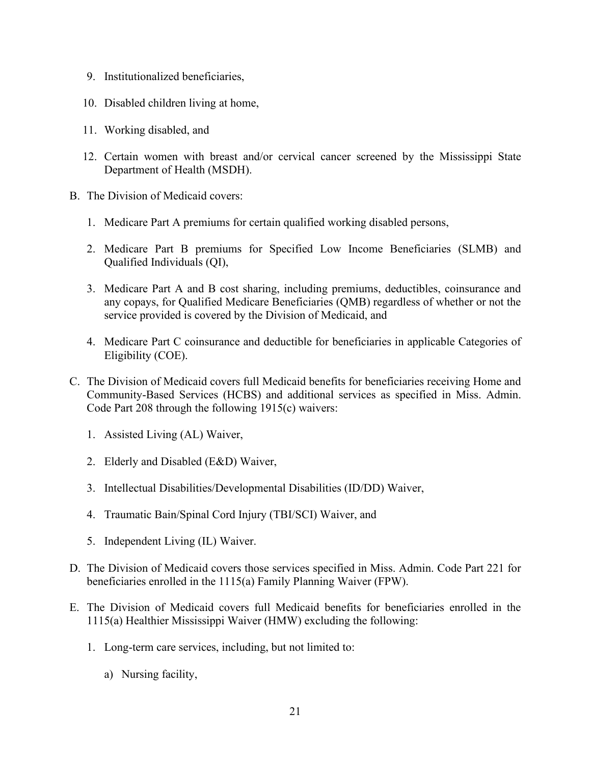9. Institutionalized beneficiaries,

10. Disabled children living at home,

11. Working disabled, and

12. Certain women with breast and/or cervical cancer screened by the Mississippi State Department of Health (MSDH).

B. The Division of Medicaid covers:

   1. Medicare Part A premiums for certain qualified working disabled persons,

   2. Medicare Part B premiums for Specified Low Income Beneficiaries (SLMB) and Qualified Individuals (QI),

   3. Medicare Part A and B cost sharing, including premiums, deductibles, coinsurance and any copays, for Qualified Medicare Beneficiaries (QMB) regardless of whether or not the service provided is covered by the Division of Medicaid, and

   4. Medicare Part C coinsurance and deductible for beneficiaries in applicable Categories of Eligibility (COE).

C. The Division of Medicaid covers full Medicaid benefits for beneficiaries receiving Home and Community-Based Services (HCBS) and additional services as specified in Miss. Admin. Code Part 208 through the following 1915(c) waivers:

   1. Assisted Living (AL) Waiver,

   2. Elderly and Disabled (E&D) Waiver,

   3. Intellectual Disabilities/Developmental Disabilities (ID/DD) Waiver,

   4. Traumatic Bain/Spinal Cord Injury (TBI/SCI) Waiver, and

   5. Independent Living (IL) Waiver.

D. The Division of Medicaid covers those services specified in Miss. Admin. Code Part 221 for beneficiaries enrolled in the 1115(a) Family Planning Waiver (FPW).

E. The Division of Medicaid covers full Medicaid benefits for beneficiaries enrolled in the 1115(a) Healthier Mississippi Waiver (HMW) excluding the following:

   1. Long-term care services, including, but not limited to:

      a) Nursing facility,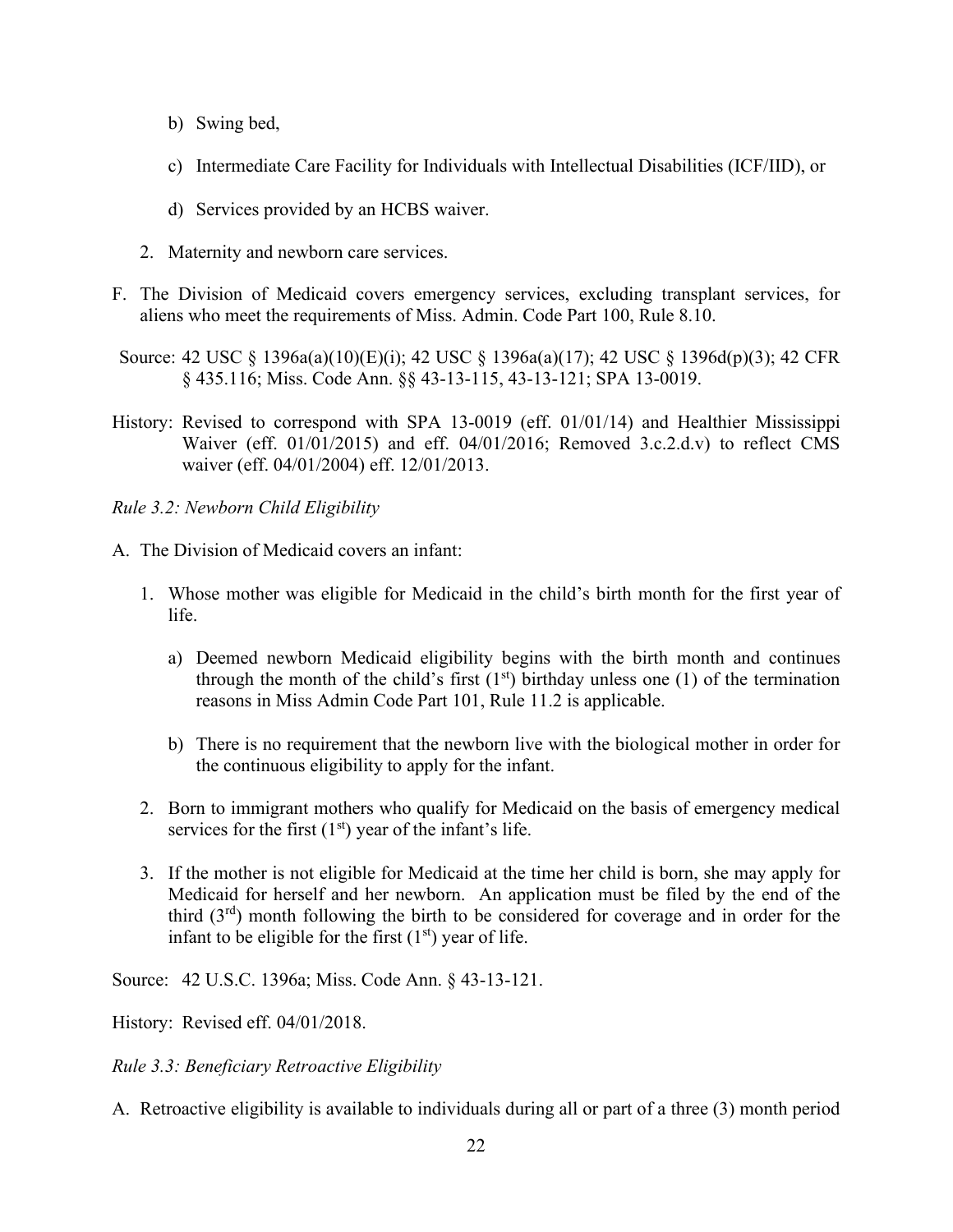b) Swing bed,

   c) Intermediate Care Facility for Individuals with Intellectual Disabilities (ICF/IID), or

   d) Services provided by an HCBS waiver.

2. Maternity and newborn care services.

F. The Division of Medicaid covers emergency services, excluding transplant services, for aliens who meet the requirements of Miss. Admin. Code Part 100, Rule 8.10.

Source: 42 USC § 1396a(a)(10)(E)(i); 42 USC § 1396a(a)(17); 42 USC § 1396d(p)(3); 42 CFR § 435.116; Miss. Code Ann. §§ 43-13-115, 43-13-121; SPA 13-0019.

History: Revised to correspond with SPA 13-0019 (eff. 01/01/14) and Healthier Mississippi Waiver (eff. 01/01/2015) and eff. 04/01/2016; Removed 3.c.2.d.v) to reflect CMS waiver (eff. 04/01/2004) eff. 12/01/2013.

*Rule 3.2: Newborn Child Eligibility*

A. The Division of Medicaid covers an infant:

1. Whose mother was eligible for Medicaid in the child's birth month for the first year of life.

   a) Deemed newborn Medicaid eligibility begins with the birth month and continues through the month of the child's first (1st) birthday unless one (1) of the termination reasons in Miss Admin Code Part 101, Rule 11.2 is applicable.

   b) There is no requirement that the newborn live with the biological mother in order for the continuous eligibility to apply for the infant.

2. Born to immigrant mothers who qualify for Medicaid on the basis of emergency medical services for the first (1st) year of the infant's life.

3. If the mother is not eligible for Medicaid at the time her child is born, she may apply for Medicaid for herself and her newborn. An application must be filed by the end of the third (3rd) month following the birth to be considered for coverage and in order for the infant to be eligible for the first (1st) year of life.

Source: 42 U.S.C. 1396a; Miss. Code Ann. § 43-13-121.

History: Revised eff. 04/01/2018.

*Rule 3.3: Beneficiary Retroactive Eligibility*

A. Retroactive eligibility is available to individuals during all or part of a three (3) month period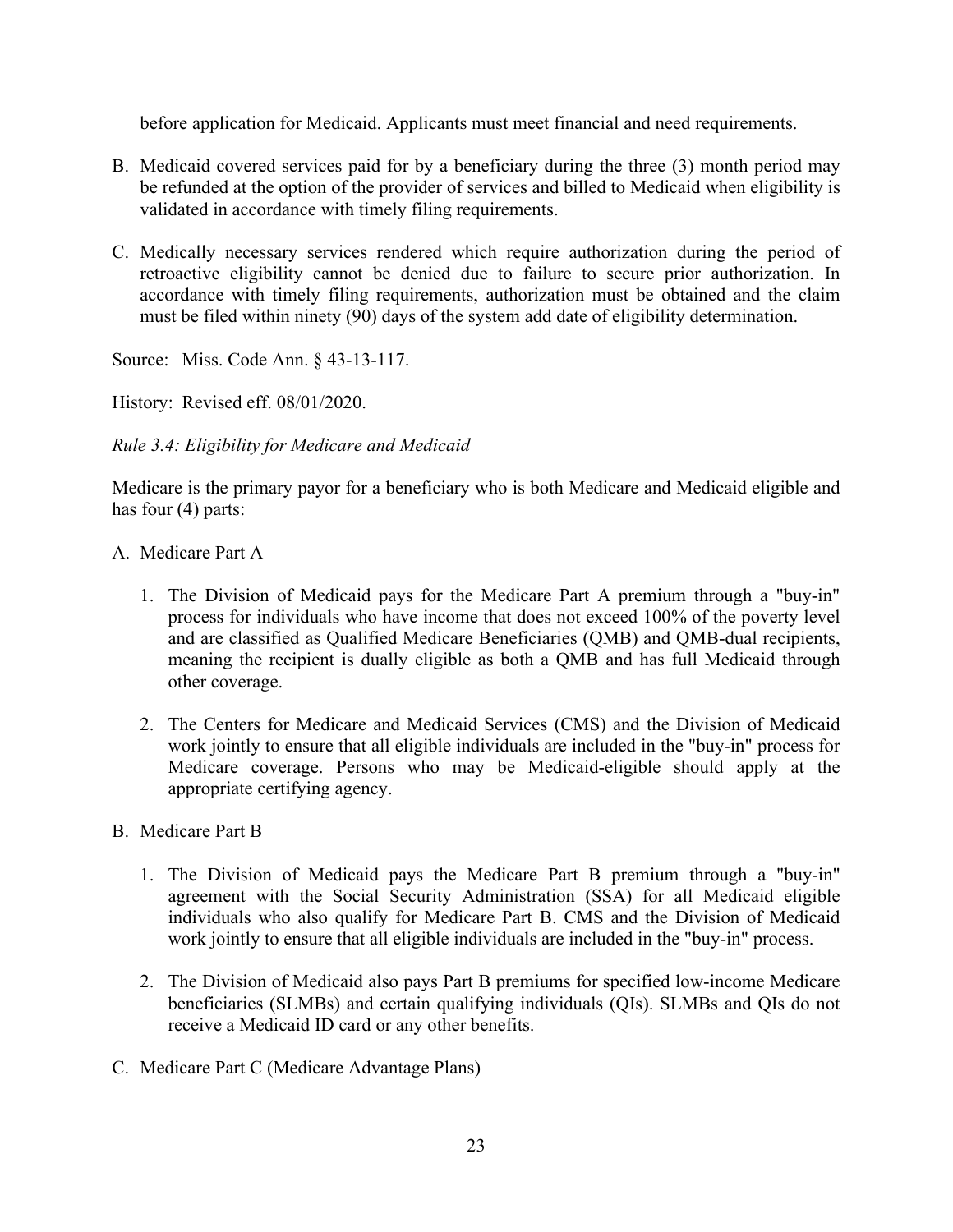before application for Medicaid. Applicants must meet financial and need requirements.

B. Medicaid covered services paid for by a beneficiary during the three (3) month period may be refunded at the option of the provider of services and billed to Medicaid when eligibility is validated in accordance with timely filing requirements.

C. Medically necessary services rendered which require authorization during the period of retroactive eligibility cannot be denied due to failure to secure prior authorization. In accordance with timely filing requirements, authorization must be obtained and the claim must be filed within ninety (90) days of the system add date of eligibility determination.

Source: Miss. Code Ann. § 43-13-117.

History: Revised eff. 08/01/2020.

*Rule 3.4: Eligibility for Medicare and Medicaid*

Medicare is the primary payor for a beneficiary who is both Medicare and Medicaid eligible and has four (4) parts:

A. Medicare Part A

   1. The Division of Medicaid pays for the Medicare Part A premium through a "buy-in" process for individuals who have income that does not exceed 100% of the poverty level and are classified as Qualified Medicare Beneficiaries (QMB) and QMB-dual recipients, meaning the recipient is dually eligible as both a QMB and has full Medicaid through other coverage.

   2. The Centers for Medicare and Medicaid Services (CMS) and the Division of Medicaid work jointly to ensure that all eligible individuals are included in the "buy-in" process for Medicare coverage. Persons who may be Medicaid-eligible should apply at the appropriate certifying agency.

B. Medicare Part B

   1. The Division of Medicaid pays the Medicare Part B premium through a "buy-in" agreement with the Social Security Administration (SSA) for all Medicaid eligible individuals who also qualify for Medicare Part B. CMS and the Division of Medicaid work jointly to ensure that all eligible individuals are included in the "buy-in" process.

   2. The Division of Medicaid also pays Part B premiums for specified low-income Medicare beneficiaries (SLMBs) and certain qualifying individuals (QIs). SLMBs and QIs do not receive a Medicaid ID card or any other benefits.

C. Medicare Part C (Medicare Advantage Plans)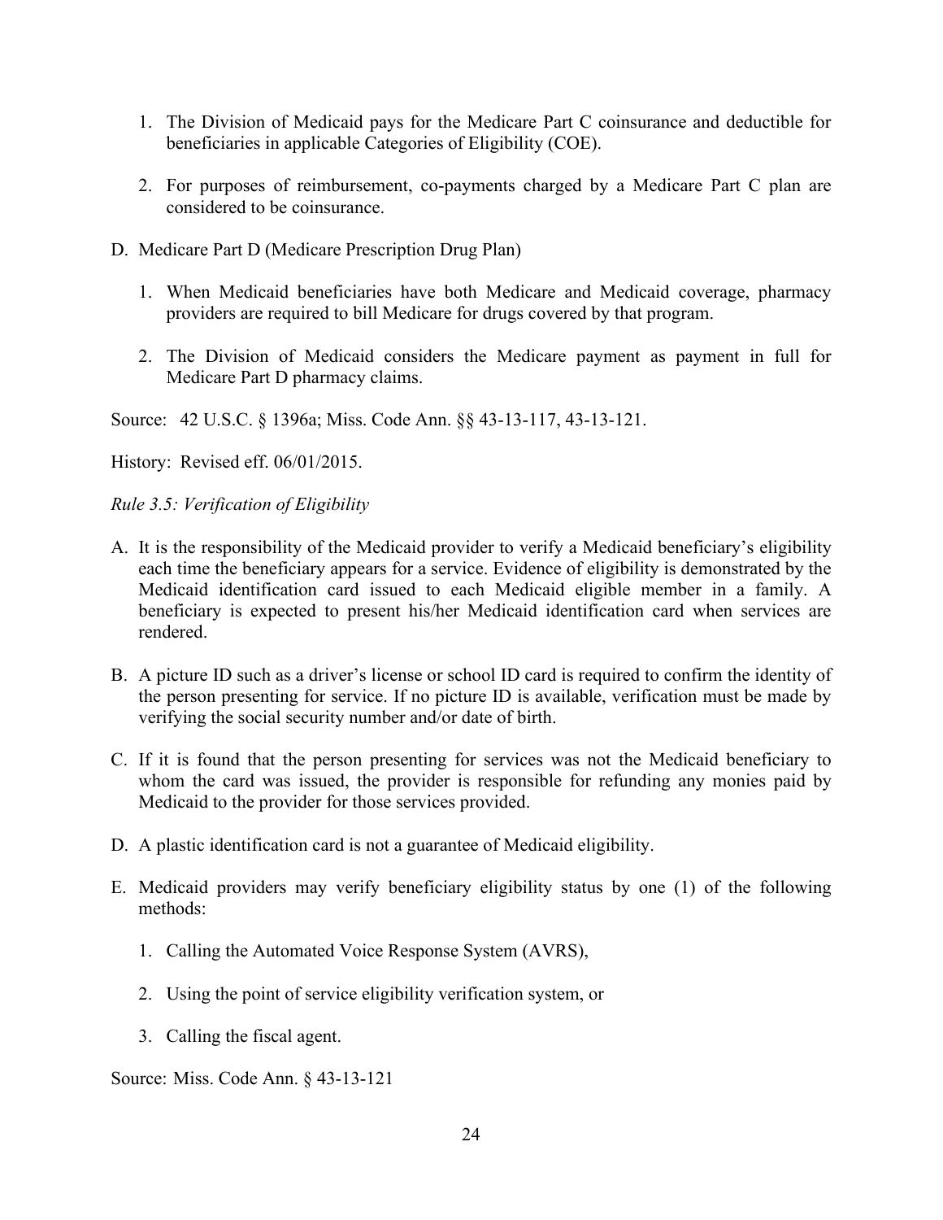1. The Division of Medicaid pays for the Medicare Part C coinsurance and deductible for beneficiaries in applicable Categories of Eligibility (COE).

2. For purposes of reimbursement, co-payments charged by a Medicare Part C plan are considered to be coinsurance.

D. Medicare Part D (Medicare Prescription Drug Plan)

   1. When Medicaid beneficiaries have both Medicare and Medicaid coverage, pharmacy providers are required to bill Medicare for drugs covered by that program.

   2. The Division of Medicaid considers the Medicare payment as payment in full for Medicare Part D pharmacy claims.

Source: 42 U.S.C. § 1396a; Miss. Code Ann. §§ 43-13-117, 43-13-121.

History: Revised eff. 06/01/2015.

*Rule 3.5: Verification of Eligibility*

A. It is the responsibility of the Medicaid provider to verify a Medicaid beneficiary's eligibility each time the beneficiary appears for a service. Evidence of eligibility is demonstrated by the Medicaid identification card issued to each Medicaid eligible member in a family. A beneficiary is expected to present his/her Medicaid identification card when services are rendered.

B. A picture ID such as a driver's license or school ID card is required to confirm the identity of the person presenting for service. If no picture ID is available, verification must be made by verifying the social security number and/or date of birth.

C. If it is found that the person presenting for services was not the Medicaid beneficiary to whom the card was issued, the provider is responsible for refunding any monies paid by Medicaid to the provider for those services provided.

D. A plastic identification card is not a guarantee of Medicaid eligibility.

E. Medicaid providers may verify beneficiary eligibility status by one (1) of the following methods:

   1. Calling the Automated Voice Response System (AVRS),

   2. Using the point of service eligibility verification system, or

   3. Calling the fiscal agent.

Source: Miss. Code Ann. § 43-13-121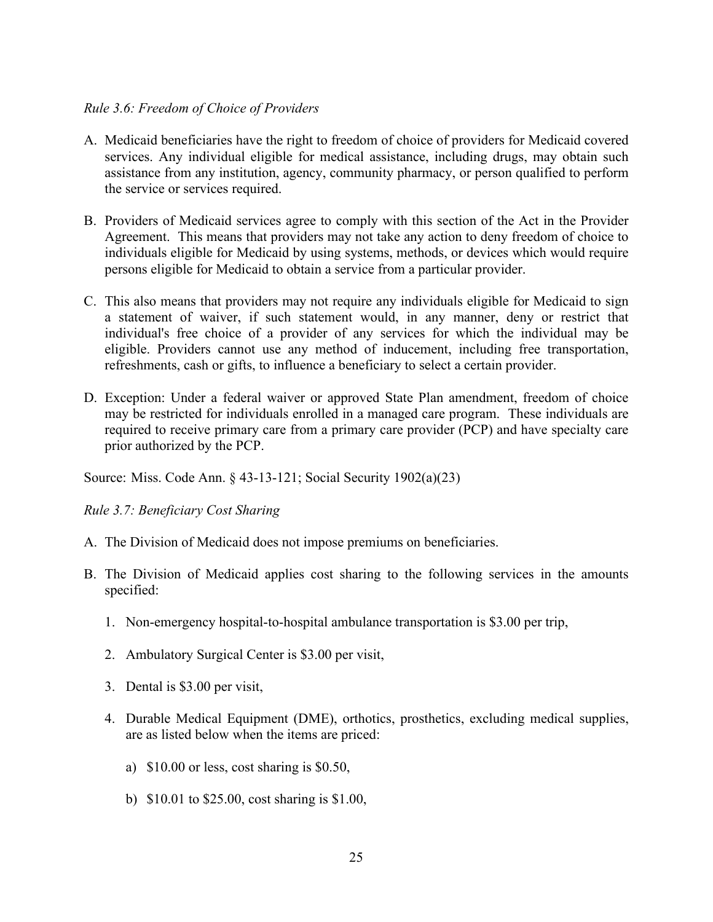*Rule 3.6: Freedom of Choice of Providers*

A. Medicaid beneficiaries have the right to freedom of choice of providers for Medicaid covered services. Any individual eligible for medical assistance, including drugs, may obtain such assistance from any institution, agency, community pharmacy, or person qualified to perform the service or services required.

B. Providers of Medicaid services agree to comply with this section of the Act in the Provider Agreement. This means that providers may not take any action to deny freedom of choice to individuals eligible for Medicaid by using systems, methods, or devices which would require persons eligible for Medicaid to obtain a service from a particular provider.

C. This also means that providers may not require any individuals eligible for Medicaid to sign a statement of waiver, if such statement would, in any manner, deny or restrict that individual's free choice of a provider of any services for which the individual may be eligible. Providers cannot use any method of inducement, including free transportation, refreshments, cash or gifts, to influence a beneficiary to select a certain provider.

D. Exception: Under a federal waiver or approved State Plan amendment, freedom of choice may be restricted for individuals enrolled in a managed care program. These individuals are required to receive primary care from a primary care provider (PCP) and have specialty care prior authorized by the PCP.

Source: Miss. Code Ann. § 43-13-121; Social Security 1902(a)(23)

*Rule 3.7: Beneficiary Cost Sharing*

A. The Division of Medicaid does not impose premiums on beneficiaries.

B. The Division of Medicaid applies cost sharing to the following services in the amounts specified:

   1. Non-emergency hospital-to-hospital ambulance transportation is $3.00 per trip,

   2. Ambulatory Surgical Center is $3.00 per visit,

   3. Dental is $3.00 per visit,

   4. Durable Medical Equipment (DME), orthotics, prosthetics, excluding medical supplies, are as listed below when the items are priced:

      a) $10.00 or less, cost sharing is $0.50,

      b) $10.01 to $25.00, cost sharing is $1.00,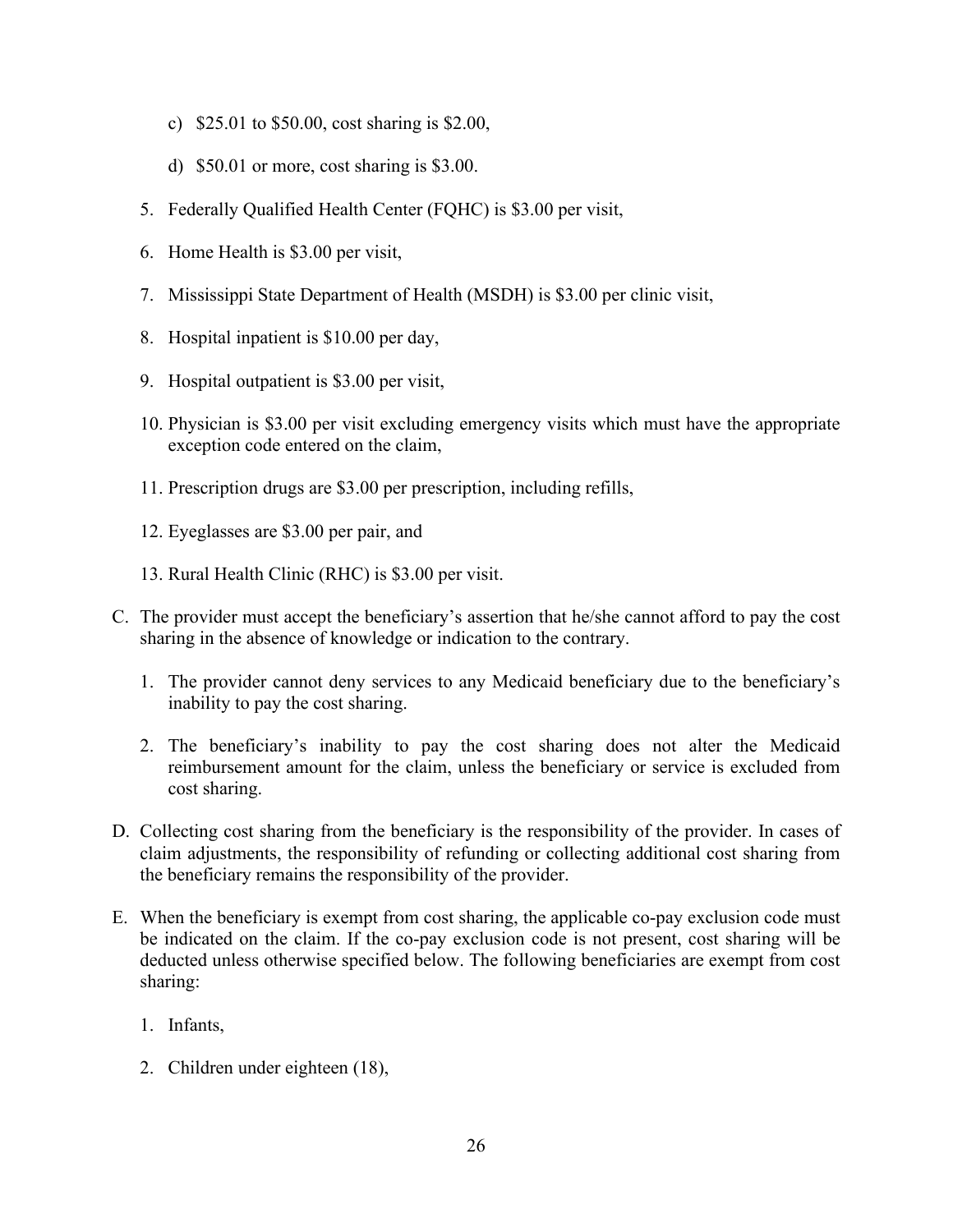c) $25.01 to $50.00, cost sharing is $2.00,

   d) $50.01 or more, cost sharing is $3.00.

5. Federally Qualified Health Center (FQHC) is $3.00 per visit,

6. Home Health is $3.00 per visit,

7. Mississippi State Department of Health (MSDH) is $3.00 per clinic visit,

8. Hospital inpatient is $10.00 per day,

9. Hospital outpatient is $3.00 per visit,

10. Physician is $3.00 per visit excluding emergency visits which must have the appropriate exception code entered on the claim,

11. Prescription drugs are $3.00 per prescription, including refills,

12. Eyeglasses are $3.00 per pair, and

13. Rural Health Clinic (RHC) is $3.00 per visit.

C. The provider must accept the beneficiary's assertion that he/she cannot afford to pay the cost sharing in the absence of knowledge or indication to the contrary.

   1. The provider cannot deny services to any Medicaid beneficiary due to the beneficiary's inability to pay the cost sharing.

   2. The beneficiary's inability to pay the cost sharing does not alter the Medicaid reimbursement amount for the claim, unless the beneficiary or service is excluded from cost sharing.

D. Collecting cost sharing from the beneficiary is the responsibility of the provider. In cases of claim adjustments, the responsibility of refunding or collecting additional cost sharing from the beneficiary remains the responsibility of the provider.

E. When the beneficiary is exempt from cost sharing, the applicable co-pay exclusion code must be indicated on the claim. If the co-pay exclusion code is not present, cost sharing will be deducted unless otherwise specified below. The following beneficiaries are exempt from cost sharing:

   1. Infants,

   2. Children under eighteen (18),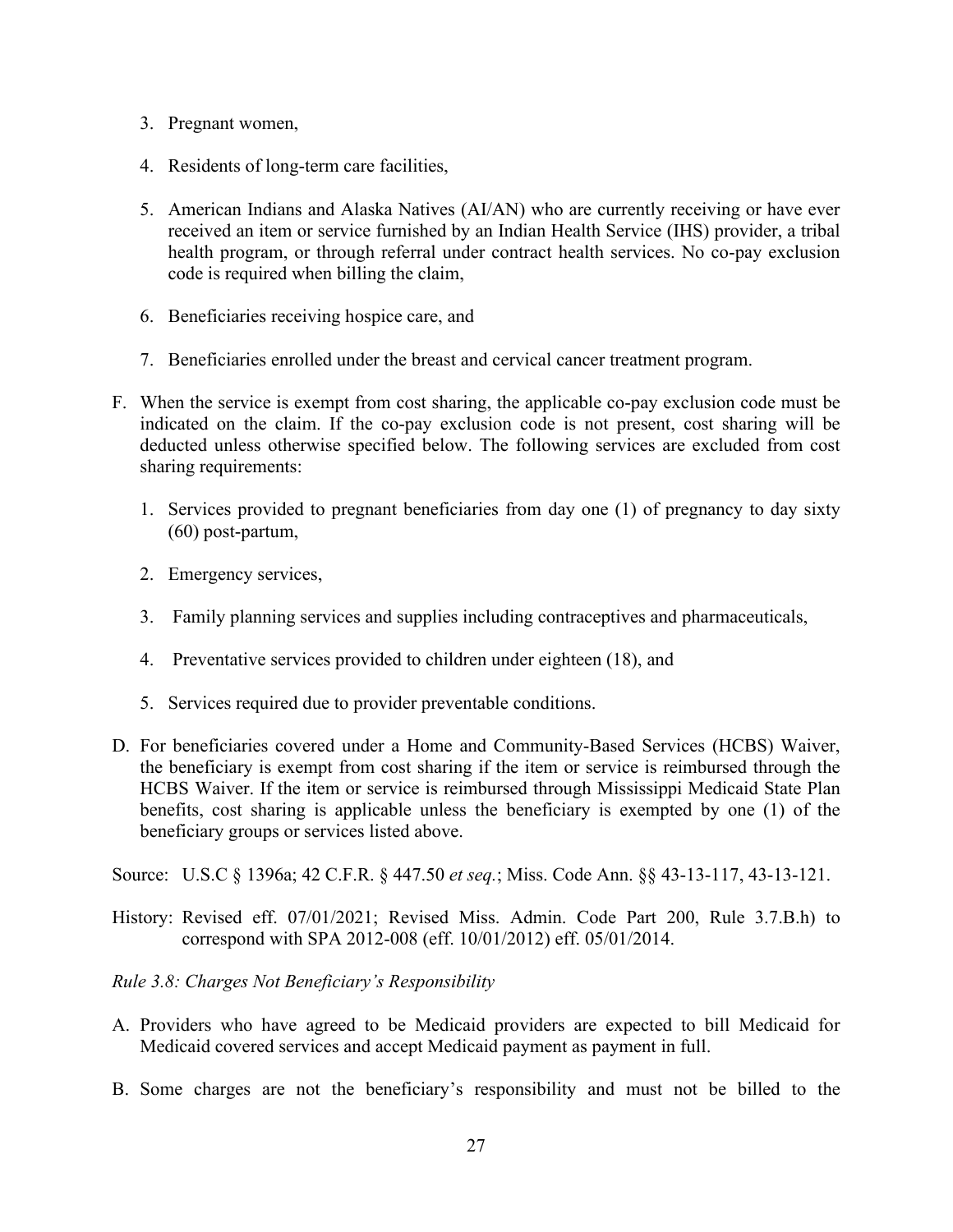3. Pregnant women,

4. Residents of long-term care facilities,

5. American Indians and Alaska Natives (AI/AN) who are currently receiving or have ever received an item or service furnished by an Indian Health Service (IHS) provider, a tribal health program, or through referral under contract health services. No co-pay exclusion code is required when billing the claim,

6. Beneficiaries receiving hospice care, and

7. Beneficiaries enrolled under the breast and cervical cancer treatment program.

F. When the service is exempt from cost sharing, the applicable co-pay exclusion code must be indicated on the claim. If the co-pay exclusion code is not present, cost sharing will be deducted unless otherwise specified below. The following services are excluded from cost sharing requirements:

   1. Services provided to pregnant beneficiaries from day one (1) of pregnancy to day sixty (60) post-partum,

   2. Emergency services,

   3. Family planning services and supplies including contraceptives and pharmaceuticals,

   4. Preventative services provided to children under eighteen (18), and

   5. Services required due to provider preventable conditions.

D. For beneficiaries covered under a Home and Community-Based Services (HCBS) Waiver, the beneficiary is exempt from cost sharing if the item or service is reimbursed through the HCBS Waiver. If the item or service is reimbursed through Mississippi Medicaid State Plan benefits, cost sharing is applicable unless the beneficiary is exempted by one (1) of the beneficiary groups or services listed above.

Source: U.S.C § 1396a; 42 C.F.R. § 447.50 *et seq.*; Miss. Code Ann. §§ 43-13-117, 43-13-121.

History: Revised eff. 07/01/2021; Revised Miss. Admin. Code Part 200, Rule 3.7.B.h) to correspond with SPA 2012-008 (eff. 10/01/2012) eff. 05/01/2014.

*Rule 3.8: Charges Not Beneficiary's Responsibility*

A. Providers who have agreed to be Medicaid providers are expected to bill Medicaid for Medicaid covered services and accept Medicaid payment as payment in full.

B. Some charges are not the beneficiary's responsibility and must not be billed to the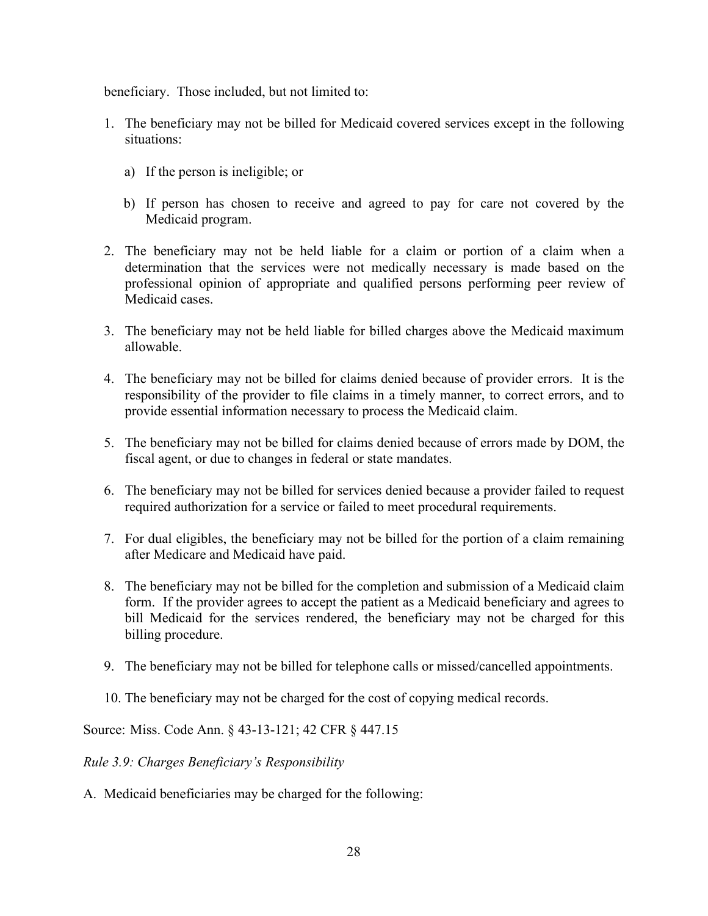beneficiary. Those included, but not limited to:

1. The beneficiary may not be billed for Medicaid covered services except in the following situations:
   a) If the person is ineligible; or
   b) If person has chosen to receive and agreed to pay for care not covered by the Medicaid program.
2. The beneficiary may not be held liable for a claim or portion of a claim when a determination that the services were not medically necessary is made based on the professional opinion of appropriate and qualified persons performing peer review of Medicaid cases.
3. The beneficiary may not be held liable for billed charges above the Medicaid maximum allowable.
4. The beneficiary may not be billed for claims denied because of provider errors. It is the responsibility of the provider to file claims in a timely manner, to correct errors, and to provide essential information necessary to process the Medicaid claim.
5. The beneficiary may not be billed for claims denied because of errors made by DOM, the fiscal agent, or due to changes in federal or state mandates.
6. The beneficiary may not be billed for services denied because a provider failed to request required authorization for a service or failed to meet procedural requirements.
7. For dual eligibles, the beneficiary may not be billed for the portion of a claim remaining after Medicare and Medicaid have paid.
8. The beneficiary may not be billed for the completion and submission of a Medicaid claim form. If the provider agrees to accept the patient as a Medicaid beneficiary and agrees to bill Medicaid for the services rendered, the beneficiary may not be charged for this billing procedure.
9. The beneficiary may not be billed for telephone calls or missed/cancelled appointments.
10. The beneficiary may not be charged for the cost of copying medical records.

Source: Miss. Code Ann. § 43-13-121; 42 CFR § 447.15

*Rule 3.9: Charges Beneficiary's Responsibility*

A. Medicaid beneficiaries may be charged for the following: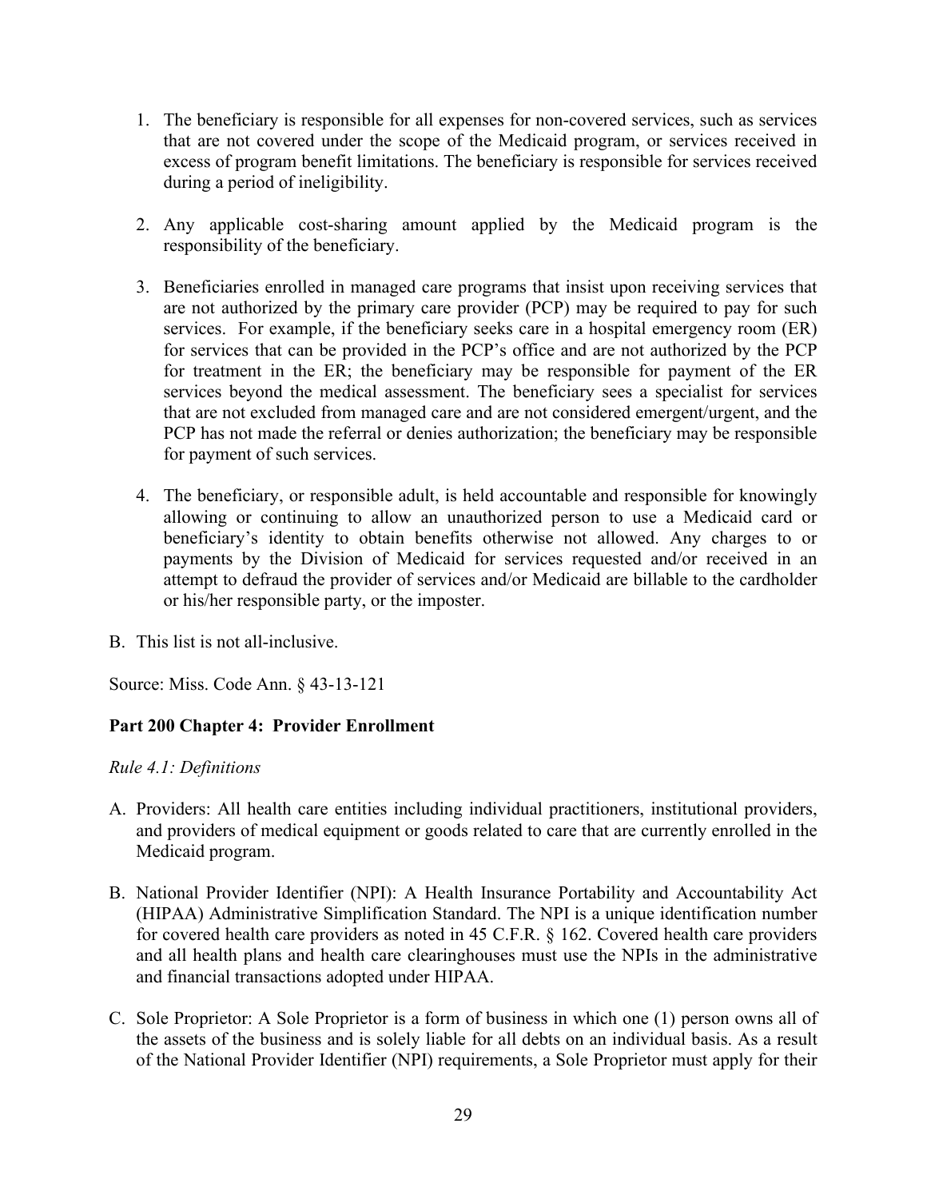1. The beneficiary is responsible for all expenses for non-covered services, such as services that are not covered under the scope of the Medicaid program, or services received in excess of program benefit limitations. The beneficiary is responsible for services received during a period of ineligibility.

2. Any applicable cost-sharing amount applied by the Medicaid program is the responsibility of the beneficiary.

3. Beneficiaries enrolled in managed care programs that insist upon receiving services that are not authorized by the primary care provider (PCP) may be required to pay for such services. For example, if the beneficiary seeks care in a hospital emergency room (ER) for services that can be provided in the PCP's office and are not authorized by the PCP for treatment in the ER; the beneficiary may be responsible for payment of the ER services beyond the medical assessment. The beneficiary sees a specialist for services that are not excluded from managed care and are not considered emergent/urgent, and the PCP has not made the referral or denies authorization; the beneficiary may be responsible for payment of such services.

4. The beneficiary, or responsible adult, is held accountable and responsible for knowingly allowing or continuing to allow an unauthorized person to use a Medicaid card or beneficiary's identity to obtain benefits otherwise not allowed. Any charges to or payments by the Division of Medicaid for services requested and/or received in an attempt to defraud the provider of services and/or Medicaid are billable to the cardholder or his/her responsible party, or the imposter.

B. This list is not all-inclusive.

Source: Miss. Code Ann. § 43-13-121

**Part 200 Chapter 4: Provider Enrollment**

*Rule 4.1: Definitions*

A. Providers: All health care entities including individual practitioners, institutional providers, and providers of medical equipment or goods related to care that are currently enrolled in the Medicaid program.

B. National Provider Identifier (NPI): A Health Insurance Portability and Accountability Act (HIPAA) Administrative Simplification Standard. The NPI is a unique identification number for covered health care providers as noted in 45 C.F.R. § 162. Covered health care providers and all health plans and health care clearinghouses must use the NPIs in the administrative and financial transactions adopted under HIPAA.

C. Sole Proprietor: A Sole Proprietor is a form of business in which one (1) person owns all of the assets of the business and is solely liable for all debts on an individual basis. As a result of the National Provider Identifier (NPI) requirements, a Sole Proprietor must apply for their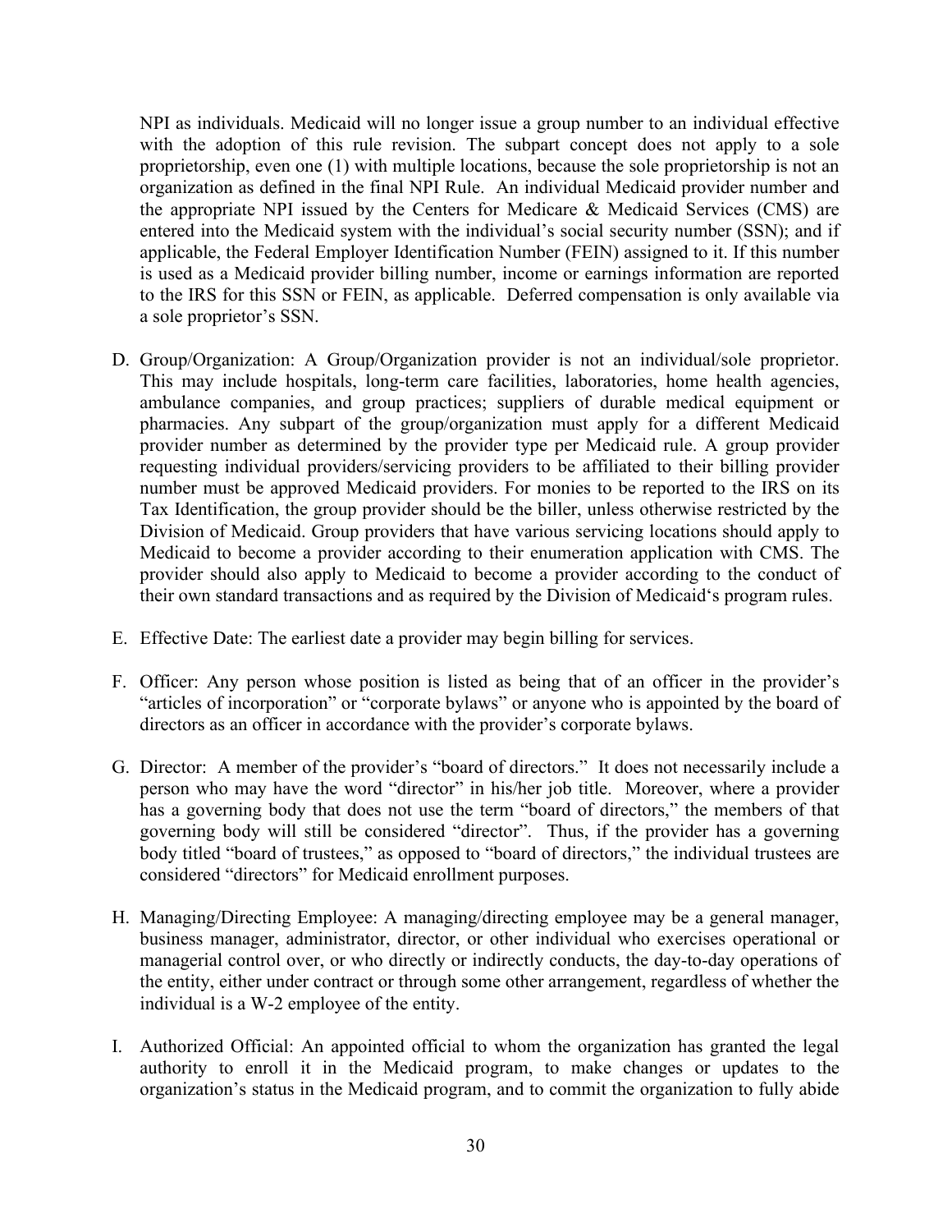NPI as individuals. Medicaid will no longer issue a group number to an individual effective with the adoption of this rule revision. The subpart concept does not apply to a sole proprietorship, even one (1) with multiple locations, because the sole proprietorship is not an organization as defined in the final NPI Rule. An individual Medicaid provider number and the appropriate NPI issued by the Centers for Medicare & Medicaid Services (CMS) are entered into the Medicaid system with the individual's social security number (SSN); and if applicable, the Federal Employer Identification Number (FEIN) assigned to it. If this number is used as a Medicaid provider billing number, income or earnings information are reported to the IRS for this SSN or FEIN, as applicable. Deferred compensation is only available via a sole proprietor's SSN.

D. Group/Organization: A Group/Organization provider is not an individual/sole proprietor. This may include hospitals, long-term care facilities, laboratories, home health agencies, ambulance companies, and group practices; suppliers of durable medical equipment or pharmacies. Any subpart of the group/organization must apply for a different Medicaid provider number as determined by the provider type per Medicaid rule. A group provider requesting individual providers/servicing providers to be affiliated to their billing provider number must be approved Medicaid providers. For monies to be reported to the IRS on its Tax Identification, the group provider should be the biller, unless otherwise restricted by the Division of Medicaid. Group providers that have various servicing locations should apply to Medicaid to become a provider according to their enumeration application with CMS. The provider should also apply to Medicaid to become a provider according to the conduct of their own standard transactions and as required by the Division of Medicaid's program rules.

E. Effective Date: The earliest date a provider may begin billing for services.

F. Officer: Any person whose position is listed as being that of an officer in the provider's "articles of incorporation" or "corporate bylaws" or anyone who is appointed by the board of directors as an officer in accordance with the provider's corporate bylaws.

G. Director: A member of the provider's "board of directors." It does not necessarily include a person who may have the word "director" in his/her job title. Moreover, where a provider has a governing body that does not use the term "board of directors," the members of that governing body will still be considered "director". Thus, if the provider has a governing body titled "board of trustees," as opposed to "board of directors," the individual trustees are considered "directors" for Medicaid enrollment purposes.

H. Managing/Directing Employee: A managing/directing employee may be a general manager, business manager, administrator, director, or other individual who exercises operational or managerial control over, or who directly or indirectly conducts, the day-to-day operations of the entity, either under contract or through some other arrangement, regardless of whether the individual is a W-2 employee of the entity.

I. Authorized Official: An appointed official to whom the organization has granted the legal authority to enroll it in the Medicaid program, to make changes or updates to the organization's status in the Medicaid program, and to commit the organization to fully abide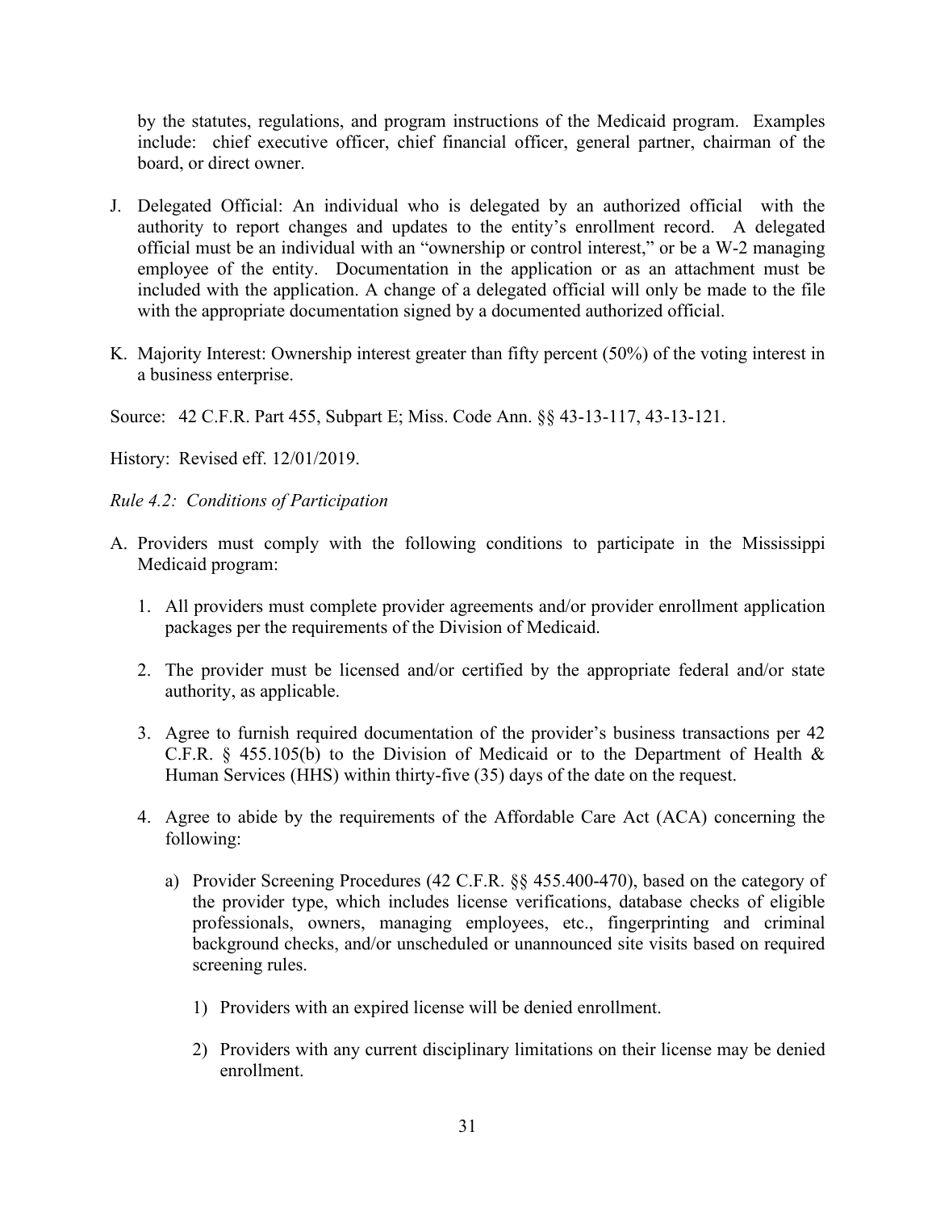by the statutes, regulations, and program instructions of the Medicaid program. Examples include: chief executive officer, chief financial officer, general partner, chairman of the board, or direct owner.

J. Delegated Official: An individual who is delegated by an authorized official with the authority to report changes and updates to the entity's enrollment record. A delegated official must be an individual with an "ownership or control interest," or be a W-2 managing employee of the entity. Documentation in the application or as an attachment must be included with the application. A change of a delegated official will only be made to the file with the appropriate documentation signed by a documented authorized official.

K. Majority Interest: Ownership interest greater than fifty percent (50%) of the voting interest in a business enterprise.

Source: 42 C.F.R. Part 455, Subpart E; Miss. Code Ann. §§ 43-13-117, 43-13-121.

History: Revised eff. 12/01/2019.

*Rule 4.2: Conditions of Participation*

A. Providers must comply with the following conditions to participate in the Mississippi Medicaid program:

   1. All providers must complete provider agreements and/or provider enrollment application packages per the requirements of the Division of Medicaid.

   2. The provider must be licensed and/or certified by the appropriate federal and/or state authority, as applicable.

   3. Agree to furnish required documentation of the provider's business transactions per 42 C.F.R. § 455.105(b) to the Division of Medicaid or to the Department of Health & Human Services (HHS) within thirty-five (35) days of the date on the request.

   4. Agree to abide by the requirements of the Affordable Care Act (ACA) concerning the following:

      a) Provider Screening Procedures (42 C.F.R. §§ 455.400-470), based on the category of the provider type, which includes license verifications, database checks of eligible professionals, owners, managing employees, etc., fingerprinting and criminal background checks, and/or unscheduled or unannounced site visits based on required screening rules.

         1) Providers with an expired license will be denied enrollment.

         2) Providers with any current disciplinary limitations on their license may be denied enrollment.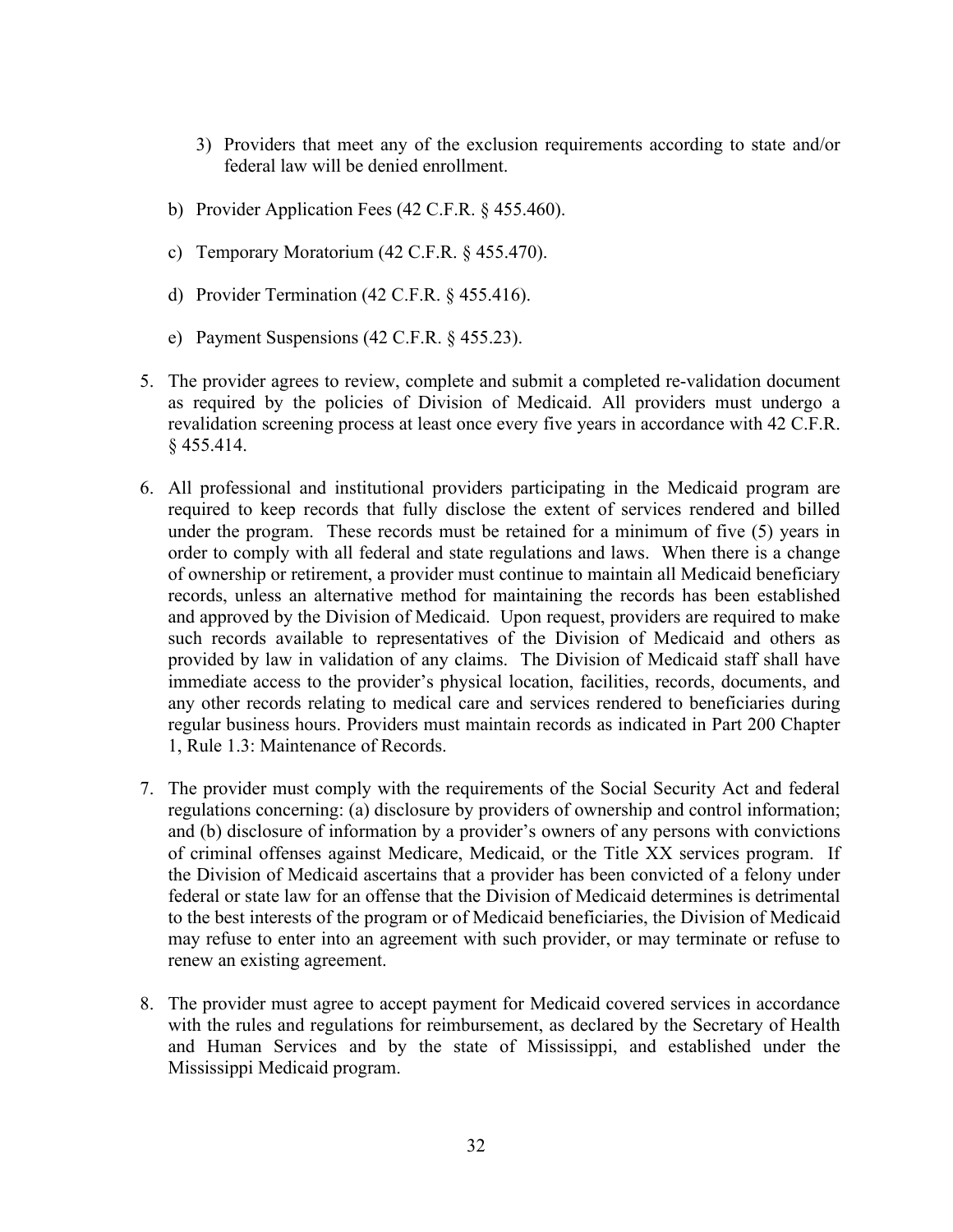3) Providers that meet any of the exclusion requirements according to state and/or federal law will be denied enrollment.

b) Provider Application Fees (42 C.F.R. § 455.460).

c) Temporary Moratorium (42 C.F.R. § 455.470).

d) Provider Termination (42 C.F.R. § 455.416).

e) Payment Suspensions (42 C.F.R. § 455.23).

5. The provider agrees to review, complete and submit a completed re-validation document as required by the policies of Division of Medicaid. All providers must undergo a revalidation screening process at least once every five years in accordance with 42 C.F.R. § 455.414.

6. All professional and institutional providers participating in the Medicaid program are required to keep records that fully disclose the extent of services rendered and billed under the program. These records must be retained for a minimum of five (5) years in order to comply with all federal and state regulations and laws. When there is a change of ownership or retirement, a provider must continue to maintain all Medicaid beneficiary records, unless an alternative method for maintaining the records has been established and approved by the Division of Medicaid. Upon request, providers are required to make such records available to representatives of the Division of Medicaid and others as provided by law in validation of any claims. The Division of Medicaid staff shall have immediate access to the provider's physical location, facilities, records, documents, and any other records relating to medical care and services rendered to beneficiaries during regular business hours. Providers must maintain records as indicated in Part 200 Chapter 1, Rule 1.3: Maintenance of Records.

7. The provider must comply with the requirements of the Social Security Act and federal regulations concerning: (a) disclosure by providers of ownership and control information; and (b) disclosure of information by a provider's owners of any persons with convictions of criminal offenses against Medicare, Medicaid, or the Title XX services program. If the Division of Medicaid ascertains that a provider has been convicted of a felony under federal or state law for an offense that the Division of Medicaid determines is detrimental to the best interests of the program or of Medicaid beneficiaries, the Division of Medicaid may refuse to enter into an agreement with such provider, or may terminate or refuse to renew an existing agreement.

8. The provider must agree to accept payment for Medicaid covered services in accordance with the rules and regulations for reimbursement, as declared by the Secretary of Health and Human Services and by the state of Mississippi, and established under the Mississippi Medicaid program.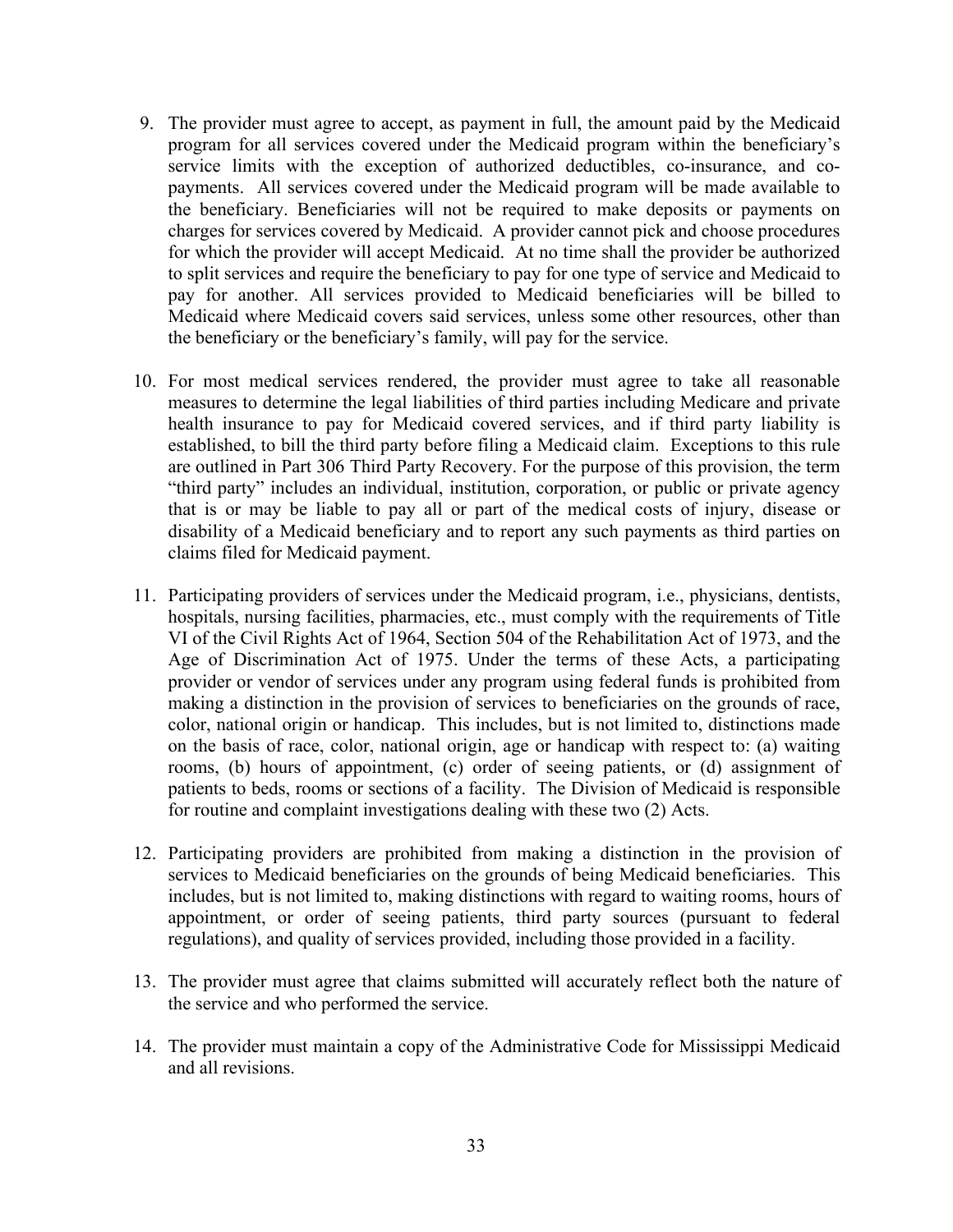9. The provider must agree to accept, as payment in full, the amount paid by the Medicaid program for all services covered under the Medicaid program within the beneficiary's service limits with the exception of authorized deductibles, co-insurance, and co-payments. All services covered under the Medicaid program will be made available to the beneficiary. Beneficiaries will not be required to make deposits or payments on charges for services covered by Medicaid. A provider cannot pick and choose procedures for which the provider will accept Medicaid. At no time shall the provider be authorized to split services and require the beneficiary to pay for one type of service and Medicaid to pay for another. All services provided to Medicaid beneficiaries will be billed to Medicaid where Medicaid covers said services, unless some other resources, other than the beneficiary or the beneficiary's family, will pay for the service.

10. For most medical services rendered, the provider must agree to take all reasonable measures to determine the legal liabilities of third parties including Medicare and private health insurance to pay for Medicaid covered services, and if third party liability is established, to bill the third party before filing a Medicaid claim. Exceptions to this rule are outlined in Part 306 Third Party Recovery. For the purpose of this provision, the term "third party" includes an individual, institution, corporation, or public or private agency that is or may be liable to pay all or part of the medical costs of injury, disease or disability of a Medicaid beneficiary and to report any such payments as third parties on claims filed for Medicaid payment.

11. Participating providers of services under the Medicaid program, i.e., physicians, dentists, hospitals, nursing facilities, pharmacies, etc., must comply with the requirements of Title VI of the Civil Rights Act of 1964, Section 504 of the Rehabilitation Act of 1973, and the Age of Discrimination Act of 1975. Under the terms of these Acts, a participating provider or vendor of services under any program using federal funds is prohibited from making a distinction in the provision of services to beneficiaries on the grounds of race, color, national origin or handicap. This includes, but is not limited to, distinctions made on the basis of race, color, national origin, age or handicap with respect to: (a) waiting rooms, (b) hours of appointment, (c) order of seeing patients, or (d) assignment of patients to beds, rooms or sections of a facility. The Division of Medicaid is responsible for routine and complaint investigations dealing with these two (2) Acts.

12. Participating providers are prohibited from making a distinction in the provision of services to Medicaid beneficiaries on the grounds of being Medicaid beneficiaries. This includes, but is not limited to, making distinctions with regard to waiting rooms, hours of appointment, or order of seeing patients, third party sources (pursuant to federal regulations), and quality of services provided, including those provided in a facility.

13. The provider must agree that claims submitted will accurately reflect both the nature of the service and who performed the service.

14. The provider must maintain a copy of the Administrative Code for Mississippi Medicaid and all revisions.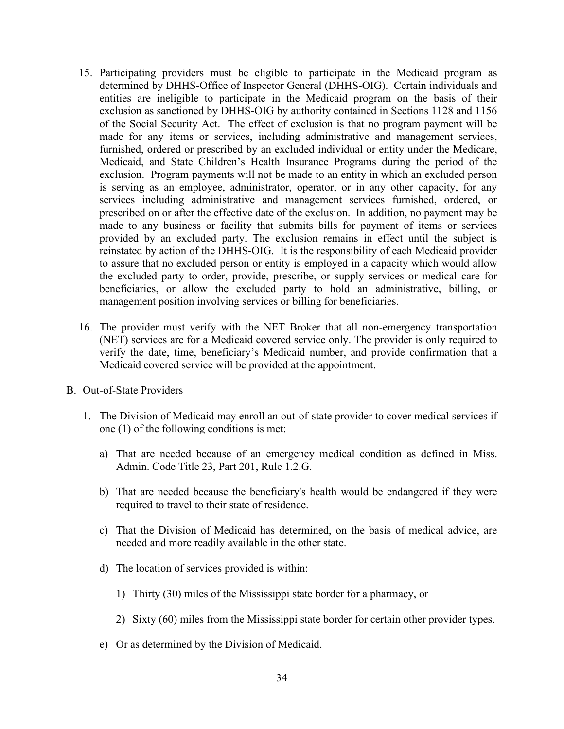15. Participating providers must be eligible to participate in the Medicaid program as determined by DHHS-Office of Inspector General (DHHS-OIG). Certain individuals and entities are ineligible to participate in the Medicaid program on the basis of their exclusion as sanctioned by DHHS-OIG by authority contained in Sections 1128 and 1156 of the Social Security Act. The effect of exclusion is that no program payment will be made for any items or services, including administrative and management services, furnished, ordered or prescribed by an excluded individual or entity under the Medicare, Medicaid, and State Children's Health Insurance Programs during the period of the exclusion. Program payments will not be made to an entity in which an excluded person is serving as an employee, administrator, operator, or in any other capacity, for any services including administrative and management services furnished, ordered, or prescribed on or after the effective date of the exclusion. In addition, no payment may be made to any business or facility that submits bills for payment of items or services provided by an excluded party. The exclusion remains in effect until the subject is reinstated by action of the DHHS-OIG. It is the responsibility of each Medicaid provider to assure that no excluded person or entity is employed in a capacity which would allow the excluded party to order, provide, prescribe, or supply services or medical care for beneficiaries, or allow the excluded party to hold an administrative, billing, or management position involving services or billing for beneficiaries.

16. The provider must verify with the NET Broker that all non-emergency transportation (NET) services are for a Medicaid covered service only. The provider is only required to verify the date, time, beneficiary's Medicaid number, and provide confirmation that a Medicaid covered service will be provided at the appointment.

B. Out-of-State Providers –

   1. The Division of Medicaid may enroll an out-of-state provider to cover medical services if one (1) of the following conditions is met:

      a) That are needed because of an emergency medical condition as defined in Miss. Admin. Code Title 23, Part 201, Rule 1.2.G.

      b) That are needed because the beneficiary's health would be endangered if they were required to travel to their state of residence.

      c) That the Division of Medicaid has determined, on the basis of medical advice, are needed and more readily available in the other state.

      d) The location of services provided is within:

         1) Thirty (30) miles of the Mississippi state border for a pharmacy, or

         2) Sixty (60) miles from the Mississippi state border for certain other provider types.

      e) Or as determined by the Division of Medicaid.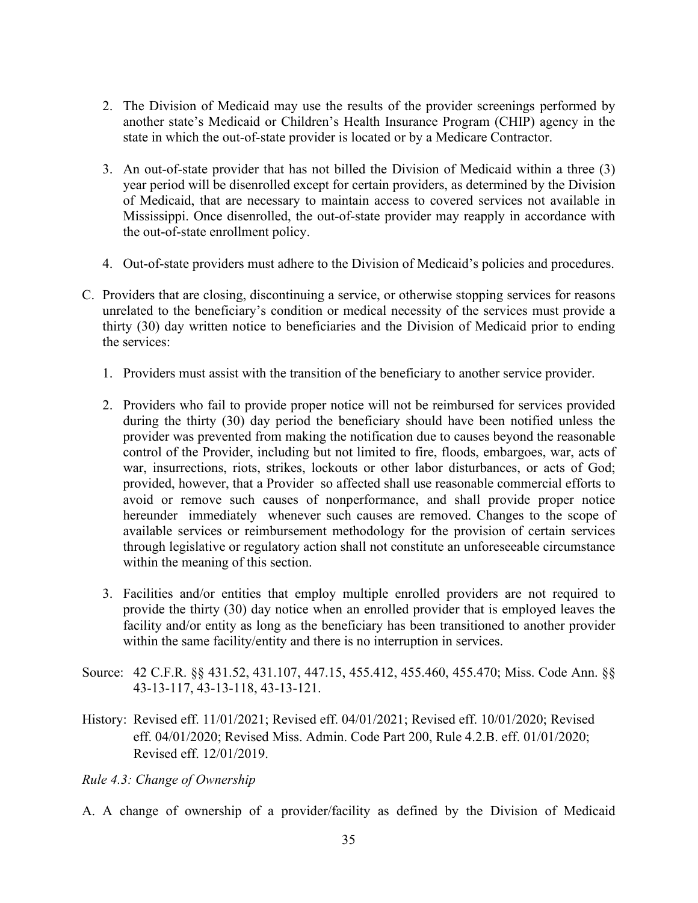2. The Division of Medicaid may use the results of the provider screenings performed by another state's Medicaid or Children's Health Insurance Program (CHIP) agency in the state in which the out-of-state provider is located or by a Medicare Contractor.

3. An out-of-state provider that has not billed the Division of Medicaid within a three (3) year period will be disenrolled except for certain providers, as determined by the Division of Medicaid, that are necessary to maintain access to covered services not available in Mississippi. Once disenrolled, the out-of-state provider may reapply in accordance with the out-of-state enrollment policy.

4. Out-of-state providers must adhere to the Division of Medicaid's policies and procedures.

C. Providers that are closing, discontinuing a service, or otherwise stopping services for reasons unrelated to the beneficiary's condition or medical necessity of the services must provide a thirty (30) day written notice to beneficiaries and the Division of Medicaid prior to ending the services:

   1. Providers must assist with the transition of the beneficiary to another service provider.

   2. Providers who fail to provide proper notice will not be reimbursed for services provided during the thirty (30) day period the beneficiary should have been notified unless the provider was prevented from making the notification due to causes beyond the reasonable control of the Provider, including but not limited to fire, floods, embargoes, war, acts of war, insurrections, riots, strikes, lockouts or other labor disturbances, or acts of God; provided, however, that a Provider so affected shall use reasonable commercial efforts to avoid or remove such causes of nonperformance, and shall provide proper notice hereunder immediately whenever such causes are removed. Changes to the scope of available services or reimbursement methodology for the provision of certain services through legislative or regulatory action shall not constitute an unforeseeable circumstance within the meaning of this section.

   3. Facilities and/or entities that employ multiple enrolled providers are not required to provide the thirty (30) day notice when an enrolled provider that is employed leaves the facility and/or entity as long as the beneficiary has been transitioned to another provider within the same facility/entity and there is no interruption in services.

Source: 42 C.F.R. §§ 431.52, 431.107, 447.15, 455.412, 455.460, 455.470; Miss. Code Ann. §§ 43-13-117, 43-13-118, 43-13-121.

History: Revised eff. 11/01/2021; Revised eff. 04/01/2021; Revised eff. 10/01/2020; Revised eff. 04/01/2020; Revised Miss. Admin. Code Part 200, Rule 4.2.B. eff. 01/01/2020; Revised eff. 12/01/2019.

*Rule 4.3: Change of Ownership*

A. A change of ownership of a provider/facility as defined by the Division of Medicaid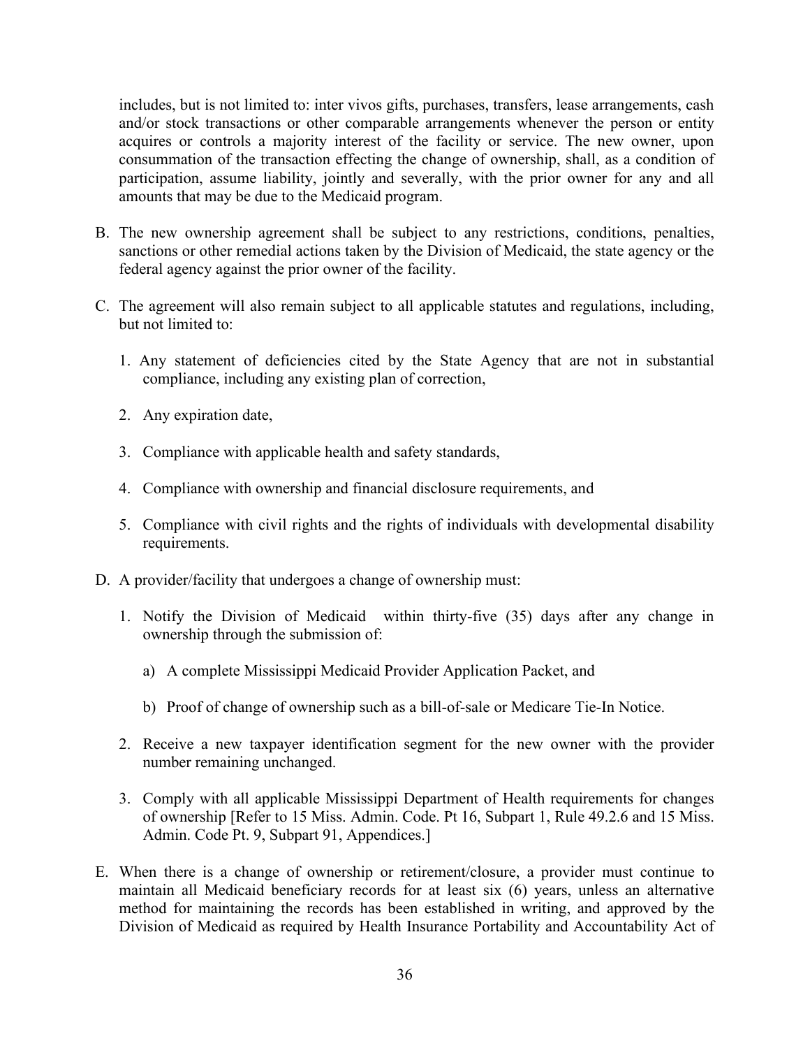includes, but is not limited to: inter vivos gifts, purchases, transfers, lease arrangements, cash and/or stock transactions or other comparable arrangements whenever the person or entity acquires or controls a majority interest of the facility or service. The new owner, upon consummation of the transaction effecting the change of ownership, shall, as a condition of participation, assume liability, jointly and severally, with the prior owner for any and all amounts that may be due to the Medicaid program.

B. The new ownership agreement shall be subject to any restrictions, conditions, penalties, sanctions or other remedial actions taken by the Division of Medicaid, the state agency or the federal agency against the prior owner of the facility.

C. The agreement will also remain subject to all applicable statutes and regulations, including, but not limited to:

   1. Any statement of deficiencies cited by the State Agency that are not in substantial compliance, including any existing plan of correction,

   2. Any expiration date,

   3. Compliance with applicable health and safety standards,

   4. Compliance with ownership and financial disclosure requirements, and

   5. Compliance with civil rights and the rights of individuals with developmental disability requirements.

D. A provider/facility that undergoes a change of ownership must:

   1. Notify the Division of Medicaid within thirty-five (35) days after any change in ownership through the submission of:

      a) A complete Mississippi Medicaid Provider Application Packet, and

      b) Proof of change of ownership such as a bill-of-sale or Medicare Tie-In Notice.

   2. Receive a new taxpayer identification segment for the new owner with the provider number remaining unchanged.

   3. Comply with all applicable Mississippi Department of Health requirements for changes of ownership [Refer to 15 Miss. Admin. Code. Pt 16, Subpart 1, Rule 49.2.6 and 15 Miss. Admin. Code Pt. 9, Subpart 91, Appendices.]

E. When there is a change of ownership or retirement/closure, a provider must continue to maintain all Medicaid beneficiary records for at least six (6) years, unless an alternative method for maintaining the records has been established in writing, and approved by the Division of Medicaid as required by Health Insurance Portability and Accountability Act of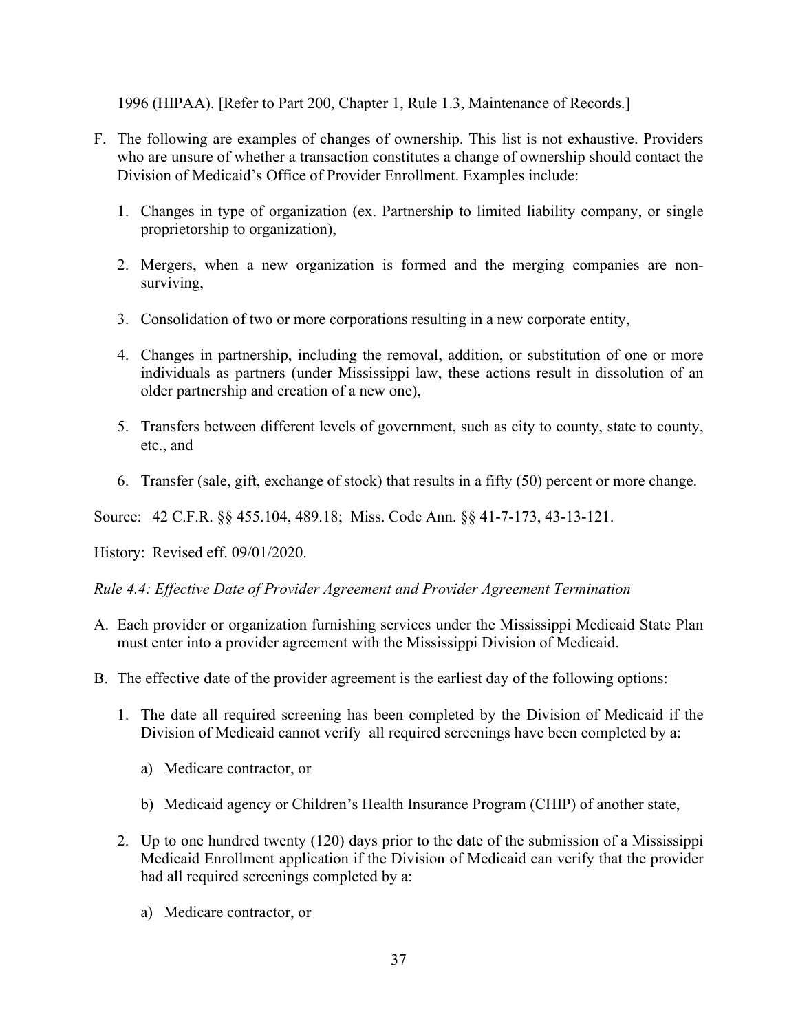1996 (HIPAA). [Refer to Part 200, Chapter 1, Rule 1.3, Maintenance of Records.]

F. The following are examples of changes of ownership. This list is not exhaustive. Providers who are unsure of whether a transaction constitutes a change of ownership should contact the Division of Medicaid's Office of Provider Enrollment. Examples include:

   1. Changes in type of organization (ex. Partnership to limited liability company, or single proprietorship to organization),

   2. Mergers, when a new organization is formed and the merging companies are non-surviving,

   3. Consolidation of two or more corporations resulting in a new corporate entity,

   4. Changes in partnership, including the removal, addition, or substitution of one or more individuals as partners (under Mississippi law, these actions result in dissolution of an older partnership and creation of a new one),

   5. Transfers between different levels of government, such as city to county, state to county, etc., and

   6. Transfer (sale, gift, exchange of stock) that results in a fifty (50) percent or more change.

Source: 42 C.F.R. §§ 455.104, 489.18; Miss. Code Ann. §§ 41-7-173, 43-13-121.

History: Revised eff. 09/01/2020.

*Rule 4.4: Effective Date of Provider Agreement and Provider Agreement Termination*

A. Each provider or organization furnishing services under the Mississippi Medicaid State Plan must enter into a provider agreement with the Mississippi Division of Medicaid.

B. The effective date of the provider agreement is the earliest day of the following options:

   1. The date all required screening has been completed by the Division of Medicaid if the Division of Medicaid cannot verify all required screenings have been completed by a:

      a) Medicare contractor, or

      b) Medicaid agency or Children's Health Insurance Program (CHIP) of another state,

   2. Up to one hundred twenty (120) days prior to the date of the submission of a Mississippi Medicaid Enrollment application if the Division of Medicaid can verify that the provider had all required screenings completed by a:

      a) Medicare contractor, or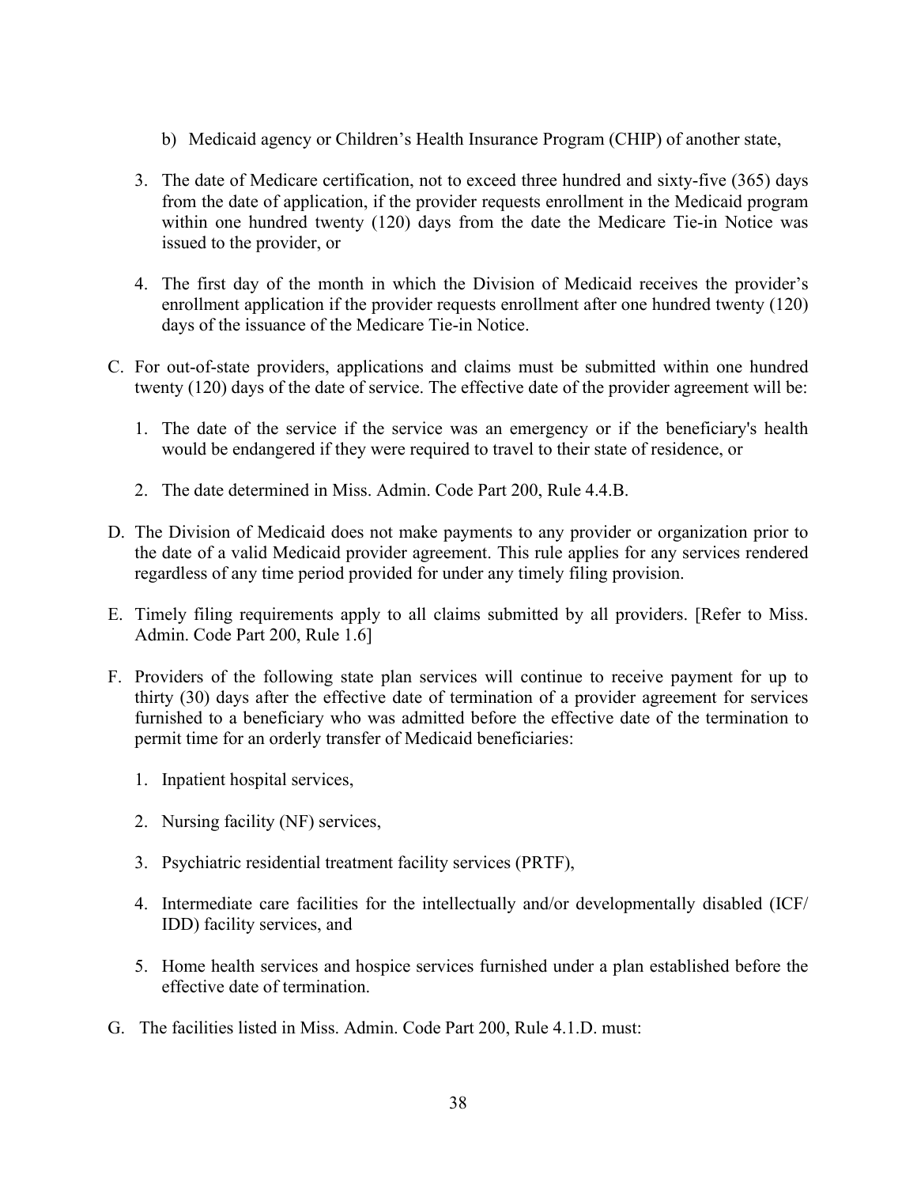b) Medicaid agency or Children's Health Insurance Program (CHIP) of another state,

3. The date of Medicare certification, not to exceed three hundred and sixty-five (365) days from the date of application, if the provider requests enrollment in the Medicaid program within one hundred twenty (120) days from the date the Medicare Tie-in Notice was issued to the provider, or

4. The first day of the month in which the Division of Medicaid receives the provider's enrollment application if the provider requests enrollment after one hundred twenty (120) days of the issuance of the Medicare Tie-in Notice.

C. For out-of-state providers, applications and claims must be submitted within one hundred twenty (120) days of the date of service. The effective date of the provider agreement will be:

1. The date of the service if the service was an emergency or if the beneficiary's health would be endangered if they were required to travel to their state of residence, or

2. The date determined in Miss. Admin. Code Part 200, Rule 4.4.B.

D. The Division of Medicaid does not make payments to any provider or organization prior to the date of a valid Medicaid provider agreement. This rule applies for any services rendered regardless of any time period provided for under any timely filing provision.

E. Timely filing requirements apply to all claims submitted by all providers. [Refer to Miss. Admin. Code Part 200, Rule 1.6]

F. Providers of the following state plan services will continue to receive payment for up to thirty (30) days after the effective date of termination of a provider agreement for services furnished to a beneficiary who was admitted before the effective date of the termination to permit time for an orderly transfer of Medicaid beneficiaries:

1. Inpatient hospital services,

2. Nursing facility (NF) services,

3. Psychiatric residential treatment facility services (PRTF),

4. Intermediate care facilities for the intellectually and/or developmentally disabled (ICF/ IDD) facility services, and

5. Home health services and hospice services furnished under a plan established before the effective date of termination.

G. The facilities listed in Miss. Admin. Code Part 200, Rule 4.1.D. must: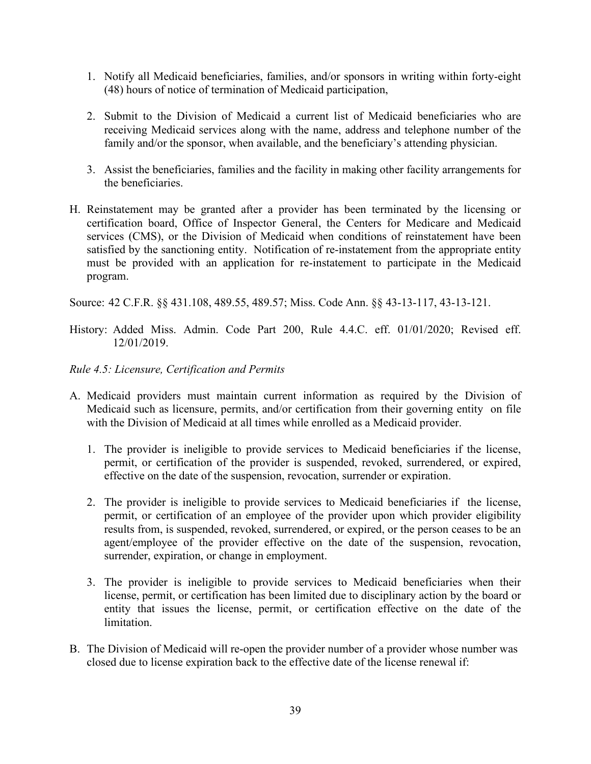1. Notify all Medicaid beneficiaries, families, and/or sponsors in writing within forty-eight (48) hours of notice of termination of Medicaid participation,

2. Submit to the Division of Medicaid a current list of Medicaid beneficiaries who are receiving Medicaid services along with the name, address and telephone number of the family and/or the sponsor, when available, and the beneficiary's attending physician.

3. Assist the beneficiaries, families and the facility in making other facility arrangements for the beneficiaries.

H. Reinstatement may be granted after a provider has been terminated by the licensing or certification board, Office of Inspector General, the Centers for Medicare and Medicaid services (CMS), or the Division of Medicaid when conditions of reinstatement have been satisfied by the sanctioning entity. Notification of re-instatement from the appropriate entity must be provided with an application for re-instatement to participate in the Medicaid program.

Source: 42 C.F.R. §§ 431.108, 489.55, 489.57; Miss. Code Ann. §§ 43-13-117, 43-13-121.

History: Added Miss. Admin. Code Part 200, Rule 4.4.C. eff. 01/01/2020; Revised eff. 12/01/2019.

*Rule 4.5: Licensure, Certification and Permits*

A. Medicaid providers must maintain current information as required by the Division of Medicaid such as licensure, permits, and/or certification from their governing entity on file with the Division of Medicaid at all times while enrolled as a Medicaid provider.

   1. The provider is ineligible to provide services to Medicaid beneficiaries if the license, permit, or certification of the provider is suspended, revoked, surrendered, or expired, effective on the date of the suspension, revocation, surrender or expiration.

   2. The provider is ineligible to provide services to Medicaid beneficiaries if the license, permit, or certification of an employee of the provider upon which provider eligibility results from, is suspended, revoked, surrendered, or expired, or the person ceases to be an agent/employee of the provider effective on the date of the suspension, revocation, surrender, expiration, or change in employment.

   3. The provider is ineligible to provide services to Medicaid beneficiaries when their license, permit, or certification has been limited due to disciplinary action by the board or entity that issues the license, permit, or certification effective on the date of the limitation.

B. The Division of Medicaid will re-open the provider number of a provider whose number was closed due to license expiration back to the effective date of the license renewal if: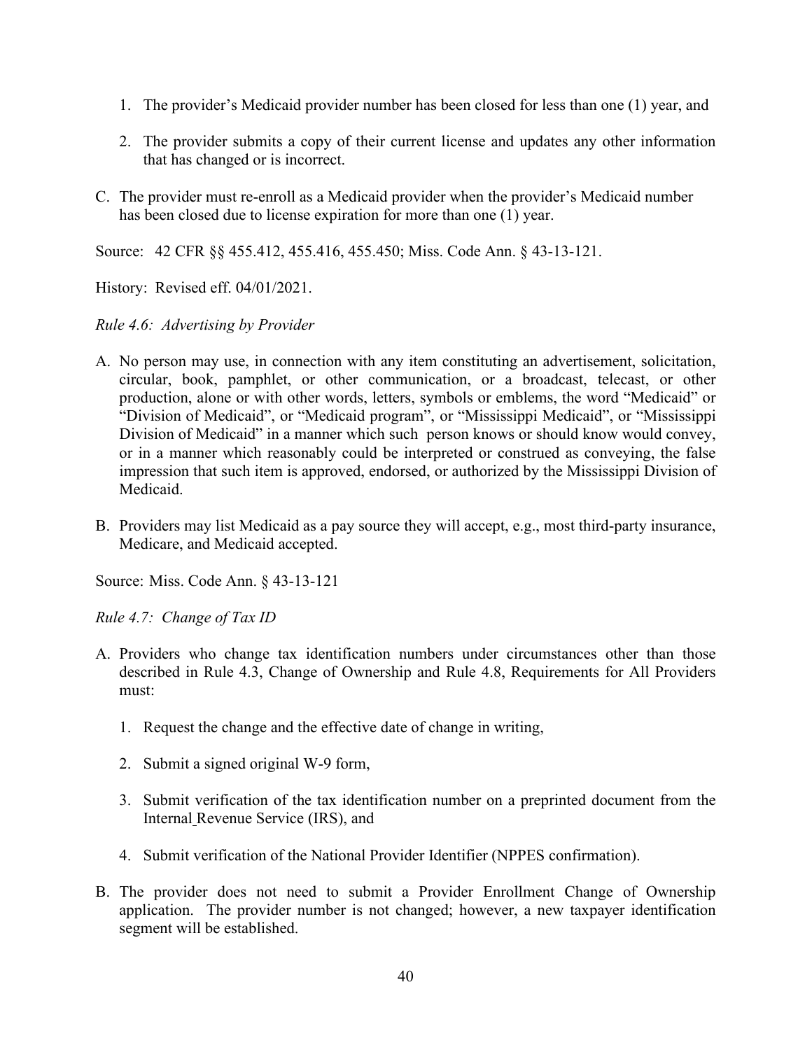1. The provider's Medicaid provider number has been closed for less than one (1) year, and

2. The provider submits a copy of their current license and updates any other information that has changed or is incorrect.

C. The provider must re-enroll as a Medicaid provider when the provider's Medicaid number has been closed due to license expiration for more than one (1) year.

Source: 42 CFR §§ 455.412, 455.416, 455.450; Miss. Code Ann. § 43-13-121.

History: Revised eff. 04/01/2021.

*Rule 4.6: Advertising by Provider*

A. No person may use, in connection with any item constituting an advertisement, solicitation, circular, book, pamphlet, or other communication, or a broadcast, telecast, or other production, alone or with other words, letters, symbols or emblems, the word "Medicaid" or "Division of Medicaid", or "Medicaid program", or "Mississippi Medicaid", or "Mississippi Division of Medicaid" in a manner which such person knows or should know would convey, or in a manner which reasonably could be interpreted or construed as conveying, the false impression that such item is approved, endorsed, or authorized by the Mississippi Division of Medicaid.

B. Providers may list Medicaid as a pay source they will accept, e.g., most third-party insurance, Medicare, and Medicaid accepted.

Source: Miss. Code Ann. § 43-13-121

*Rule 4.7: Change of Tax ID*

A. Providers who change tax identification numbers under circumstances other than those described in Rule 4.3, Change of Ownership and Rule 4.8, Requirements for All Providers must:

   1. Request the change and the effective date of change in writing,

   2. Submit a signed original W-9 form,

   3. Submit verification of the tax identification number on a preprinted document from the Internal Revenue Service (IRS), and

   4. Submit verification of the National Provider Identifier (NPPES confirmation).

B. The provider does not need to submit a Provider Enrollment Change of Ownership application. The provider number is not changed; however, a new taxpayer identification segment will be established.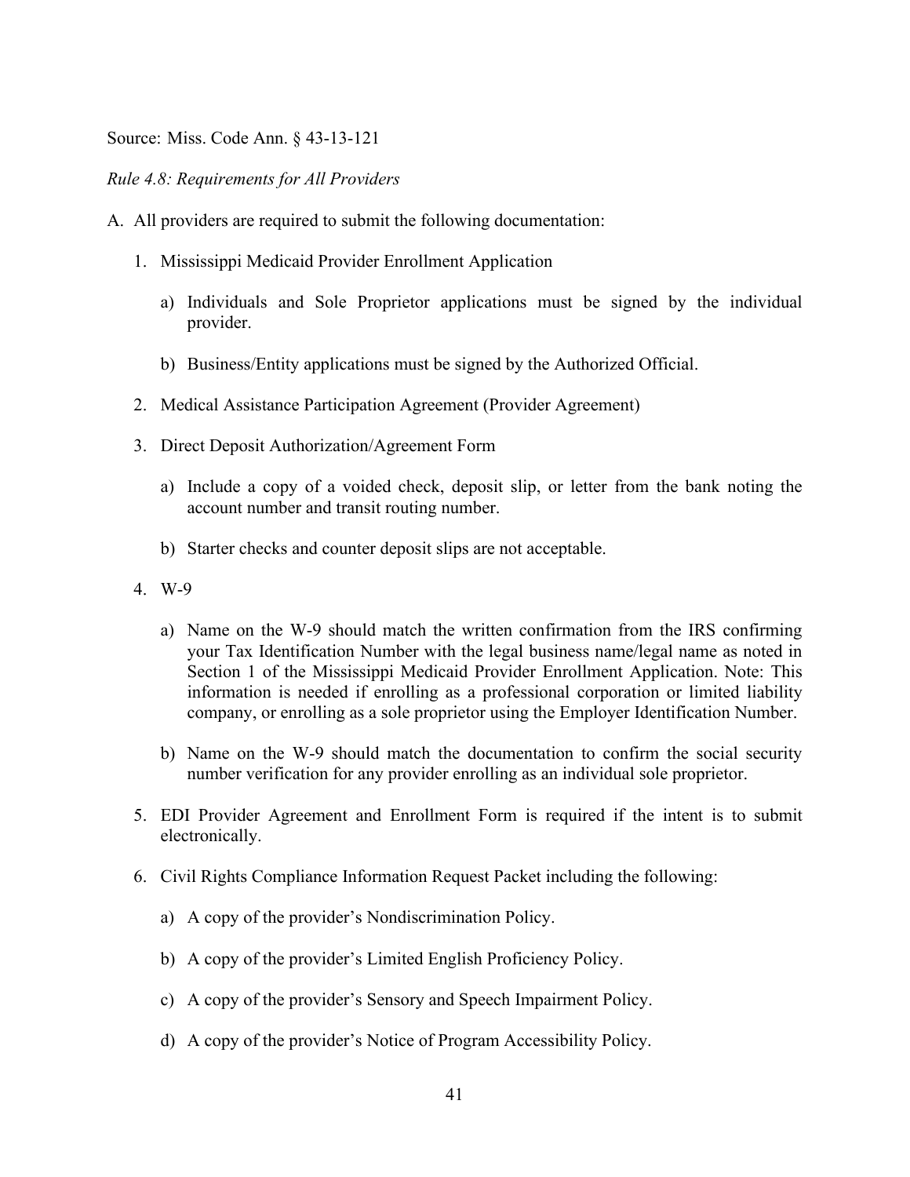Source: Miss. Code Ann. § 43-13-121

*Rule 4.8: Requirements for All Providers*

A. All providers are required to submit the following documentation:

   1. Mississippi Medicaid Provider Enrollment Application

      a) Individuals and Sole Proprietor applications must be signed by the individual provider.

      b) Business/Entity applications must be signed by the Authorized Official.

   2. Medical Assistance Participation Agreement (Provider Agreement)

   3. Direct Deposit Authorization/Agreement Form

      a) Include a copy of a voided check, deposit slip, or letter from the bank noting the account number and transit routing number.

      b) Starter checks and counter deposit slips are not acceptable.

   4. W-9

      a) Name on the W-9 should match the written confirmation from the IRS confirming your Tax Identification Number with the legal business name/legal name as noted in Section 1 of the Mississippi Medicaid Provider Enrollment Application. Note: This information is needed if enrolling as a professional corporation or limited liability company, or enrolling as a sole proprietor using the Employer Identification Number.

      b) Name on the W-9 should match the documentation to confirm the social security number verification for any provider enrolling as an individual sole proprietor.

   5. EDI Provider Agreement and Enrollment Form is required if the intent is to submit electronically.

   6. Civil Rights Compliance Information Request Packet including the following:

      a) A copy of the provider's Nondiscrimination Policy.

      b) A copy of the provider's Limited English Proficiency Policy.

      c) A copy of the provider's Sensory and Speech Impairment Policy.

      d) A copy of the provider's Notice of Program Accessibility Policy.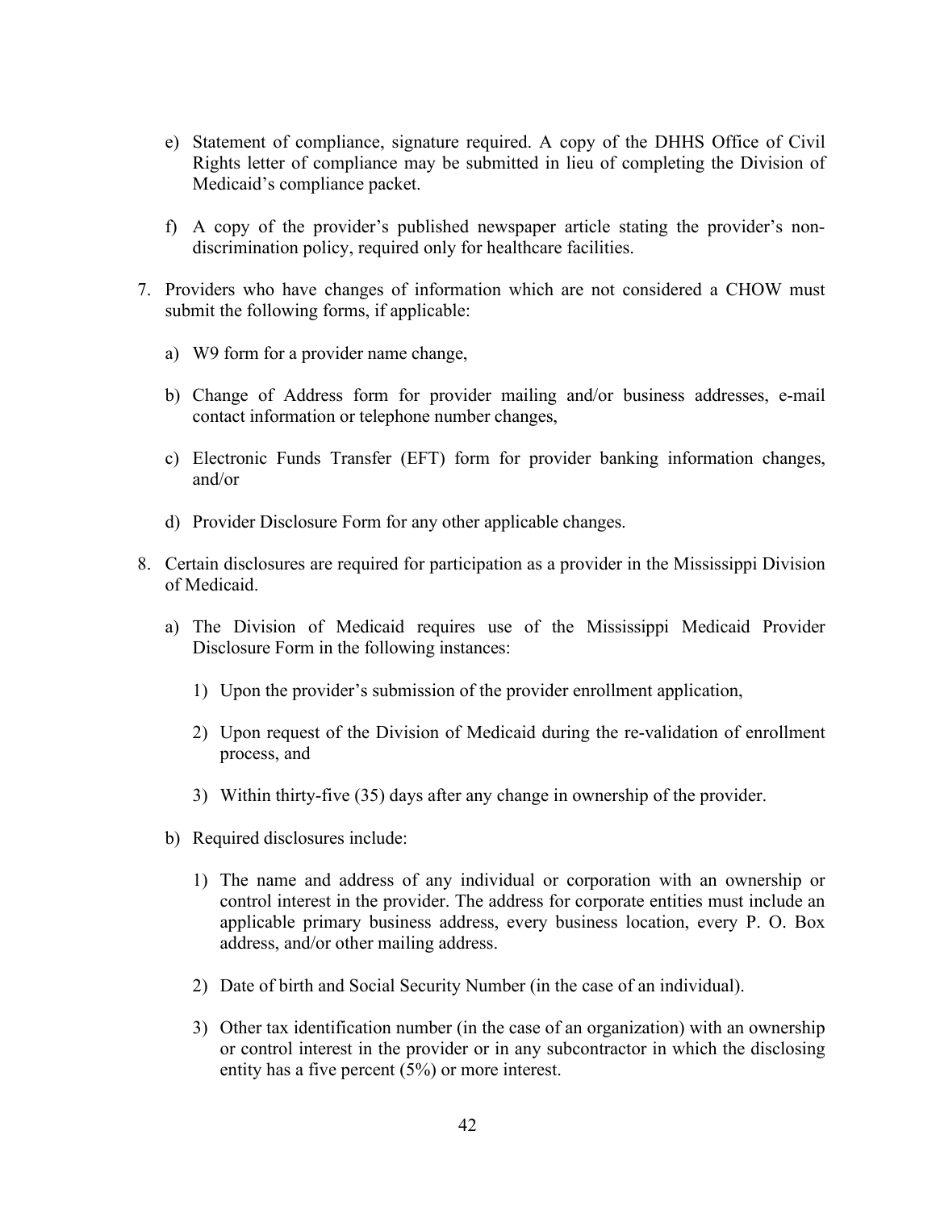e) Statement of compliance, signature required. A copy of the DHHS Office of Civil Rights letter of compliance may be submitted in lieu of completing the Division of Medicaid's compliance packet.

f) A copy of the provider's published newspaper article stating the provider's non-discrimination policy, required only for healthcare facilities.

7. Providers who have changes of information which are not considered a CHOW must submit the following forms, if applicable:

   a) W9 form for a provider name change,

   b) Change of Address form for provider mailing and/or business addresses, e-mail contact information or telephone number changes,

   c) Electronic Funds Transfer (EFT) form for provider banking information changes, and/or

   d) Provider Disclosure Form for any other applicable changes.

8. Certain disclosures are required for participation as a provider in the Mississippi Division of Medicaid.

   a) The Division of Medicaid requires use of the Mississippi Medicaid Provider Disclosure Form in the following instances:

      1) Upon the provider's submission of the provider enrollment application,

      2) Upon request of the Division of Medicaid during the re-validation of enrollment process, and

      3) Within thirty-five (35) days after any change in ownership of the provider.

   b) Required disclosures include:

      1) The name and address of any individual or corporation with an ownership or control interest in the provider. The address for corporate entities must include an applicable primary business address, every business location, every P. O. Box address, and/or other mailing address.

      2) Date of birth and Social Security Number (in the case of an individual).

      3) Other tax identification number (in the case of an organization) with an ownership or control interest in the provider or in any subcontractor in which the disclosing entity has a five percent (5%) or more interest.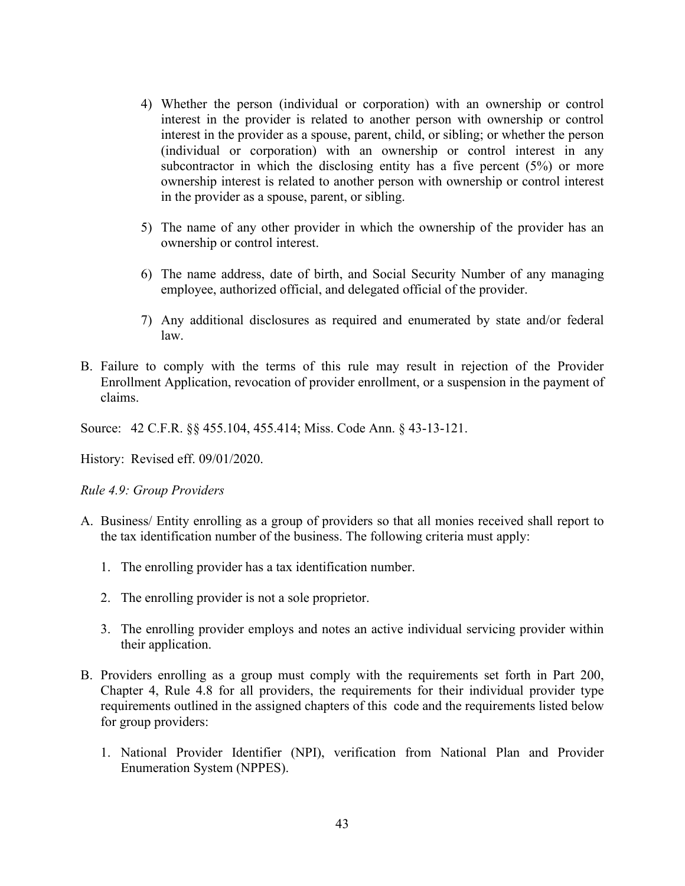4) Whether the person (individual or corporation) with an ownership or control interest in the provider is related to another person with ownership or control interest in the provider as a spouse, parent, child, or sibling; or whether the person (individual or corporation) with an ownership or control interest in any subcontractor in which the disclosing entity has a five percent (5%) or more ownership interest is related to another person with ownership or control interest in the provider as a spouse, parent, or sibling.

5) The name of any other provider in which the ownership of the provider has an ownership or control interest.

6) The name address, date of birth, and Social Security Number of any managing employee, authorized official, and delegated official of the provider.

7) Any additional disclosures as required and enumerated by state and/or federal law.

B. Failure to comply with the terms of this rule may result in rejection of the Provider Enrollment Application, revocation of provider enrollment, or a suspension in the payment of claims.

Source: 42 C.F.R. §§ 455.104, 455.414; Miss. Code Ann. § 43-13-121.

History: Revised eff. 09/01/2020.

*Rule 4.9: Group Providers*

A. Business/ Entity enrolling as a group of providers so that all monies received shall report to the tax identification number of the business. The following criteria must apply:

   1. The enrolling provider has a tax identification number.

   2. The enrolling provider is not a sole proprietor.

   3. The enrolling provider employs and notes an active individual servicing provider within their application.

B. Providers enrolling as a group must comply with the requirements set forth in Part 200, Chapter 4, Rule 4.8 for all providers, the requirements for their individual provider type requirements outlined in the assigned chapters of this code and the requirements listed below for group providers:

   1. National Provider Identifier (NPI), verification from National Plan and Provider Enumeration System (NPPES).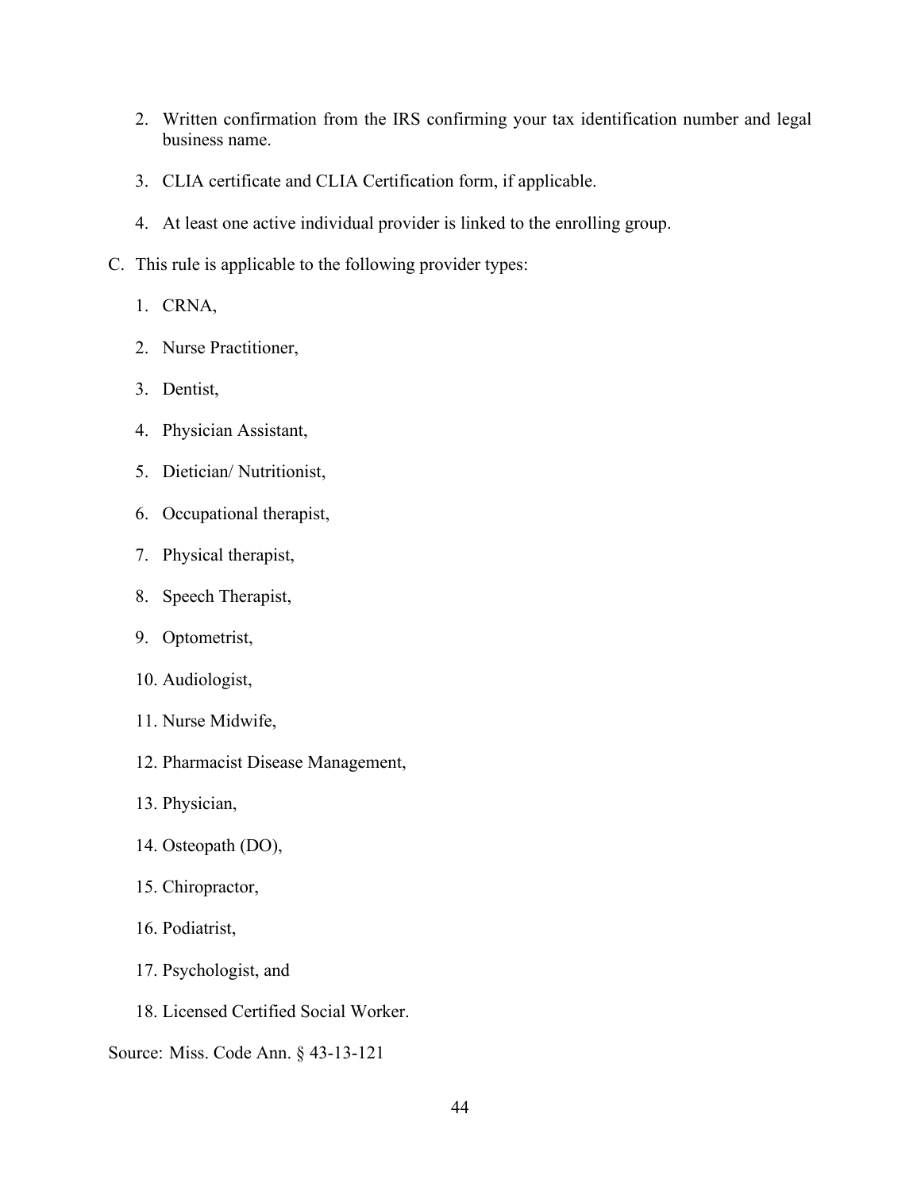2. Written confirmation from the IRS confirming your tax identification number and legal business name.

3. CLIA certificate and CLIA Certification form, if applicable.

4. At least one active individual provider is linked to the enrolling group.

C. This rule is applicable to the following provider types:

1. CRNA,

2. Nurse Practitioner,

3. Dentist,

4. Physician Assistant,

5. Dietician/ Nutritionist,

6. Occupational therapist,

7. Physical therapist,

8. Speech Therapist,

9. Optometrist,

10. Audiologist,

11. Nurse Midwife,

12. Pharmacist Disease Management,

13. Physician,

14. Osteopath (DO),

15. Chiropractor,

16. Podiatrist,

17. Psychologist, and

18. Licensed Certified Social Worker.

Source: Miss. Code Ann. § 43-13-121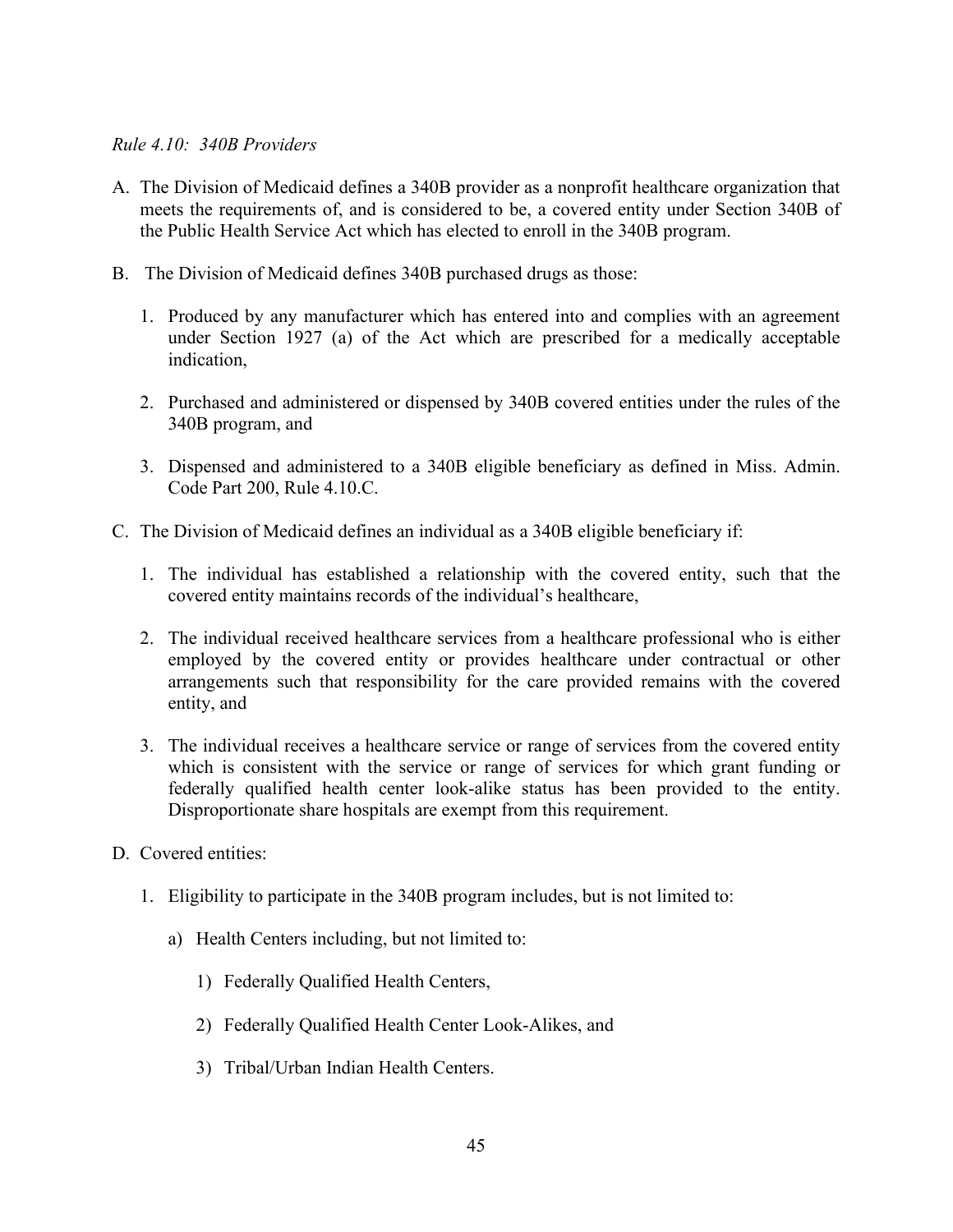*Rule 4.10: 340B Providers*

A. The Division of Medicaid defines a 340B provider as a nonprofit healthcare organization that meets the requirements of, and is considered to be, a covered entity under Section 340B of the Public Health Service Act which has elected to enroll in the 340B program.

B. The Division of Medicaid defines 340B purchased drugs as those:

   1. Produced by any manufacturer which has entered into and complies with an agreement under Section 1927 (a) of the Act which are prescribed for a medically acceptable indication,

   2. Purchased and administered or dispensed by 340B covered entities under the rules of the 340B program, and

   3. Dispensed and administered to a 340B eligible beneficiary as defined in Miss. Admin. Code Part 200, Rule 4.10.C.

C. The Division of Medicaid defines an individual as a 340B eligible beneficiary if:

   1. The individual has established a relationship with the covered entity, such that the covered entity maintains records of the individual's healthcare,

   2. The individual received healthcare services from a healthcare professional who is either employed by the covered entity or provides healthcare under contractual or other arrangements such that responsibility for the care provided remains with the covered entity, and

   3. The individual receives a healthcare service or range of services from the covered entity which is consistent with the service or range of services for which grant funding or federally qualified health center look-alike status has been provided to the entity. Disproportionate share hospitals are exempt from this requirement.

D. Covered entities:

   1. Eligibility to participate in the 340B program includes, but is not limited to:

      a) Health Centers including, but not limited to:

         1) Federally Qualified Health Centers,

         2) Federally Qualified Health Center Look-Alikes, and

         3) Tribal/Urban Indian Health Centers.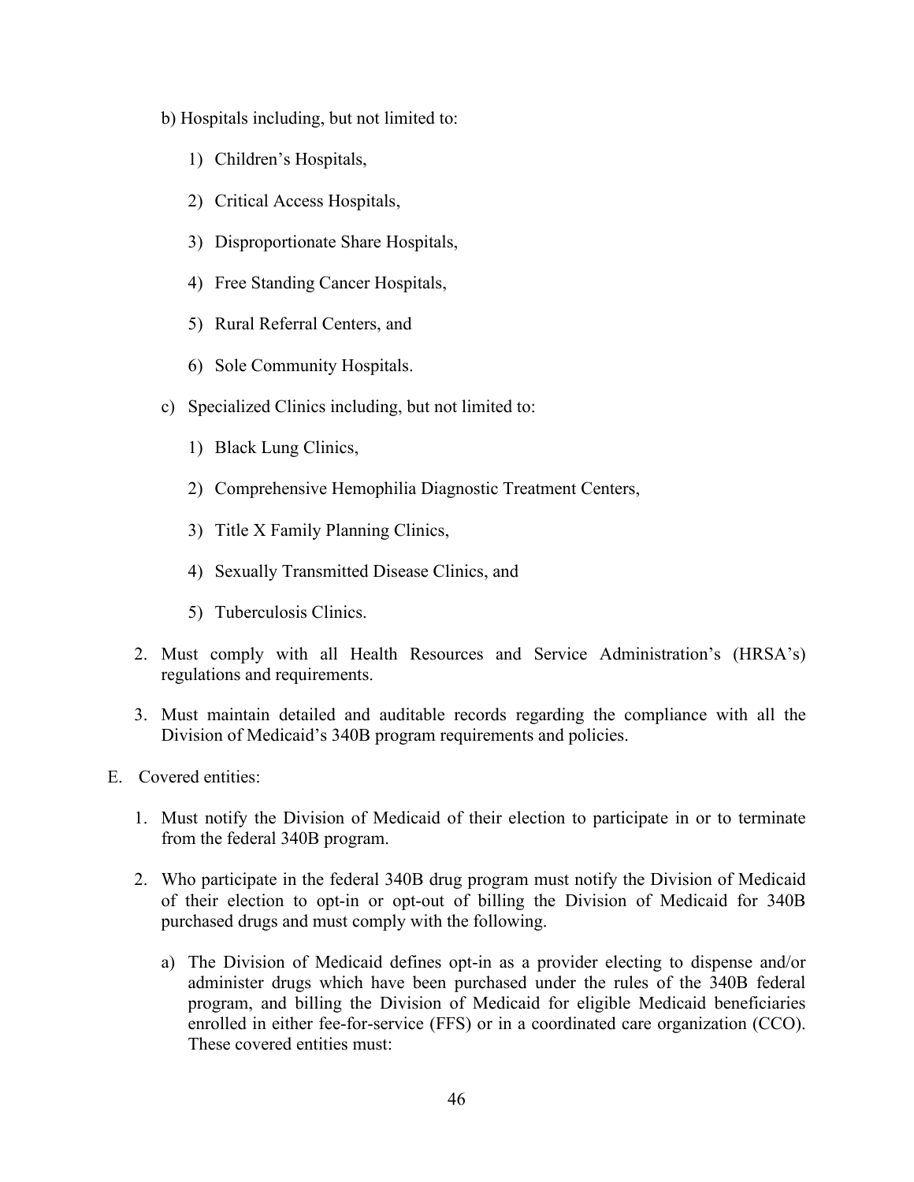b) Hospitals including, but not limited to:

1) Children's Hospitals,

2) Critical Access Hospitals,

3) Disproportionate Share Hospitals,

4) Free Standing Cancer Hospitals,

5) Rural Referral Centers, and

6) Sole Community Hospitals.

c) Specialized Clinics including, but not limited to:

1) Black Lung Clinics,

2) Comprehensive Hemophilia Diagnostic Treatment Centers,

3) Title X Family Planning Clinics,

4) Sexually Transmitted Disease Clinics, and

5) Tuberculosis Clinics.

2. Must comply with all Health Resources and Service Administration's (HRSA's) regulations and requirements.

3. Must maintain detailed and auditable records regarding the compliance with all the Division of Medicaid's 340B program requirements and policies.

E. Covered entities:

1. Must notify the Division of Medicaid of their election to participate in or to terminate from the federal 340B program.

2. Who participate in the federal 340B drug program must notify the Division of Medicaid of their election to opt-in or opt-out of billing the Division of Medicaid for 340B purchased drugs and must comply with the following.

   a) The Division of Medicaid defines opt-in as a provider electing to dispense and/or administer drugs which have been purchased under the rules of the 340B federal program, and billing the Division of Medicaid for eligible Medicaid beneficiaries enrolled in either fee-for-service (FFS) or in a coordinated care organization (CCO). These covered entities must: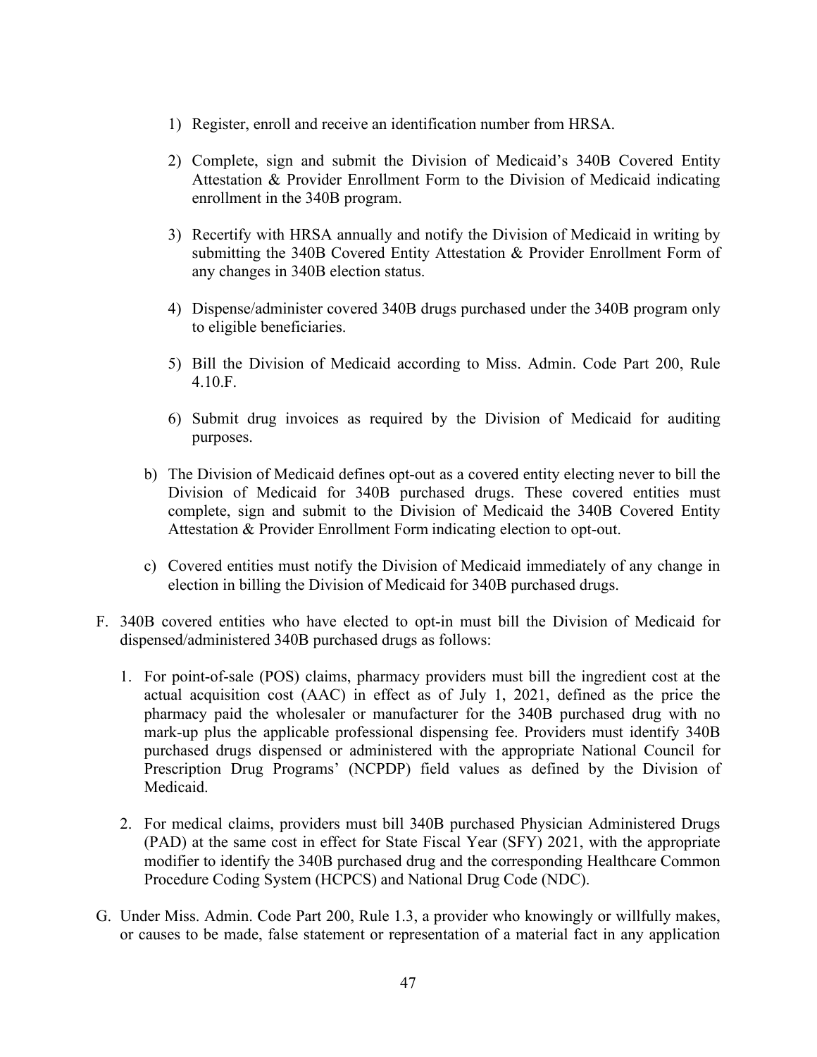1) Register, enroll and receive an identification number from HRSA.

2) Complete, sign and submit the Division of Medicaid's 340B Covered Entity Attestation & Provider Enrollment Form to the Division of Medicaid indicating enrollment in the 340B program.

3) Recertify with HRSA annually and notify the Division of Medicaid in writing by submitting the 340B Covered Entity Attestation & Provider Enrollment Form of any changes in 340B election status.

4) Dispense/administer covered 340B drugs purchased under the 340B program only to eligible beneficiaries.

5) Bill the Division of Medicaid according to Miss. Admin. Code Part 200, Rule 4.10.F.

6) Submit drug invoices as required by the Division of Medicaid for auditing purposes.

b) The Division of Medicaid defines opt-out as a covered entity electing never to bill the Division of Medicaid for 340B purchased drugs. These covered entities must complete, sign and submit to the Division of Medicaid the 340B Covered Entity Attestation & Provider Enrollment Form indicating election to opt-out.

c) Covered entities must notify the Division of Medicaid immediately of any change in election in billing the Division of Medicaid for 340B purchased drugs.

F. 340B covered entities who have elected to opt-in must bill the Division of Medicaid for dispensed/administered 340B purchased drugs as follows:

1. For point-of-sale (POS) claims, pharmacy providers must bill the ingredient cost at the actual acquisition cost (AAC) in effect as of July 1, 2021, defined as the price the pharmacy paid the wholesaler or manufacturer for the 340B purchased drug with no mark-up plus the applicable professional dispensing fee. Providers must identify 340B purchased drugs dispensed or administered with the appropriate National Council for Prescription Drug Programs' (NCPDP) field values as defined by the Division of Medicaid.

2. For medical claims, providers must bill 340B purchased Physician Administered Drugs (PAD) at the same cost in effect for State Fiscal Year (SFY) 2021, with the appropriate modifier to identify the 340B purchased drug and the corresponding Healthcare Common Procedure Coding System (HCPCS) and National Drug Code (NDC).

G. Under Miss. Admin. Code Part 200, Rule 1.3, a provider who knowingly or willfully makes, or causes to be made, false statement or representation of a material fact in any application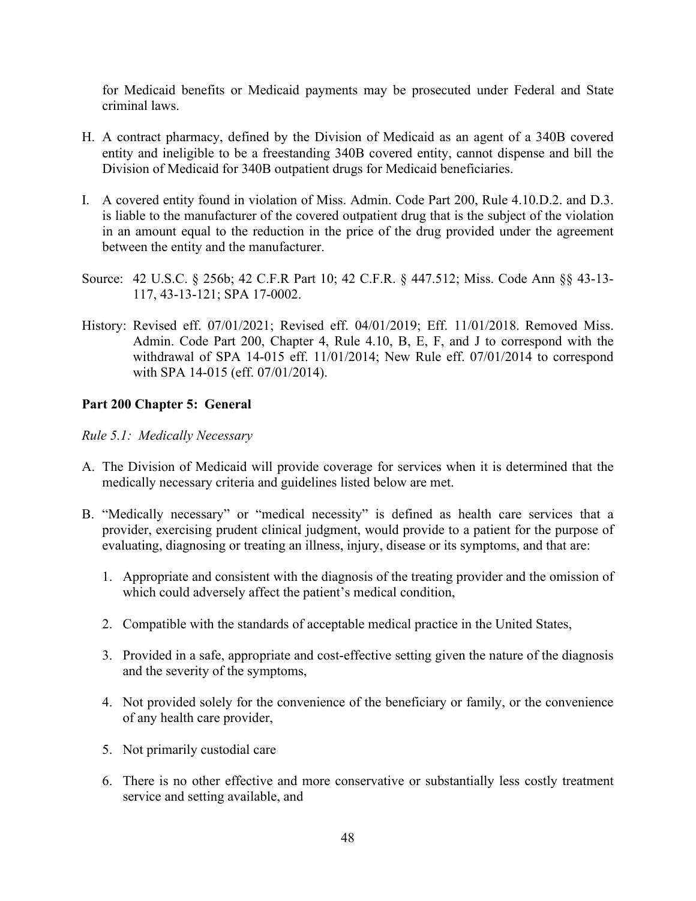for Medicaid benefits or Medicaid payments may be prosecuted under Federal and State criminal laws.

H. A contract pharmacy, defined by the Division of Medicaid as an agent of a 340B covered entity and ineligible to be a freestanding 340B covered entity, cannot dispense and bill the Division of Medicaid for 340B outpatient drugs for Medicaid beneficiaries.

I. A covered entity found in violation of Miss. Admin. Code Part 200, Rule 4.10.D.2. and D.3. is liable to the manufacturer of the covered outpatient drug that is the subject of the violation in an amount equal to the reduction in the price of the drug provided under the agreement between the entity and the manufacturer.

Source: 42 U.S.C. § 256b; 42 C.F.R Part 10; 42 C.F.R. § 447.512; Miss. Code Ann §§ 43-13-117, 43-13-121; SPA 17-0002.

History: Revised eff. 07/01/2021; Revised eff. 04/01/2019; Eff. 11/01/2018. Removed Miss. Admin. Code Part 200, Chapter 4, Rule 4.10, B, E, F, and J to correspond with the withdrawal of SPA 14-015 eff. 11/01/2014; New Rule eff. 07/01/2014 to correspond with SPA 14-015 (eff. 07/01/2014).

## Part 200 Chapter 5: General

*Rule 5.1: Medically Necessary*

A. The Division of Medicaid will provide coverage for services when it is determined that the medically necessary criteria and guidelines listed below are met.

B. "Medically necessary" or "medical necessity" is defined as health care services that a provider, exercising prudent clinical judgment, would provide to a patient for the purpose of evaluating, diagnosing or treating an illness, injury, disease or its symptoms, and that are:

   1. Appropriate and consistent with the diagnosis of the treating provider and the omission of which could adversely affect the patient's medical condition,

   2. Compatible with the standards of acceptable medical practice in the United States,

   3. Provided in a safe, appropriate and cost-effective setting given the nature of the diagnosis and the severity of the symptoms,

   4. Not provided solely for the convenience of the beneficiary or family, or the convenience of any health care provider,

   5. Not primarily custodial care

   6. There is no other effective and more conservative or substantially less costly treatment service and setting available, and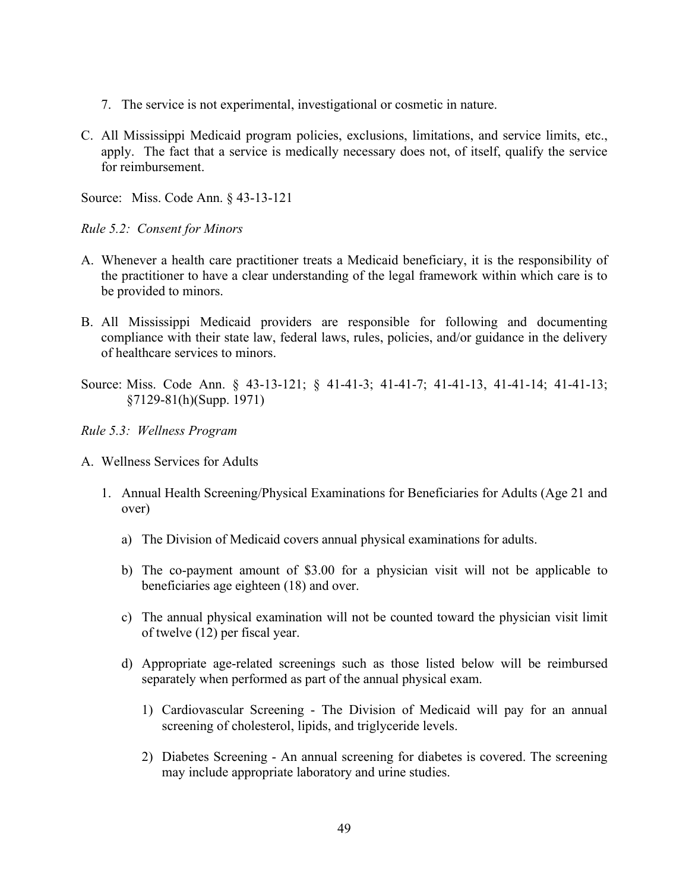7. The service is not experimental, investigational or cosmetic in nature.

C. All Mississippi Medicaid program policies, exclusions, limitations, and service limits, etc., apply. The fact that a service is medically necessary does not, of itself, qualify the service for reimbursement.

Source: Miss. Code Ann. § 43-13-121

*Rule 5.2: Consent for Minors*

A. Whenever a health care practitioner treats a Medicaid beneficiary, it is the responsibility of the practitioner to have a clear understanding of the legal framework within which care is to be provided to minors.

B. All Mississippi Medicaid providers are responsible for following and documenting compliance with their state law, federal laws, rules, policies, and/or guidance in the delivery of healthcare services to minors.

Source: Miss. Code Ann. § 43-13-121; § 41-41-3; 41-41-7; 41-41-13, 41-41-14; 41-41-13; §7129-81(h)(Supp. 1971)

*Rule 5.3: Wellness Program*

A. Wellness Services for Adults

   1. Annual Health Screening/Physical Examinations for Beneficiaries for Adults (Age 21 and over)

      a) The Division of Medicaid covers annual physical examinations for adults.

      b) The co-payment amount of $3.00 for a physician visit will not be applicable to beneficiaries age eighteen (18) and over.

      c) The annual physical examination will not be counted toward the physician visit limit of twelve (12) per fiscal year.

      d) Appropriate age-related screenings such as those listed below will be reimbursed separately when performed as part of the annual physical exam.

         1) Cardiovascular Screening - The Division of Medicaid will pay for an annual screening of cholesterol, lipids, and triglyceride levels.

         2) Diabetes Screening - An annual screening for diabetes is covered. The screening may include appropriate laboratory and urine studies.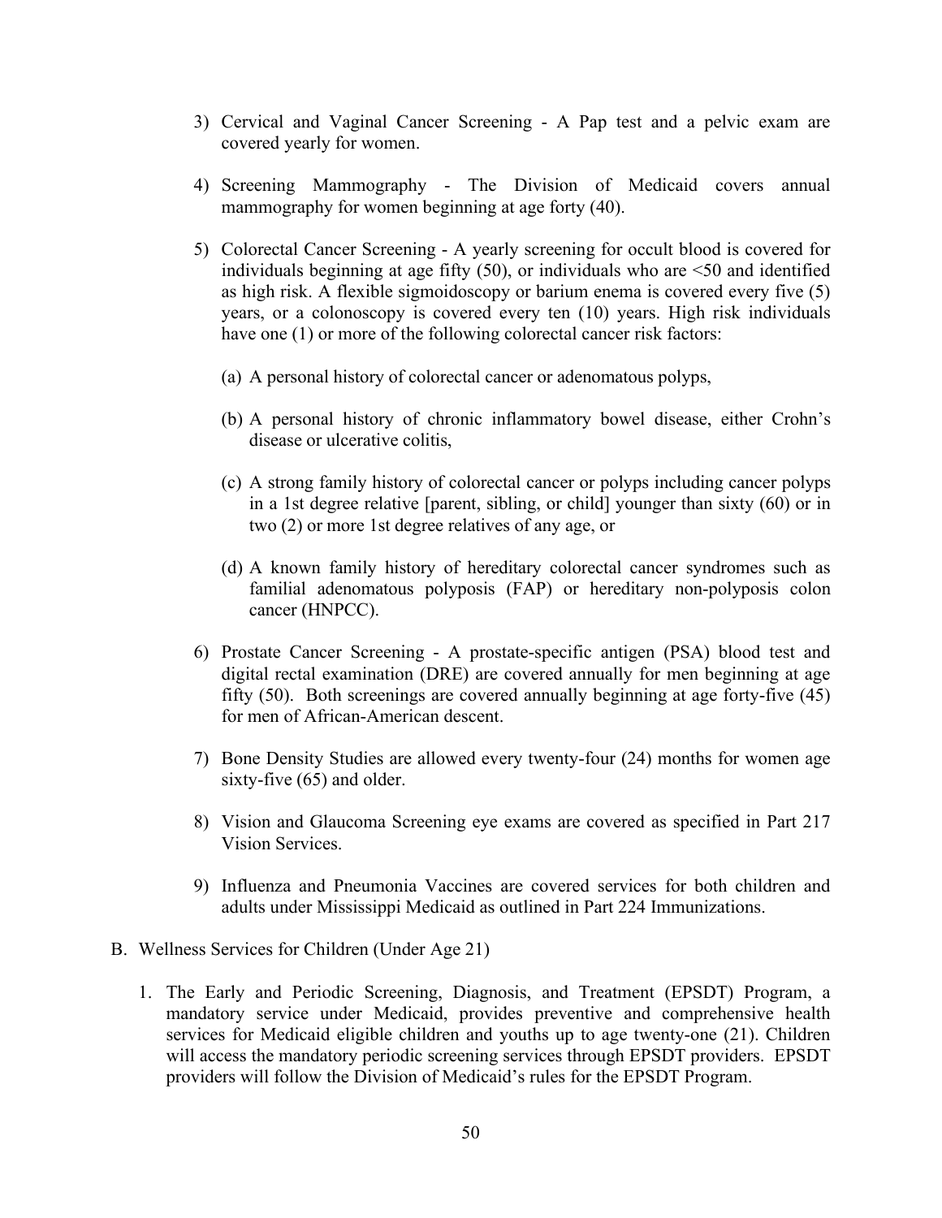3) Cervical and Vaginal Cancer Screening - A Pap test and a pelvic exam are covered yearly for women.

4) Screening Mammography - The Division of Medicaid covers annual mammography for women beginning at age forty (40).

5) Colorectal Cancer Screening - A yearly screening for occult blood is covered for individuals beginning at age fifty (50), or individuals who are <50 and identified as high risk. A flexible sigmoidoscopy or barium enema is covered every five (5) years, or a colonoscopy is covered every ten (10) years. High risk individuals have one (1) or more of the following colorectal cancer risk factors:

   (a) A personal history of colorectal cancer or adenomatous polyps,

   (b) A personal history of chronic inflammatory bowel disease, either Crohn's disease or ulcerative colitis,

   (c) A strong family history of colorectal cancer or polyps including cancer polyps in a 1st degree relative [parent, sibling, or child] younger than sixty (60) or in two (2) or more 1st degree relatives of any age, or

   (d) A known family history of hereditary colorectal cancer syndromes such as familial adenomatous polyposis (FAP) or hereditary non-polyposis colon cancer (HNPCC).

6) Prostate Cancer Screening - A prostate-specific antigen (PSA) blood test and digital rectal examination (DRE) are covered annually for men beginning at age fifty (50). Both screenings are covered annually beginning at age forty-five (45) for men of African-American descent.

7) Bone Density Studies are allowed every twenty-four (24) months for women age sixty-five (65) and older.

8) Vision and Glaucoma Screening eye exams are covered as specified in Part 217 Vision Services.

9) Influenza and Pneumonia Vaccines are covered services for both children and adults under Mississippi Medicaid as outlined in Part 224 Immunizations.

B. Wellness Services for Children (Under Age 21)

1. The Early and Periodic Screening, Diagnosis, and Treatment (EPSDT) Program, a mandatory service under Medicaid, provides preventive and comprehensive health services for Medicaid eligible children and youths up to age twenty-one (21). Children will access the mandatory periodic screening services through EPSDT providers. EPSDT providers will follow the Division of Medicaid's rules for the EPSDT Program.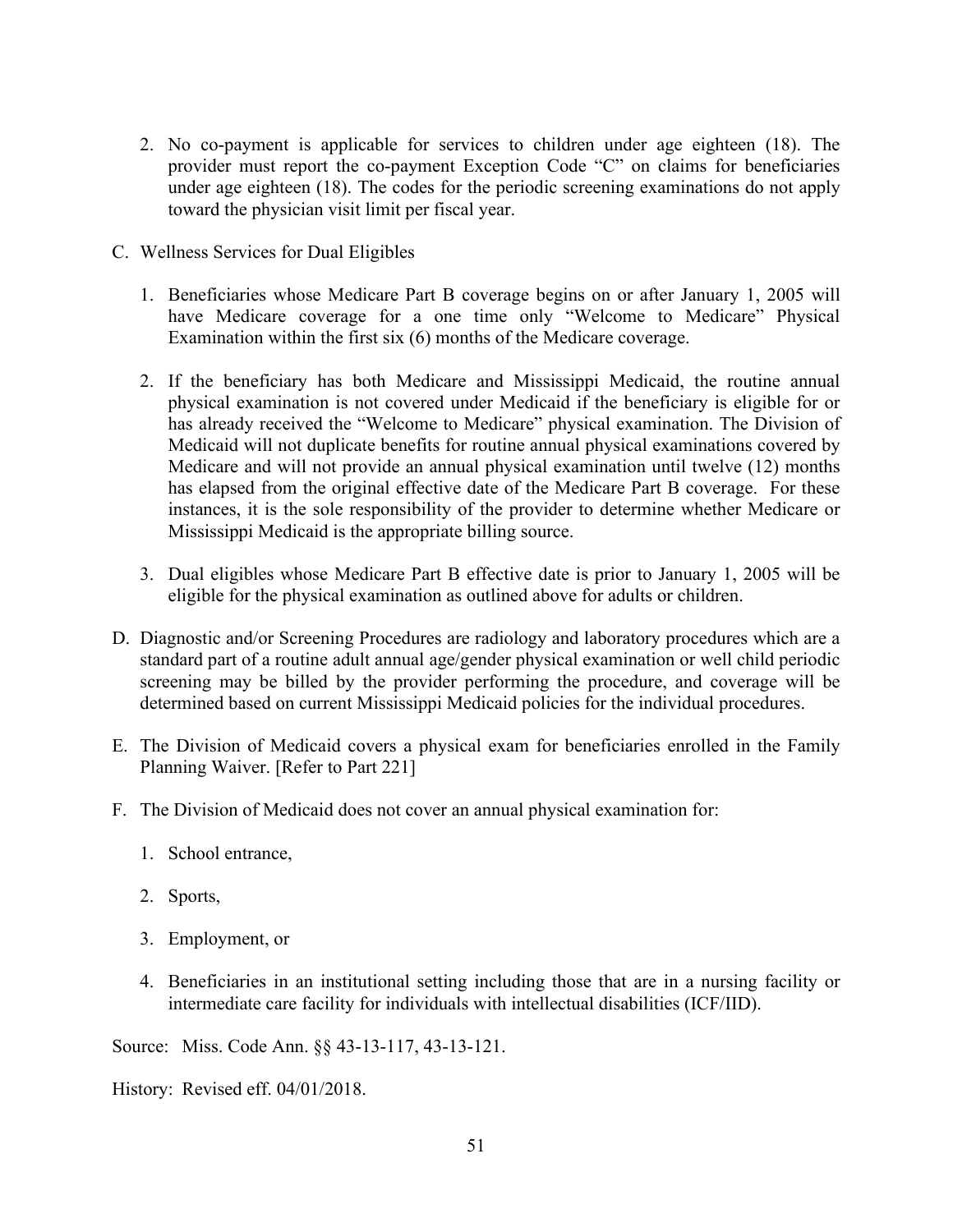2. No co-payment is applicable for services to children under age eighteen (18). The provider must report the co-payment Exception Code "C" on claims for beneficiaries under age eighteen (18). The codes for the periodic screening examinations do not apply toward the physician visit limit per fiscal year.

C. Wellness Services for Dual Eligibles

1. Beneficiaries whose Medicare Part B coverage begins on or after January 1, 2005 will have Medicare coverage for a one time only "Welcome to Medicare" Physical Examination within the first six (6) months of the Medicare coverage.

2. If the beneficiary has both Medicare and Mississippi Medicaid, the routine annual physical examination is not covered under Medicaid if the beneficiary is eligible for or has already received the "Welcome to Medicare" physical examination. The Division of Medicaid will not duplicate benefits for routine annual physical examinations covered by Medicare and will not provide an annual physical examination until twelve (12) months has elapsed from the original effective date of the Medicare Part B coverage. For these instances, it is the sole responsibility of the provider to determine whether Medicare or Mississippi Medicaid is the appropriate billing source.

3. Dual eligibles whose Medicare Part B effective date is prior to January 1, 2005 will be eligible for the physical examination as outlined above for adults or children.

D. Diagnostic and/or Screening Procedures are radiology and laboratory procedures which are a standard part of a routine adult annual age/gender physical examination or well child periodic screening may be billed by the provider performing the procedure, and coverage will be determined based on current Mississippi Medicaid policies for the individual procedures.

E. The Division of Medicaid covers a physical exam for beneficiaries enrolled in the Family Planning Waiver. [Refer to Part 221]

F. The Division of Medicaid does not cover an annual physical examination for:

1. School entrance,

2. Sports,

3. Employment, or

4. Beneficiaries in an institutional setting including those that are in a nursing facility or intermediate care facility for individuals with intellectual disabilities (ICF/IID).

Source: Miss. Code Ann. §§ 43-13-117, 43-13-121.

History: Revised eff. 04/01/2018.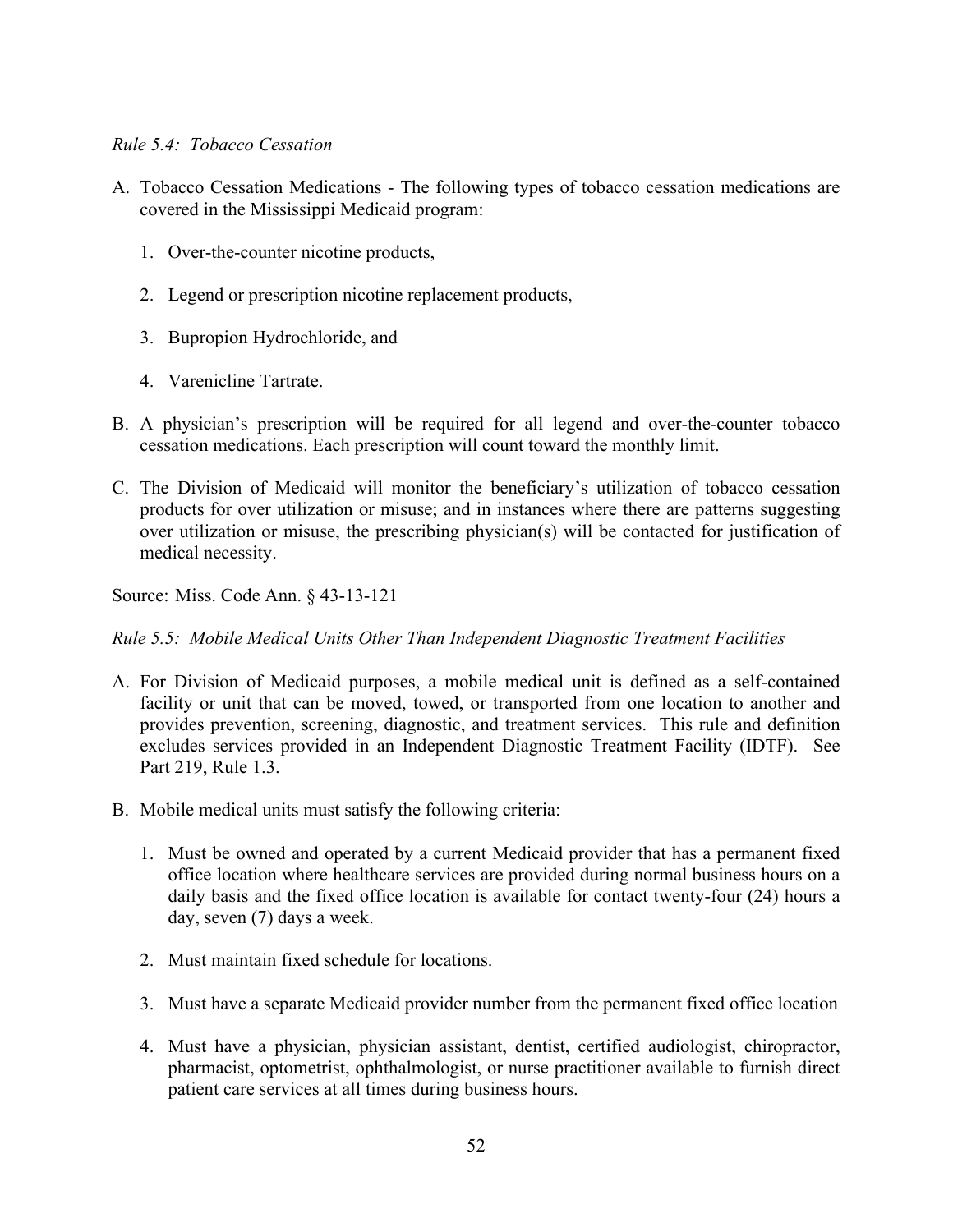*Rule 5.4: Tobacco Cessation*

A. Tobacco Cessation Medications - The following types of tobacco cessation medications are covered in the Mississippi Medicaid program:

   1. Over-the-counter nicotine products,

   2. Legend or prescription nicotine replacement products,

   3. Bupropion Hydrochloride, and

   4. Varenicline Tartrate.

B. A physician's prescription will be required for all legend and over-the-counter tobacco cessation medications. Each prescription will count toward the monthly limit.

C. The Division of Medicaid will monitor the beneficiary's utilization of tobacco cessation products for over utilization or misuse; and in instances where there are patterns suggesting over utilization or misuse, the prescribing physician(s) will be contacted for justification of medical necessity.

Source: Miss. Code Ann. § 43-13-121

*Rule 5.5: Mobile Medical Units Other Than Independent Diagnostic Treatment Facilities*

A. For Division of Medicaid purposes, a mobile medical unit is defined as a self-contained facility or unit that can be moved, towed, or transported from one location to another and provides prevention, screening, diagnostic, and treatment services. This rule and definition excludes services provided in an Independent Diagnostic Treatment Facility (IDTF). See Part 219, Rule 1.3.

B. Mobile medical units must satisfy the following criteria:

   1. Must be owned and operated by a current Medicaid provider that has a permanent fixed office location where healthcare services are provided during normal business hours on a daily basis and the fixed office location is available for contact twenty-four (24) hours a day, seven (7) days a week.

   2. Must maintain fixed schedule for locations.

   3. Must have a separate Medicaid provider number from the permanent fixed office location

   4. Must have a physician, physician assistant, dentist, certified audiologist, chiropractor, pharmacist, optometrist, ophthalmologist, or nurse practitioner available to furnish direct patient care services at all times during business hours.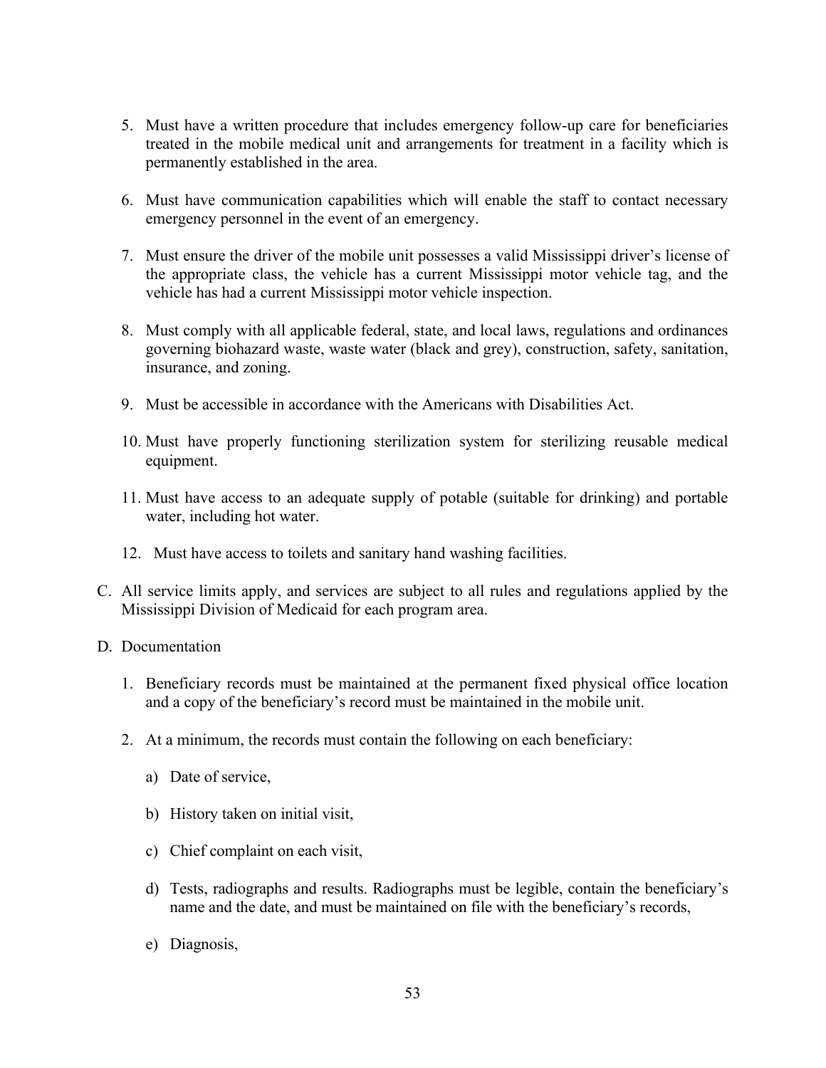5. Must have a written procedure that includes emergency follow-up care for beneficiaries treated in the mobile medical unit and arrangements for treatment in a facility which is permanently established in the area.

6. Must have communication capabilities which will enable the staff to contact necessary emergency personnel in the event of an emergency.

7. Must ensure the driver of the mobile unit possesses a valid Mississippi driver's license of the appropriate class, the vehicle has a current Mississippi motor vehicle tag, and the vehicle has had a current Mississippi motor vehicle inspection.

8. Must comply with all applicable federal, state, and local laws, regulations and ordinances governing biohazard waste, waste water (black and grey), construction, safety, sanitation, insurance, and zoning.

9. Must be accessible in accordance with the Americans with Disabilities Act.

10. Must have properly functioning sterilization system for sterilizing reusable medical equipment.

11. Must have access to an adequate supply of potable (suitable for drinking) and portable water, including hot water.

12. Must have access to toilets and sanitary hand washing facilities.

C. All service limits apply, and services are subject to all rules and regulations applied by the Mississippi Division of Medicaid for each program area.

D. Documentation

1. Beneficiary records must be maintained at the permanent fixed physical office location and a copy of the beneficiary's record must be maintained in the mobile unit.

2. At a minimum, the records must contain the following on each beneficiary:

   a) Date of service,

   b) History taken on initial visit,

   c) Chief complaint on each visit,

   d) Tests, radiographs and results. Radiographs must be legible, contain the beneficiary's name and the date, and must be maintained on file with the beneficiary's records,

   e) Diagnosis,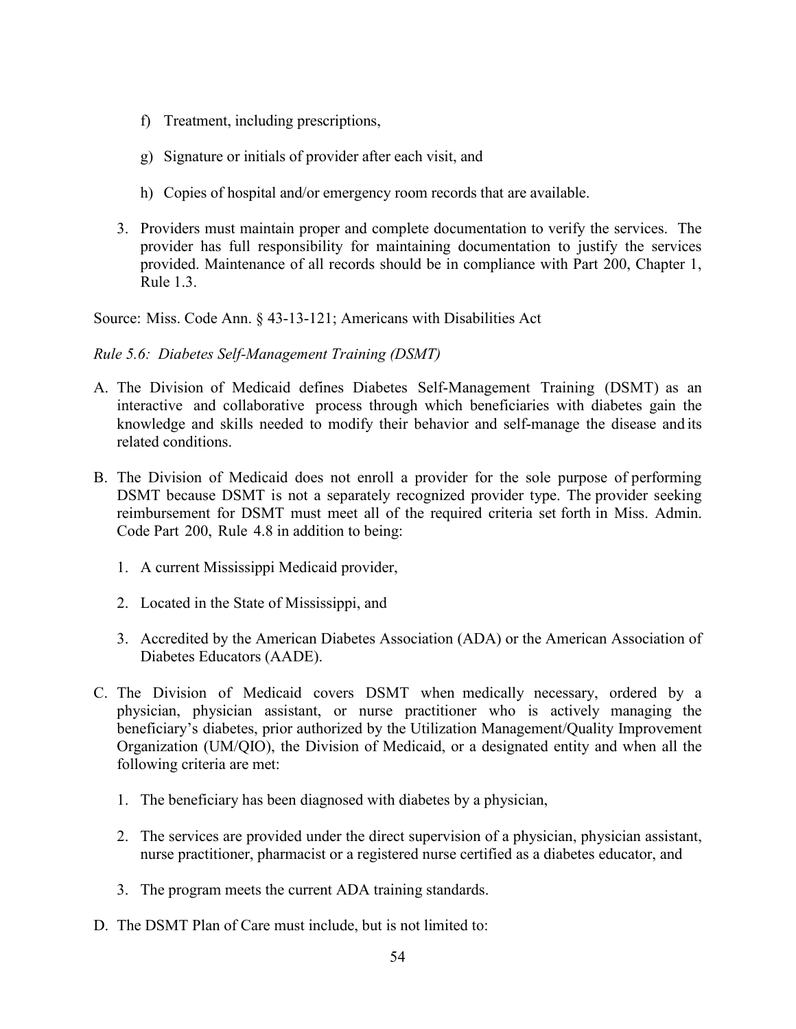f) Treatment, including prescriptions,

g) Signature or initials of provider after each visit, and

h) Copies of hospital and/or emergency room records that are available.

3. Providers must maintain proper and complete documentation to verify the services. The provider has full responsibility for maintaining documentation to justify the services provided. Maintenance of all records should be in compliance with Part 200, Chapter 1, Rule 1.3.

Source: Miss. Code Ann. § 43-13-121; Americans with Disabilities Act

*Rule 5.6: Diabetes Self-Management Training (DSMT)*

A. The Division of Medicaid defines Diabetes Self-Management Training (DSMT) as an interactive and collaborative process through which beneficiaries with diabetes gain the knowledge and skills needed to modify their behavior and self-manage the disease and its related conditions.

B. The Division of Medicaid does not enroll a provider for the sole purpose of performing DSMT because DSMT is not a separately recognized provider type. The provider seeking reimbursement for DSMT must meet all of the required criteria set forth in Miss. Admin. Code Part 200, Rule 4.8 in addition to being:

   1. A current Mississippi Medicaid provider,

   2. Located in the State of Mississippi, and

   3. Accredited by the American Diabetes Association (ADA) or the American Association of Diabetes Educators (AADE).

C. The Division of Medicaid covers DSMT when medically necessary, ordered by a physician, physician assistant, or nurse practitioner who is actively managing the beneficiary's diabetes, prior authorized by the Utilization Management/Quality Improvement Organization (UM/QIO), the Division of Medicaid, or a designated entity and when all the following criteria are met:

   1. The beneficiary has been diagnosed with diabetes by a physician,

   2. The services are provided under the direct supervision of a physician, physician assistant, nurse practitioner, pharmacist or a registered nurse certified as a diabetes educator, and

   3. The program meets the current ADA training standards.

D. The DSMT Plan of Care must include, but is not limited to: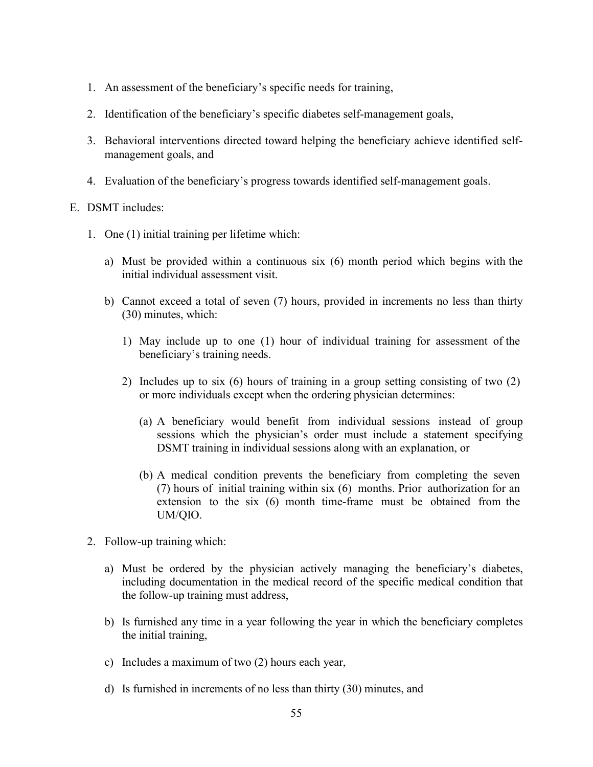1. An assessment of the beneficiary's specific needs for training,

2. Identification of the beneficiary's specific diabetes self-management goals,

3. Behavioral interventions directed toward helping the beneficiary achieve identified self-management goals, and

4. Evaluation of the beneficiary's progress towards identified self-management goals.

E. DSMT includes:

1. One (1) initial training per lifetime which:

   a) Must be provided within a continuous six (6) month period which begins with the initial individual assessment visit.

   b) Cannot exceed a total of seven (7) hours, provided in increments no less than thirty (30) minutes, which:

      1) May include up to one (1) hour of individual training for assessment of the beneficiary's training needs.

      2) Includes up to six (6) hours of training in a group setting consisting of two (2) or more individuals except when the ordering physician determines:

         (a) A beneficiary would benefit from individual sessions instead of group sessions which the physician's order must include a statement specifying DSMT training in individual sessions along with an explanation, or

         (b) A medical condition prevents the beneficiary from completing the seven (7) hours of initial training within six (6) months. Prior authorization for an extension to the six (6) month time-frame must be obtained from the UM/QIO.

2. Follow-up training which:

   a) Must be ordered by the physician actively managing the beneficiary's diabetes, including documentation in the medical record of the specific medical condition that the follow-up training must address,

   b) Is furnished any time in a year following the year in which the beneficiary completes the initial training,

   c) Includes a maximum of two (2) hours each year,

   d) Is furnished in increments of no less than thirty (30) minutes, and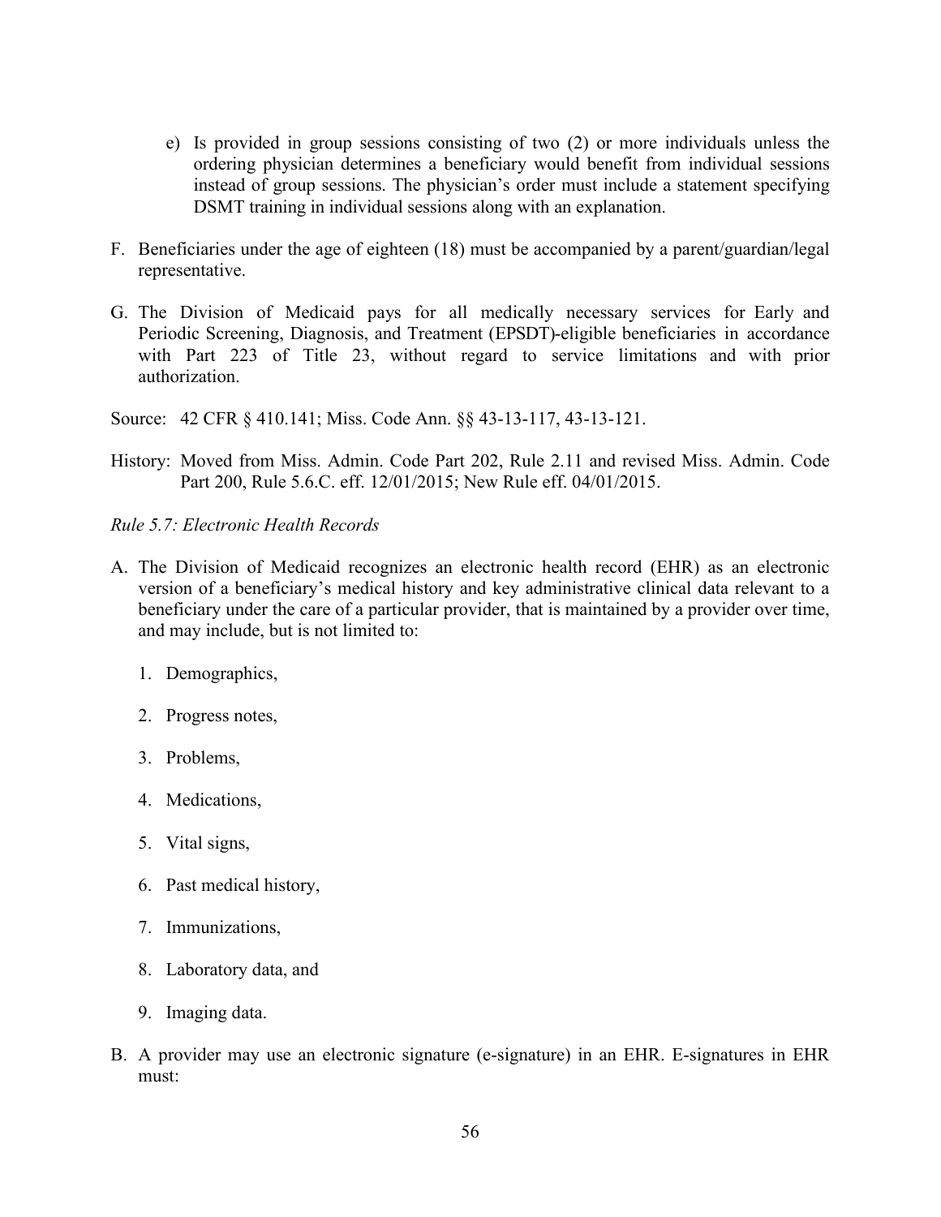e) Is provided in group sessions consisting of two (2) or more individuals unless the ordering physician determines a beneficiary would benefit from individual sessions instead of group sessions. The physician's order must include a statement specifying DSMT training in individual sessions along with an explanation.

F. Beneficiaries under the age of eighteen (18) must be accompanied by a parent/guardian/legal representative.

G. The Division of Medicaid pays for all medically necessary services for Early and Periodic Screening, Diagnosis, and Treatment (EPSDT)-eligible beneficiaries in accordance with Part 223 of Title 23, without regard to service limitations and with prior authorization.

Source: 42 CFR § 410.141; Miss. Code Ann. §§ 43-13-117, 43-13-121.

History: Moved from Miss. Admin. Code Part 202, Rule 2.11 and revised Miss. Admin. Code Part 200, Rule 5.6.C. eff. 12/01/2015; New Rule eff. 04/01/2015.

*Rule 5.7: Electronic Health Records*

A. The Division of Medicaid recognizes an electronic health record (EHR) as an electronic version of a beneficiary's medical history and key administrative clinical data relevant to a beneficiary under the care of a particular provider, that is maintained by a provider over time, and may include, but is not limited to:

1. Demographics,
2. Progress notes,
3. Problems,
4. Medications,
5. Vital signs,
6. Past medical history,
7. Immunizations,
8. Laboratory data, and
9. Imaging data.

B. A provider may use an electronic signature (e-signature) in an EHR. E-signatures in EHR must: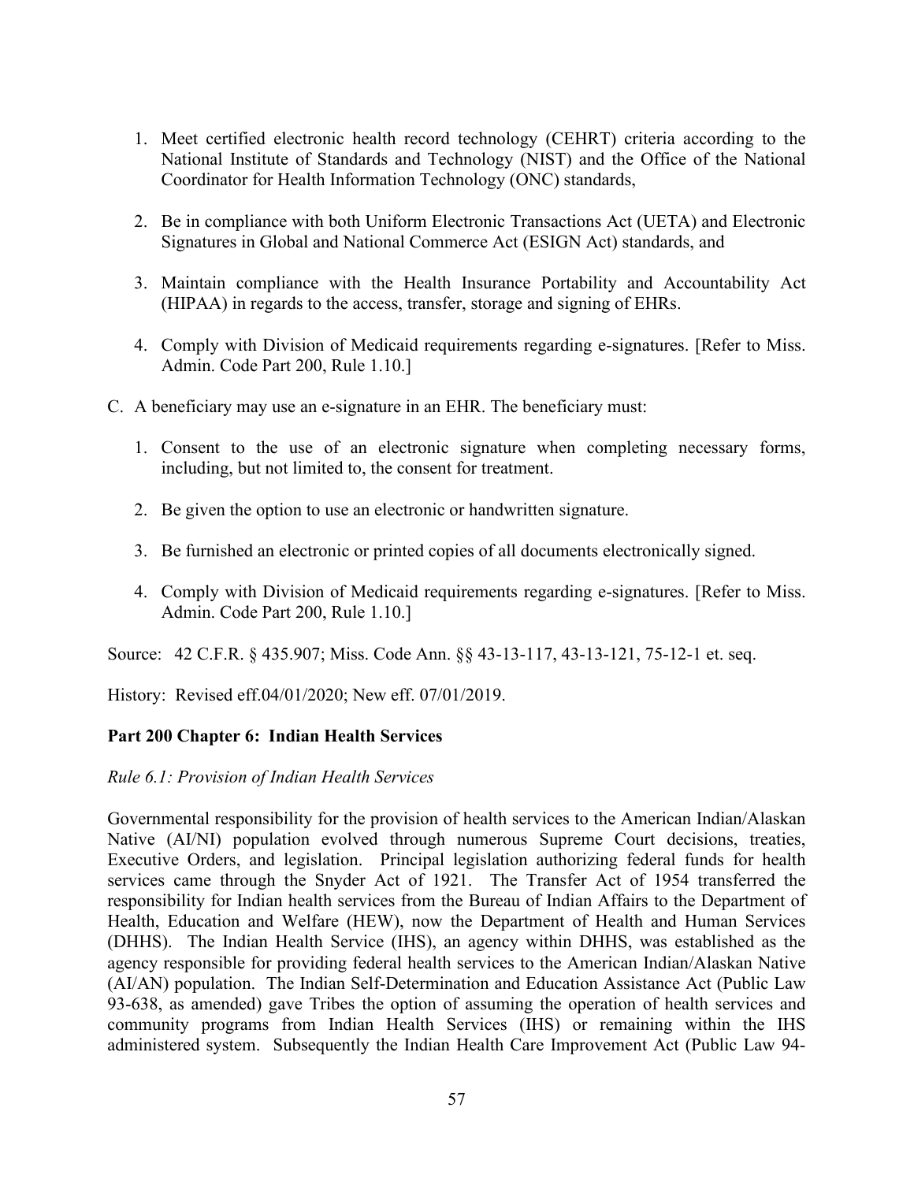1. Meet certified electronic health record technology (CEHRT) criteria according to the National Institute of Standards and Technology (NIST) and the Office of the National Coordinator for Health Information Technology (ONC) standards,

2. Be in compliance with both Uniform Electronic Transactions Act (UETA) and Electronic Signatures in Global and National Commerce Act (ESIGN Act) standards, and

3. Maintain compliance with the Health Insurance Portability and Accountability Act (HIPAA) in regards to the access, transfer, storage and signing of EHRs.

4. Comply with Division of Medicaid requirements regarding e-signatures. [Refer to Miss. Admin. Code Part 200, Rule 1.10.]

C. A beneficiary may use an e-signature in an EHR. The beneficiary must:

1. Consent to the use of an electronic signature when completing necessary forms, including, but not limited to, the consent for treatment.

2. Be given the option to use an electronic or handwritten signature.

3. Be furnished an electronic or printed copies of all documents electronically signed.

4. Comply with Division of Medicaid requirements regarding e-signatures. [Refer to Miss. Admin. Code Part 200, Rule 1.10.]

Source: 42 C.F.R. § 435.907; Miss. Code Ann. §§ 43-13-117, 43-13-121, 75-12-1 et. seq.

History: Revised eff.04/01/2020; New eff. 07/01/2019.

**Part 200 Chapter 6: Indian Health Services**

*Rule 6.1: Provision of Indian Health Services*

Governmental responsibility for the provision of health services to the American Indian/Alaskan Native (AI/NI) population evolved through numerous Supreme Court decisions, treaties, Executive Orders, and legislation. Principal legislation authorizing federal funds for health services came through the Snyder Act of 1921. The Transfer Act of 1954 transferred the responsibility for Indian health services from the Bureau of Indian Affairs to the Department of Health, Education and Welfare (HEW), now the Department of Health and Human Services (DHHS). The Indian Health Service (IHS), an agency within DHHS, was established as the agency responsible for providing federal health services to the American Indian/Alaskan Native (AI/AN) population. The Indian Self-Determination and Education Assistance Act (Public Law 93-638, as amended) gave Tribes the option of assuming the operation of health services and community programs from Indian Health Services (IHS) or remaining within the IHS administered system. Subsequently the Indian Health Care Improvement Act (Public Law 94-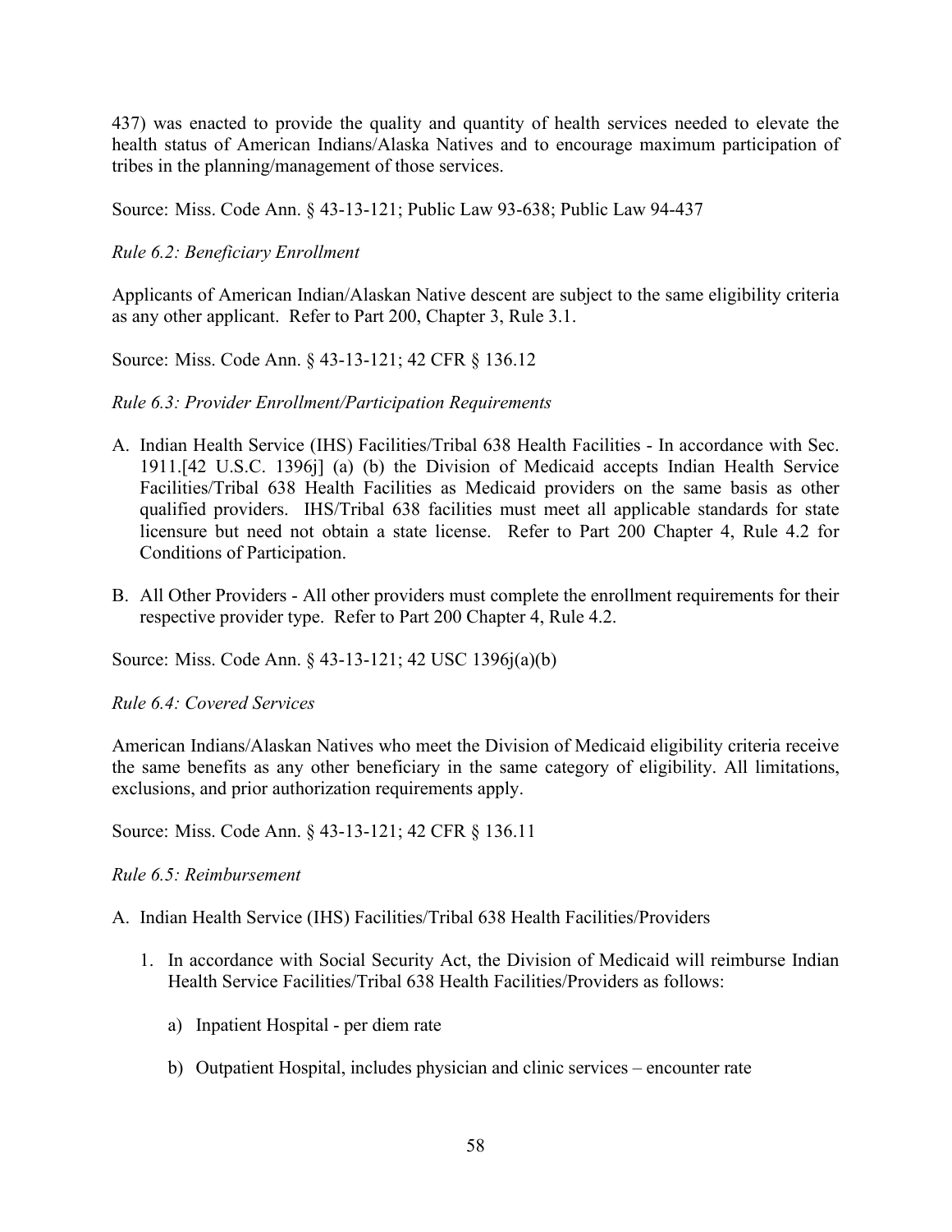437) was enacted to provide the quality and quantity of health services needed to elevate the health status of American Indians/Alaska Natives and to encourage maximum participation of tribes in the planning/management of those services.

Source: Miss. Code Ann. § 43-13-121; Public Law 93-638; Public Law 94-437

*Rule 6.2: Beneficiary Enrollment*

Applicants of American Indian/Alaskan Native descent are subject to the same eligibility criteria as any other applicant. Refer to Part 200, Chapter 3, Rule 3.1.

Source: Miss. Code Ann. § 43-13-121; 42 CFR § 136.12

*Rule 6.3: Provider Enrollment/Participation Requirements*

A. Indian Health Service (IHS) Facilities/Tribal 638 Health Facilities - In accordance with Sec. 1911.[42 U.S.C. 1396j] (a) (b) the Division of Medicaid accepts Indian Health Service Facilities/Tribal 638 Health Facilities as Medicaid providers on the same basis as other qualified providers. IHS/Tribal 638 facilities must meet all applicable standards for state licensure but need not obtain a state license. Refer to Part 200 Chapter 4, Rule 4.2 for Conditions of Participation.

B. All Other Providers - All other providers must complete the enrollment requirements for their respective provider type. Refer to Part 200 Chapter 4, Rule 4.2.

Source: Miss. Code Ann. § 43-13-121; 42 USC 1396j(a)(b)

*Rule 6.4: Covered Services*

American Indians/Alaskan Natives who meet the Division of Medicaid eligibility criteria receive the same benefits as any other beneficiary in the same category of eligibility. All limitations, exclusions, and prior authorization requirements apply.

Source: Miss. Code Ann. § 43-13-121; 42 CFR § 136.11

*Rule 6.5: Reimbursement*

A. Indian Health Service (IHS) Facilities/Tribal 638 Health Facilities/Providers

   1. In accordance with Social Security Act, the Division of Medicaid will reimburse Indian Health Service Facilities/Tribal 638 Health Facilities/Providers as follows:

      a) Inpatient Hospital - per diem rate

      b) Outpatient Hospital, includes physician and clinic services – encounter rate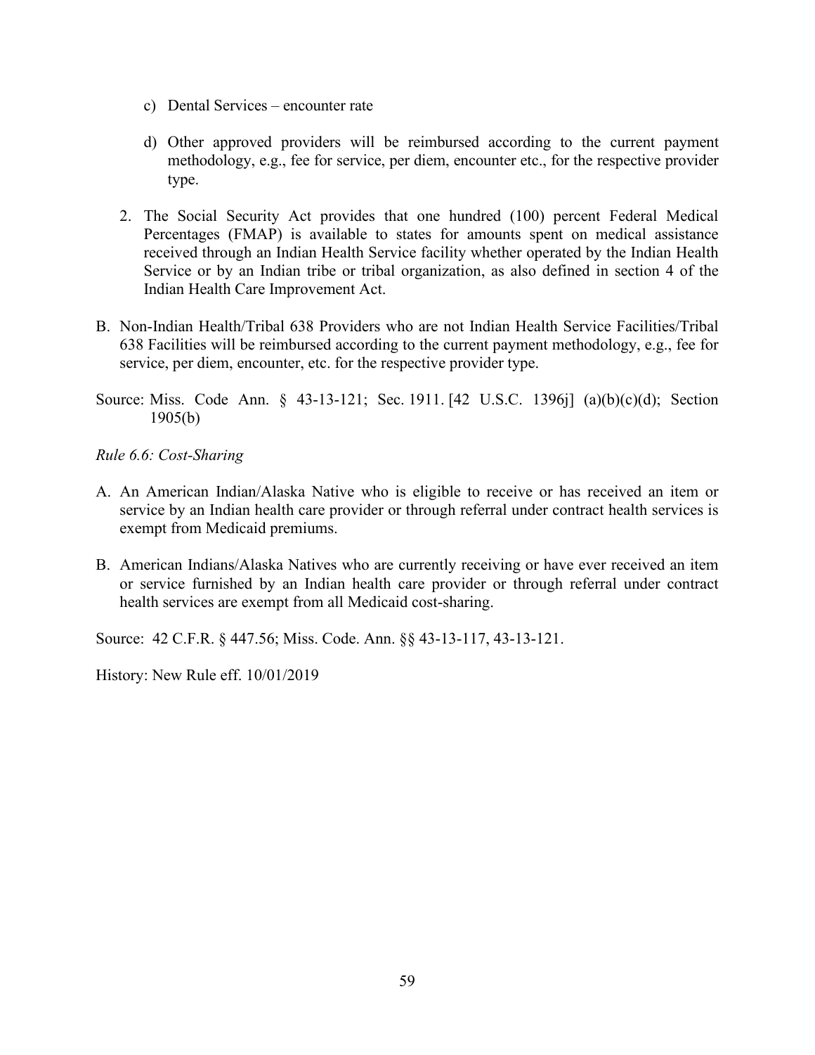c) Dental Services – encounter rate

d) Other approved providers will be reimbursed according to the current payment methodology, e.g., fee for service, per diem, encounter etc., for the respective provider type.

2. The Social Security Act provides that one hundred (100) percent Federal Medical Percentages (FMAP) is available to states for amounts spent on medical assistance received through an Indian Health Service facility whether operated by the Indian Health Service or by an Indian tribe or tribal organization, as also defined in section 4 of the Indian Health Care Improvement Act.

B. Non-Indian Health/Tribal 638 Providers who are not Indian Health Service Facilities/Tribal 638 Facilities will be reimbursed according to the current payment methodology, e.g., fee for service, per diem, encounter, etc. for the respective provider type.

Source: Miss. Code Ann. § 43-13-121; Sec. 1911. [42 U.S.C. 1396j] (a)(b)(c)(d); Section 1905(b)

*Rule 6.6: Cost-Sharing*

A. An American Indian/Alaska Native who is eligible to receive or has received an item or service by an Indian health care provider or through referral under contract health services is exempt from Medicaid premiums.

B. American Indians/Alaska Natives who are currently receiving or have ever received an item or service furnished by an Indian health care provider or through referral under contract health services are exempt from all Medicaid cost-sharing.

Source: 42 C.F.R. § 447.56; Miss. Code. Ann. §§ 43-13-117, 43-13-121.

History: New Rule eff. 10/01/2019